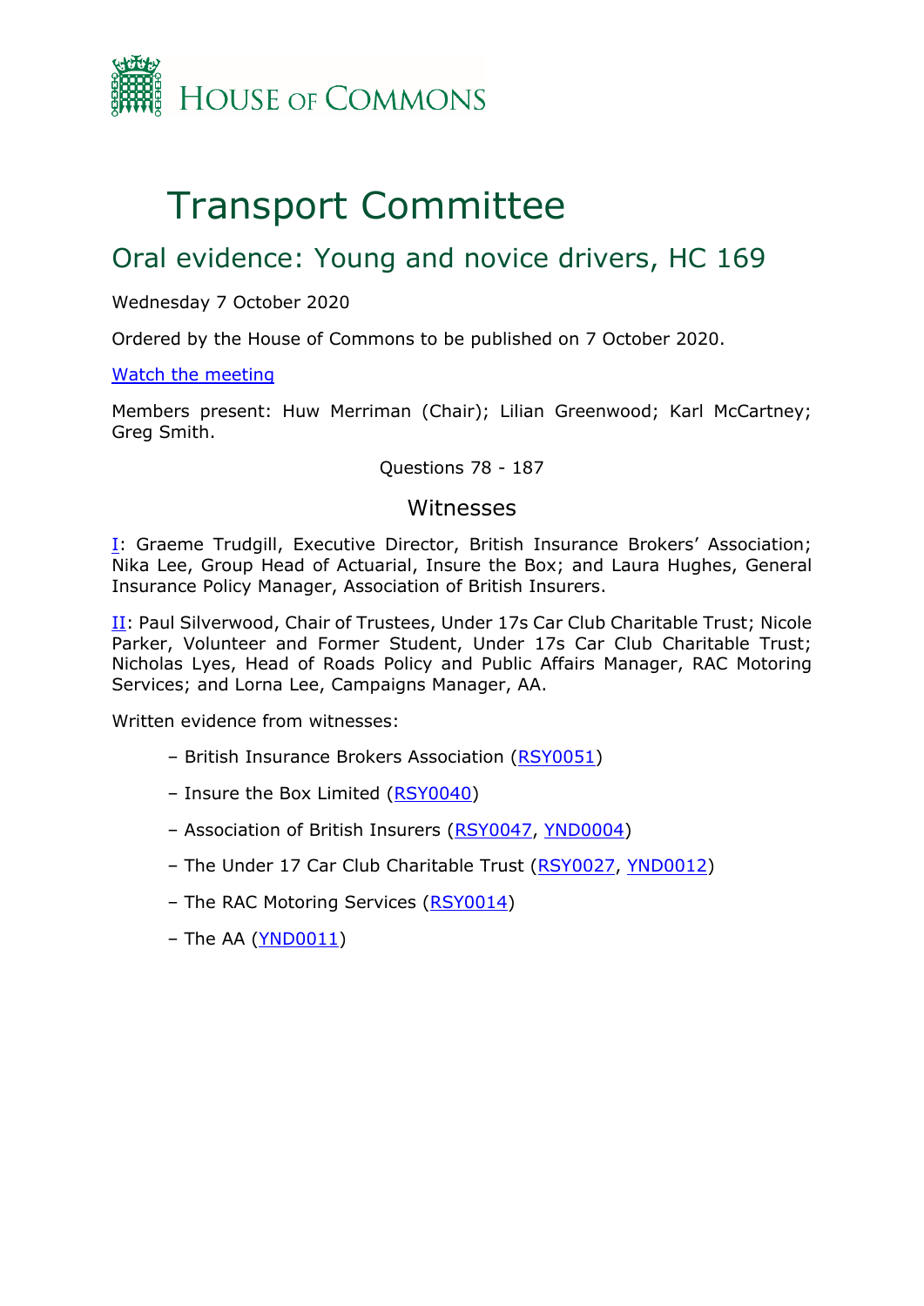HOUSE OF COMMONS

# Transport Committee

## Oral evidence: Young and novice drivers, HC 169

Wednesday 7 October 2020

Ordered by the House of Commons to be published on 7 October 2020.

[Watch the meeting](#)

Members present: Huw Merriman (Chair); Lilian Greenwood; Karl McCartney; Greg Smith.

Questions 78 - 187

### Witnesses

[I](#): Graeme Trudgill, Executive Director, British Insurance Brokers' Association; Nika Lee, Group Head of Actuarial, Insure the Box; and Laura Hughes, General Insurance Policy Manager, Association of British Insurers.

[II](#): Paul Silverwood, Chair of Trustees, Under 17s Car Club Charitable Trust; Nicole Parker, Volunteer and Former Student, Under 17s Car Club Charitable Trust; Nicholas Lyes, Head of Roads Policy and Public Affairs Manager, RAC Motoring Services; and Lorna Lee, Campaigns Manager, AA.

Written evidence from witnesses:

– British Insurance Brokers Association (RSY0051)

– Insure the Box Limited (RSY0040)

– Association of British Insurers (RSY0047, YND0004)

– The Under 17 Car Club Charitable Trust (RSY0027, YND0012)

– The RAC Motoring Services (RSY0014)

– The AA (YND0011)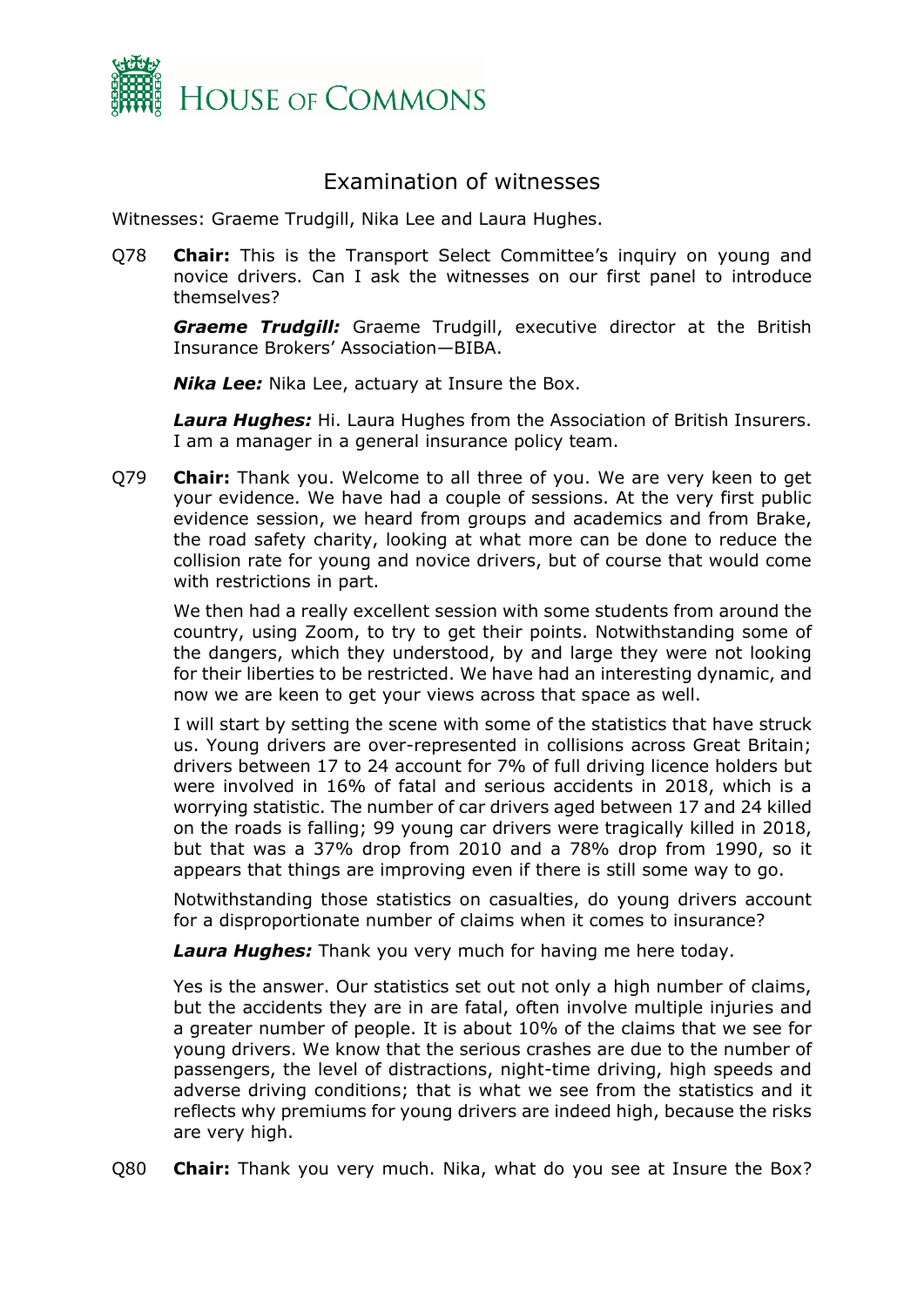# Examination of witnesses

Witnesses: Graeme Trudgill, Nika Lee and Laura Hughes.

Q78 **Chair:** This is the Transport Select Committee's inquiry on young and novice drivers. Can I ask the witnesses on our first panel to introduce themselves?

***Graeme Trudgill:*** Graeme Trudgill, executive director at the British Insurance Brokers' Association—BIBA.

***Nika Lee:*** Nika Lee, actuary at Insure the Box.

***Laura Hughes:*** Hi. Laura Hughes from the Association of British Insurers. I am a manager in a general insurance policy team.

Q79 **Chair:** Thank you. Welcome to all three of you. We are very keen to get your evidence. We have had a couple of sessions. At the very first public evidence session, we heard from groups and academics and from Brake, the road safety charity, looking at what more can be done to reduce the collision rate for young and novice drivers, but of course that would come with restrictions in part.

We then had a really excellent session with some students from around the country, using Zoom, to try to get their points. Notwithstanding some of the dangers, which they understood, by and large they were not looking for their liberties to be restricted. We have had an interesting dynamic, and now we are keen to get your views across that space as well.

I will start by setting the scene with some of the statistics that have struck us. Young drivers are over-represented in collisions across Great Britain; drivers between 17 to 24 account for 7% of full driving licence holders but were involved in 16% of fatal and serious accidents in 2018, which is a worrying statistic. The number of car drivers aged between 17 and 24 killed on the roads is falling; 99 young car drivers were tragically killed in 2018, but that was a 37% drop from 2010 and a 78% drop from 1990, so it appears that things are improving even if there is still some way to go.

Notwithstanding those statistics on casualties, do young drivers account for a disproportionate number of claims when it comes to insurance?

***Laura Hughes:*** Thank you very much for having me here today.

Yes is the answer. Our statistics set out not only a high number of claims, but the accidents they are in are fatal, often involve multiple injuries and a greater number of people. It is about 10% of the claims that we see for young drivers. We know that the serious crashes are due to the number of passengers, the level of distractions, night-time driving, high speeds and adverse driving conditions; that is what we see from the statistics and it reflects why premiums for young drivers are indeed high, because the risks are very high.

Q80 **Chair:** Thank you very much. Nika, what do you see at Insure the Box?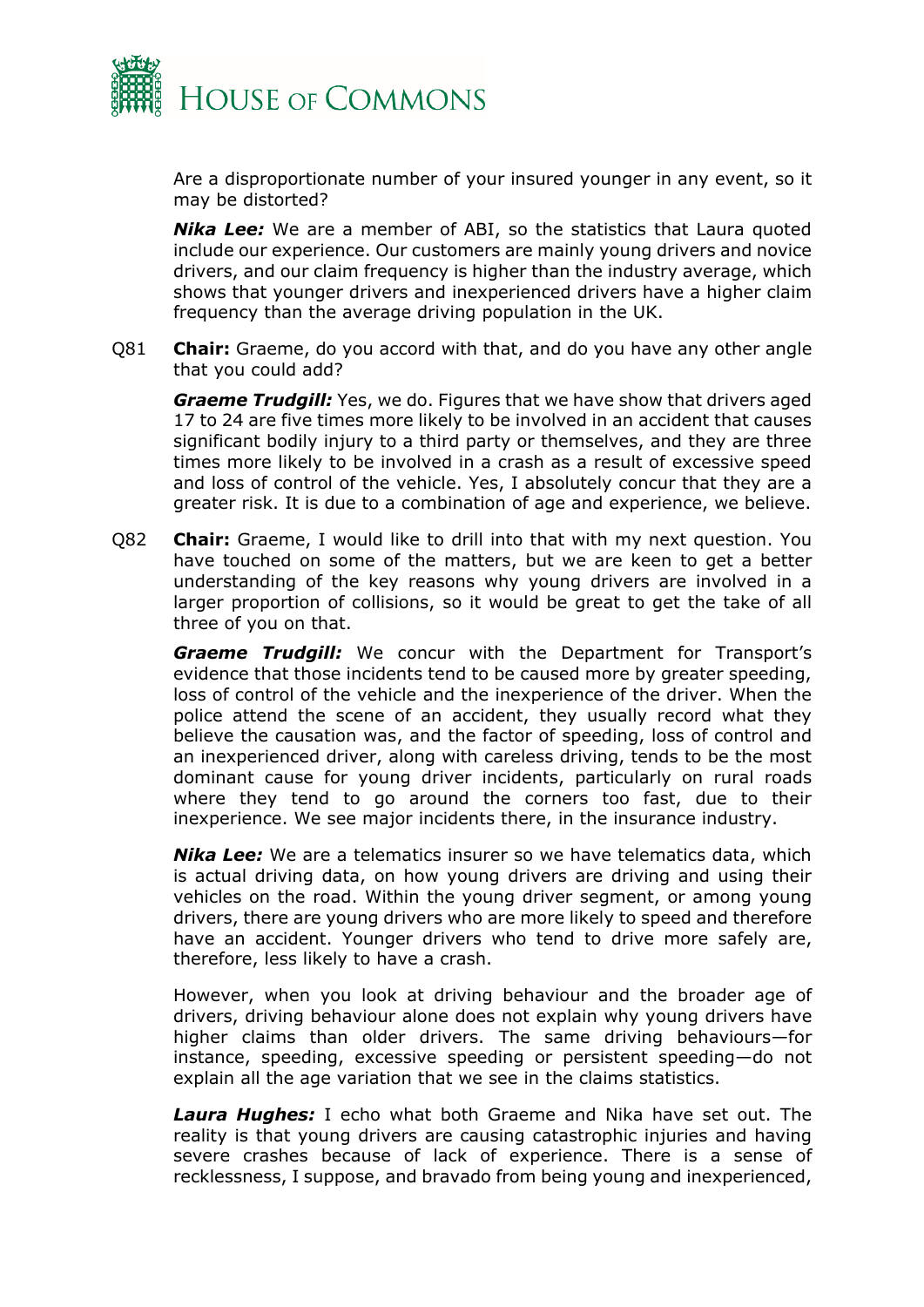Are a disproportionate number of your insured younger in any event, so it may be distorted?

***Nika Lee:*** We are a member of ABI, so the statistics that Laura quoted include our experience. Our customers are mainly young drivers and novice drivers, and our claim frequency is higher than the industry average, which shows that younger drivers and inexperienced drivers have a higher claim frequency than the average driving population in the UK.

Q81 **Chair:** Graeme, do you accord with that, and do you have any other angle that you could add?

***Graeme Trudgill:*** Yes, we do. Figures that we have show that drivers aged 17 to 24 are five times more likely to be involved in an accident that causes significant bodily injury to a third party or themselves, and they are three times more likely to be involved in a crash as a result of excessive speed and loss of control of the vehicle. Yes, I absolutely concur that they are a greater risk. It is due to a combination of age and experience, we believe.

Q82 **Chair:** Graeme, I would like to drill into that with my next question. You have touched on some of the matters, but we are keen to get a better understanding of the key reasons why young drivers are involved in a larger proportion of collisions, so it would be great to get the take of all three of you on that.

***Graeme Trudgill:*** We concur with the Department for Transport's evidence that those incidents tend to be caused more by greater speeding, loss of control of the vehicle and the inexperience of the driver. When the police attend the scene of an accident, they usually record what they believe the causation was, and the factor of speeding, loss of control and an inexperienced driver, along with careless driving, tends to be the most dominant cause for young driver incidents, particularly on rural roads where they tend to go around the corners too fast, due to their inexperience. We see major incidents there, in the insurance industry.

***Nika Lee:*** We are a telematics insurer so we have telematics data, which is actual driving data, on how young drivers are driving and using their vehicles on the road. Within the young driver segment, or among young drivers, there are young drivers who are more likely to speed and therefore have an accident. Younger drivers who tend to drive more safely are, therefore, less likely to have a crash.

However, when you look at driving behaviour and the broader age of drivers, driving behaviour alone does not explain why young drivers have higher claims than older drivers. The same driving behaviours—for instance, speeding, excessive speeding or persistent speeding—do not explain all the age variation that we see in the claims statistics.

***Laura Hughes:*** I echo what both Graeme and Nika have set out. The reality is that young drivers are causing catastrophic injuries and having severe crashes because of lack of experience. There is a sense of recklessness, I suppose, and bravado from being young and inexperienced,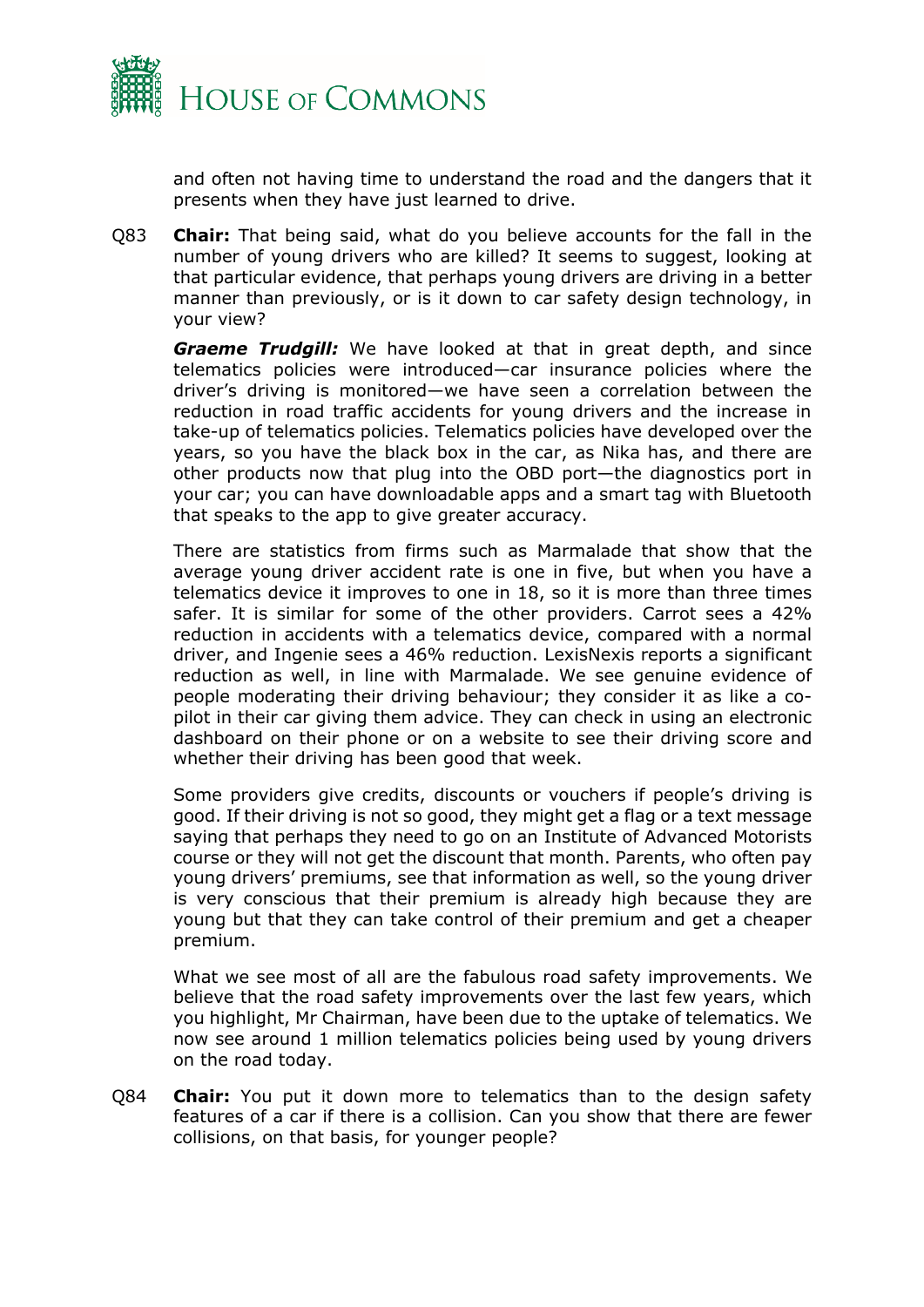and often not having time to understand the road and the dangers that it presents when they have just learned to drive.

Q83 **Chair:** That being said, what do you believe accounts for the fall in the number of young drivers who are killed? It seems to suggest, looking at that particular evidence, that perhaps young drivers are driving in a better manner than previously, or is it down to car safety design technology, in your view?

***Graeme Trudgill:*** We have looked at that in great depth, and since telematics policies were introduced—car insurance policies where the driver's driving is monitored—we have seen a correlation between the reduction in road traffic accidents for young drivers and the increase in take-up of telematics policies. Telematics policies have developed over the years, so you have the black box in the car, as Nika has, and there are other products now that plug into the OBD port—the diagnostics port in your car; you can have downloadable apps and a smart tag with Bluetooth that speaks to the app to give greater accuracy.

There are statistics from firms such as Marmalade that show that the average young driver accident rate is one in five, but when you have a telematics device it improves to one in 18, so it is more than three times safer. It is similar for some of the other providers. Carrot sees a 42% reduction in accidents with a telematics device, compared with a normal driver, and Ingenie sees a 46% reduction. LexisNexis reports a significant reduction as well, in line with Marmalade. We see genuine evidence of people moderating their driving behaviour; they consider it as like a co-pilot in their car giving them advice. They can check in using an electronic dashboard on their phone or on a website to see their driving score and whether their driving has been good that week.

Some providers give credits, discounts or vouchers if people's driving is good. If their driving is not so good, they might get a flag or a text message saying that perhaps they need to go on an Institute of Advanced Motorists course or they will not get the discount that month. Parents, who often pay young drivers' premiums, see that information as well, so the young driver is very conscious that their premium is already high because they are young but that they can take control of their premium and get a cheaper premium.

What we see most of all are the fabulous road safety improvements. We believe that the road safety improvements over the last few years, which you highlight, Mr Chairman, have been due to the uptake of telematics. We now see around 1 million telematics policies being used by young drivers on the road today.

Q84 **Chair:** You put it down more to telematics than to the design safety features of a car if there is a collision. Can you show that there are fewer collisions, on that basis, for younger people?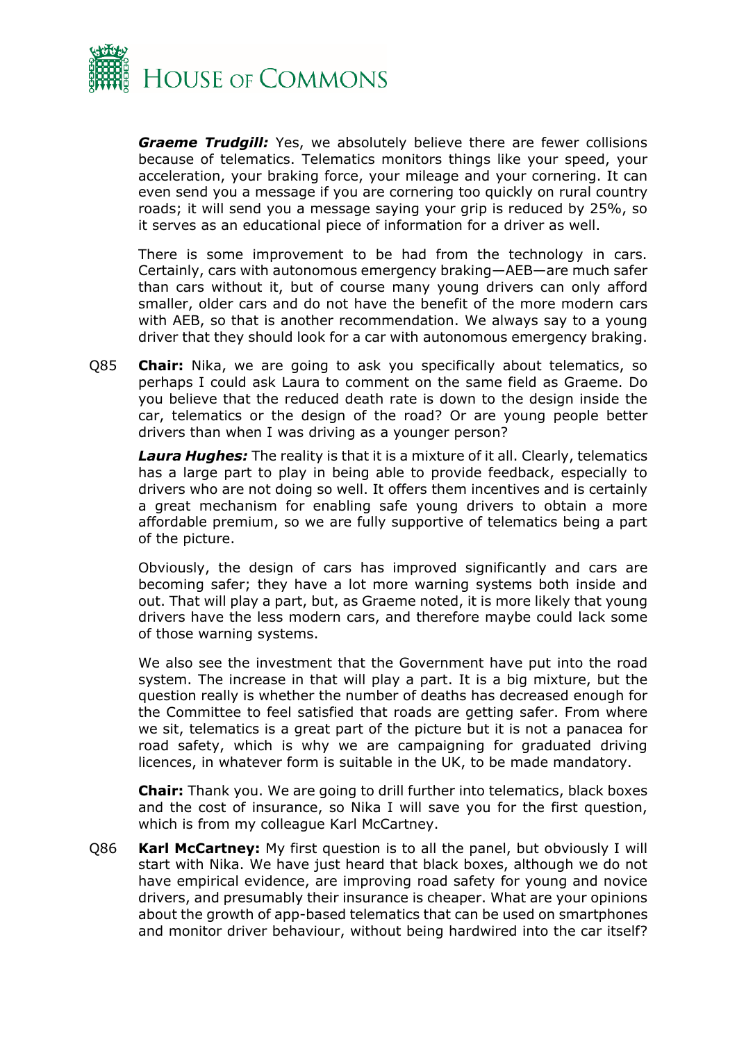***Graeme Trudgill:*** Yes, we absolutely believe there are fewer collisions because of telematics. Telematics monitors things like your speed, your acceleration, your braking force, your mileage and your cornering. It can even send you a message if you are cornering too quickly on rural country roads; it will send you a message saying your grip is reduced by 25%, so it serves as an educational piece of information for a driver as well.

There is some improvement to be had from the technology in cars. Certainly, cars with autonomous emergency braking—AEB—are much safer than cars without it, but of course many young drivers can only afford smaller, older cars and do not have the benefit of the more modern cars with AEB, so that is another recommendation. We always say to a young driver that they should look for a car with autonomous emergency braking.

Q85 **Chair:** Nika, we are going to ask you specifically about telematics, so perhaps I could ask Laura to comment on the same field as Graeme. Do you believe that the reduced death rate is down to the design inside the car, telematics or the design of the road? Or are young people better drivers than when I was driving as a younger person?

***Laura Hughes:*** The reality is that it is a mixture of it all. Clearly, telematics has a large part to play in being able to provide feedback, especially to drivers who are not doing so well. It offers them incentives and is certainly a great mechanism for enabling safe young drivers to obtain a more affordable premium, so we are fully supportive of telematics being a part of the picture.

Obviously, the design of cars has improved significantly and cars are becoming safer; they have a lot more warning systems both inside and out. That will play a part, but, as Graeme noted, it is more likely that young drivers have the less modern cars, and therefore maybe could lack some of those warning systems.

We also see the investment that the Government have put into the road system. The increase in that will play a part. It is a big mixture, but the question really is whether the number of deaths has decreased enough for the Committee to feel satisfied that roads are getting safer. From where we sit, telematics is a great part of the picture but it is not a panacea for road safety, which is why we are campaigning for graduated driving licences, in whatever form is suitable in the UK, to be made mandatory.

**Chair:** Thank you. We are going to drill further into telematics, black boxes and the cost of insurance, so Nika I will save you for the first question, which is from my colleague Karl McCartney.

Q86 **Karl McCartney:** My first question is to all the panel, but obviously I will start with Nika. We have just heard that black boxes, although we do not have empirical evidence, are improving road safety for young and novice drivers, and presumably their insurance is cheaper. What are your opinions about the growth of app-based telematics that can be used on smartphones and monitor driver behaviour, without being hardwired into the car itself?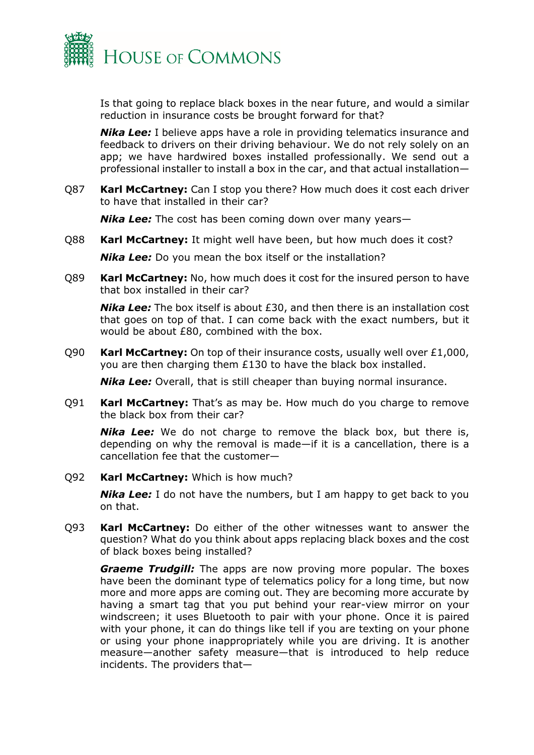Is that going to replace black boxes in the near future, and would a similar reduction in insurance costs be brought forward for that?

***Nika Lee:*** I believe apps have a role in providing telematics insurance and feedback to drivers on their driving behaviour. We do not rely solely on an app; we have hardwired boxes installed professionally. We send out a professional installer to install a box in the car, and that actual installation—

Q87 **Karl McCartney:** Can I stop you there? How much does it cost each driver to have that installed in their car?

***Nika Lee:*** The cost has been coming down over many years—

Q88 **Karl McCartney:** It might well have been, but how much does it cost?

***Nika Lee:*** Do you mean the box itself or the installation?

Q89 **Karl McCartney:** No, how much does it cost for the insured person to have that box installed in their car?

***Nika Lee:*** The box itself is about £30, and then there is an installation cost that goes on top of that. I can come back with the exact numbers, but it would be about £80, combined with the box.

Q90 **Karl McCartney:** On top of their insurance costs, usually well over £1,000, you are then charging them £130 to have the black box installed.

***Nika Lee:*** Overall, that is still cheaper than buying normal insurance.

Q91 **Karl McCartney:** That's as may be. How much do you charge to remove the black box from their car?

***Nika Lee:*** We do not charge to remove the black box, but there is, depending on why the removal is made—if it is a cancellation, there is a cancellation fee that the customer—

Q92 **Karl McCartney:** Which is how much?

***Nika Lee:*** I do not have the numbers, but I am happy to get back to you on that.

Q93 **Karl McCartney:** Do either of the other witnesses want to answer the question? What do you think about apps replacing black boxes and the cost of black boxes being installed?

***Graeme Trudgill:*** The apps are now proving more popular. The boxes have been the dominant type of telematics policy for a long time, but now more and more apps are coming out. They are becoming more accurate by having a smart tag that you put behind your rear-view mirror on your windscreen; it uses Bluetooth to pair with your phone. Once it is paired with your phone, it can do things like tell if you are texting on your phone or using your phone inappropriately while you are driving. It is another measure—another safety measure—that is introduced to help reduce incidents. The providers that—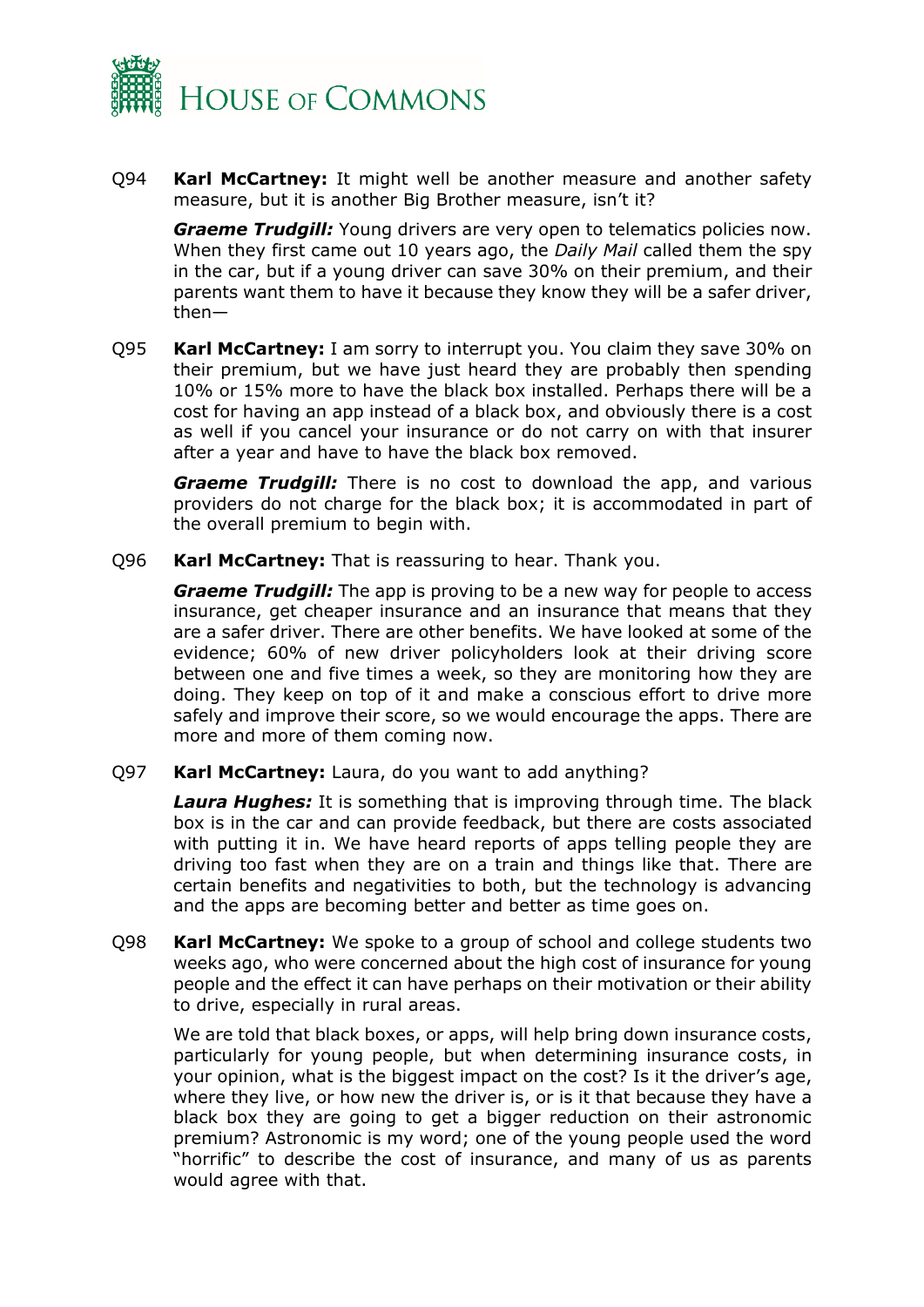Q94 **Karl McCartney:** It might well be another measure and another safety measure, but it is another Big Brother measure, isn't it?

***Graeme Trudgill:*** Young drivers are very open to telematics policies now. When they first came out 10 years ago, the *Daily Mail* called them the spy in the car, but if a young driver can save 30% on their premium, and their parents want them to have it because they know they will be a safer driver, then—

Q95 **Karl McCartney:** I am sorry to interrupt you. You claim they save 30% on their premium, but we have just heard they are probably then spending 10% or 15% more to have the black box installed. Perhaps there will be a cost for having an app instead of a black box, and obviously there is a cost as well if you cancel your insurance or do not carry on with that insurer after a year and have to have the black box removed.

***Graeme Trudgill:*** There is no cost to download the app, and various providers do not charge for the black box; it is accommodated in part of the overall premium to begin with.

Q96 **Karl McCartney:** That is reassuring to hear. Thank you.

***Graeme Trudgill:*** The app is proving to be a new way for people to access insurance, get cheaper insurance and an insurance that means that they are a safer driver. There are other benefits. We have looked at some of the evidence; 60% of new driver policyholders look at their driving score between one and five times a week, so they are monitoring how they are doing. They keep on top of it and make a conscious effort to drive more safely and improve their score, so we would encourage the apps. There are more and more of them coming now.

Q97 **Karl McCartney:** Laura, do you want to add anything?

***Laura Hughes:*** It is something that is improving through time. The black box is in the car and can provide feedback, but there are costs associated with putting it in. We have heard reports of apps telling people they are driving too fast when they are on a train and things like that. There are certain benefits and negativities to both, but the technology is advancing and the apps are becoming better and better as time goes on.

Q98 **Karl McCartney:** We spoke to a group of school and college students two weeks ago, who were concerned about the high cost of insurance for young people and the effect it can have perhaps on their motivation or their ability to drive, especially in rural areas.

We are told that black boxes, or apps, will help bring down insurance costs, particularly for young people, but when determining insurance costs, in your opinion, what is the biggest impact on the cost? Is it the driver's age, where they live, or how new the driver is, or is it that because they have a black box they are going to get a bigger reduction on their astronomic premium? Astronomic is my word; one of the young people used the word "horrific" to describe the cost of insurance, and many of us as parents would agree with that.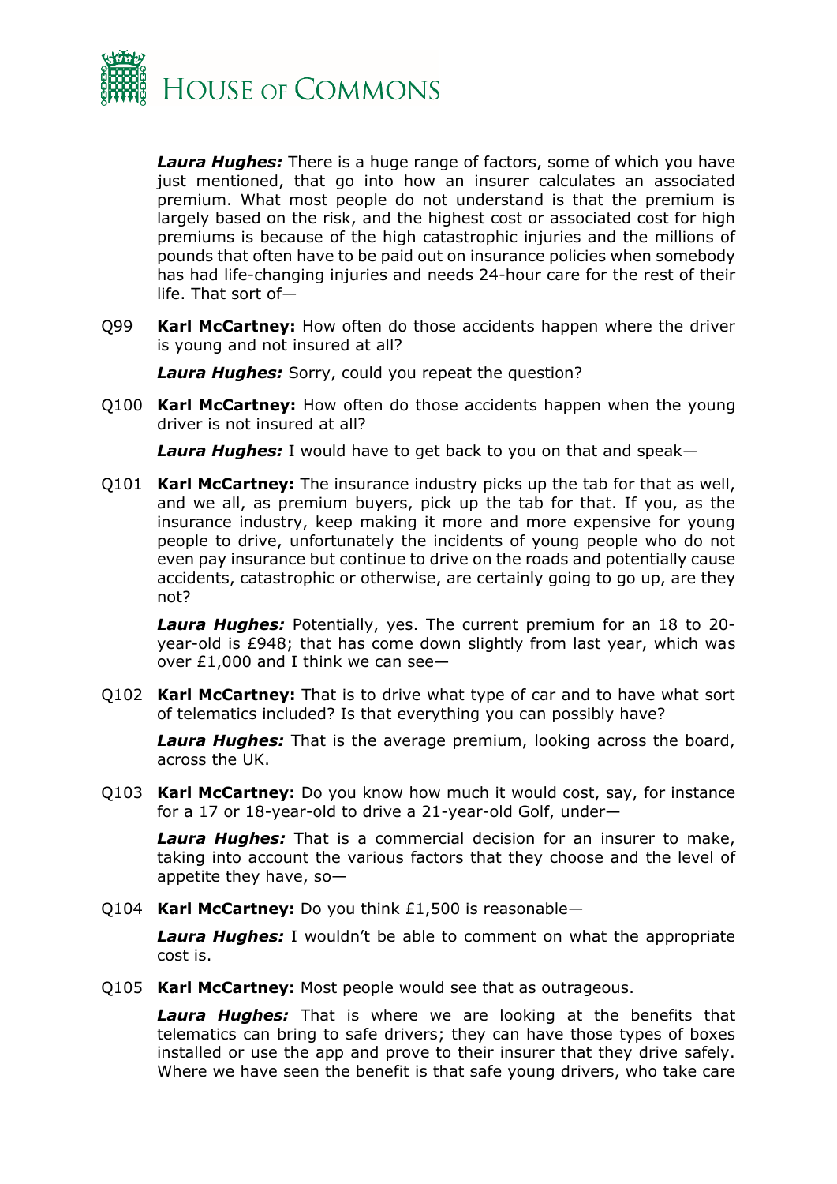***Laura Hughes:*** There is a huge range of factors, some of which you have just mentioned, that go into how an insurer calculates an associated premium. What most people do not understand is that the premium is largely based on the risk, and the highest cost or associated cost for high premiums is because of the high catastrophic injuries and the millions of pounds that often have to be paid out on insurance policies when somebody has had life-changing injuries and needs 24-hour care for the rest of their life. That sort of—

Q99 **Karl McCartney:** How often do those accidents happen where the driver is young and not insured at all?

***Laura Hughes:*** Sorry, could you repeat the question?

Q100 **Karl McCartney:** How often do those accidents happen when the young driver is not insured at all?

***Laura Hughes:*** I would have to get back to you on that and speak—

Q101 **Karl McCartney:** The insurance industry picks up the tab for that as well, and we all, as premium buyers, pick up the tab for that. If you, as the insurance industry, keep making it more and more expensive for young people to drive, unfortunately the incidents of young people who do not even pay insurance but continue to drive on the roads and potentially cause accidents, catastrophic or otherwise, are certainly going to go up, are they not?

***Laura Hughes:*** Potentially, yes. The current premium for an 18 to 20-year-old is £948; that has come down slightly from last year, which was over £1,000 and I think we can see—

Q102 **Karl McCartney:** That is to drive what type of car and to have what sort of telematics included? Is that everything you can possibly have?

***Laura Hughes:*** That is the average premium, looking across the board, across the UK.

Q103 **Karl McCartney:** Do you know how much it would cost, say, for instance for a 17 or 18-year-old to drive a 21-year-old Golf, under—

***Laura Hughes:*** That is a commercial decision for an insurer to make, taking into account the various factors that they choose and the level of appetite they have, so—

Q104 **Karl McCartney:** Do you think £1,500 is reasonable—

***Laura Hughes:*** I wouldn't be able to comment on what the appropriate cost is.

Q105 **Karl McCartney:** Most people would see that as outrageous.

***Laura Hughes:*** That is where we are looking at the benefits that telematics can bring to safe drivers; they can have those types of boxes installed or use the app and prove to their insurer that they drive safely. Where we have seen the benefit is that safe young drivers, who take care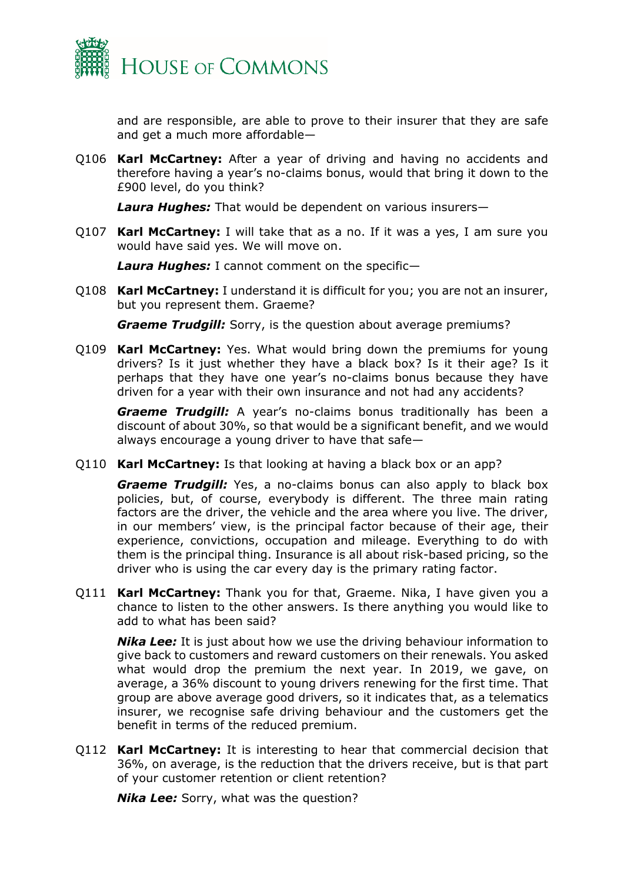and are responsible, are able to prove to their insurer that they are safe and get a much more affordable—

Q106 **Karl McCartney:** After a year of driving and having no accidents and therefore having a year's no-claims bonus, would that bring it down to the £900 level, do you think?

***Laura Hughes:*** That would be dependent on various insurers—

Q107 **Karl McCartney:** I will take that as a no. If it was a yes, I am sure you would have said yes. We will move on.

***Laura Hughes:*** I cannot comment on the specific—

Q108 **Karl McCartney:** I understand it is difficult for you; you are not an insurer, but you represent them. Graeme?

***Graeme Trudgill:*** Sorry, is the question about average premiums?

Q109 **Karl McCartney:** Yes. What would bring down the premiums for young drivers? Is it just whether they have a black box? Is it their age? Is it perhaps that they have one year's no-claims bonus because they have driven for a year with their own insurance and not had any accidents?

***Graeme Trudgill:*** A year's no-claims bonus traditionally has been a discount of about 30%, so that would be a significant benefit, and we would always encourage a young driver to have that safe—

Q110 **Karl McCartney:** Is that looking at having a black box or an app?

***Graeme Trudgill:*** Yes, a no-claims bonus can also apply to black box policies, but, of course, everybody is different. The three main rating factors are the driver, the vehicle and the area where you live. The driver, in our members' view, is the principal factor because of their age, their experience, convictions, occupation and mileage. Everything to do with them is the principal thing. Insurance is all about risk-based pricing, so the driver who is using the car every day is the primary rating factor.

Q111 **Karl McCartney:** Thank you for that, Graeme. Nika, I have given you a chance to listen to the other answers. Is there anything you would like to add to what has been said?

***Nika Lee:*** It is just about how we use the driving behaviour information to give back to customers and reward customers on their renewals. You asked what would drop the premium the next year. In 2019, we gave, on average, a 36% discount to young drivers renewing for the first time. That group are above average good drivers, so it indicates that, as a telematics insurer, we recognise safe driving behaviour and the customers get the benefit in terms of the reduced premium.

Q112 **Karl McCartney:** It is interesting to hear that commercial decision that 36%, on average, is the reduction that the drivers receive, but is that part of your customer retention or client retention?

***Nika Lee:*** Sorry, what was the question?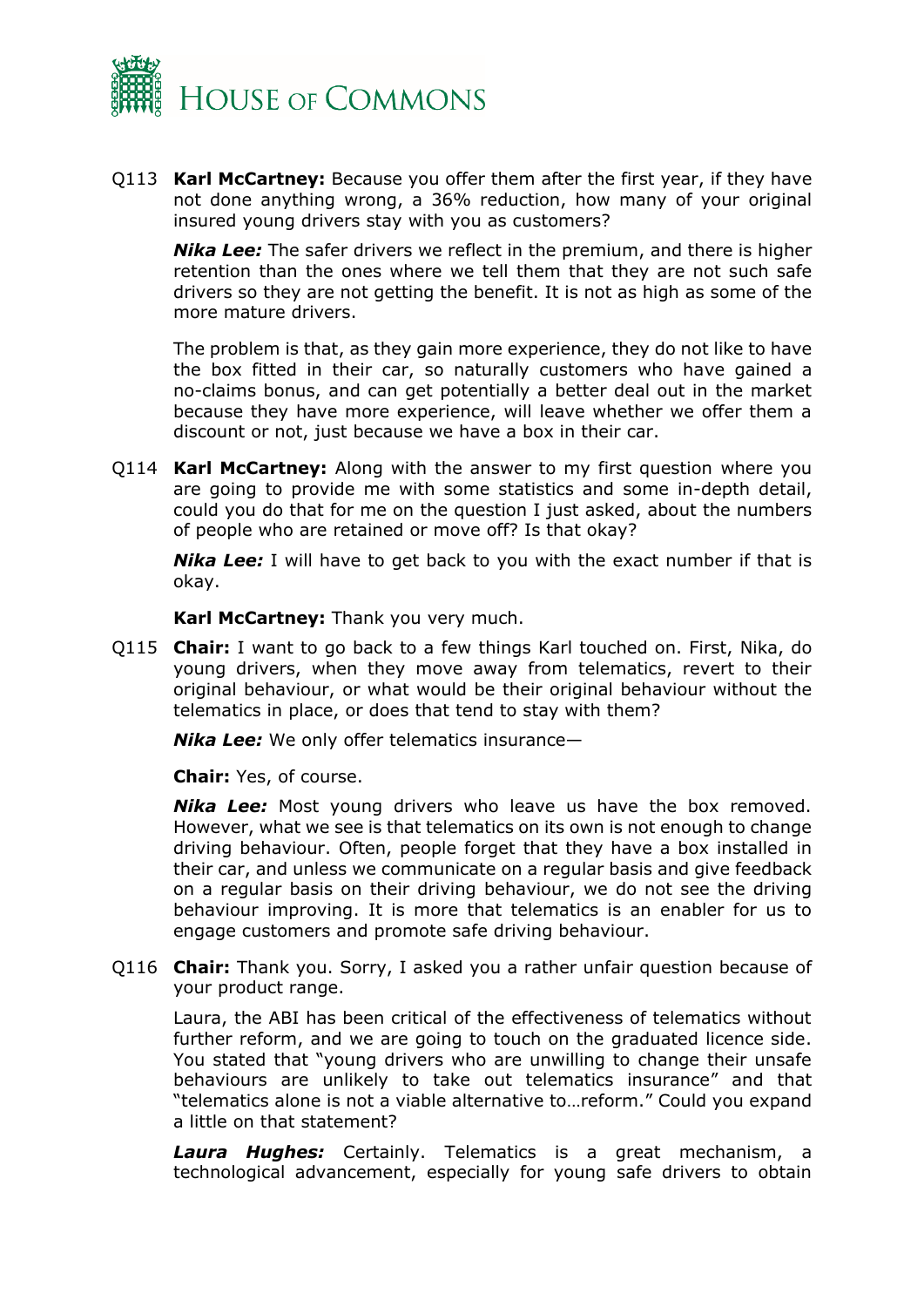Q113 **Karl McCartney:** Because you offer them after the first year, if they have not done anything wrong, a 36% reduction, how many of your original insured young drivers stay with you as customers?

***Nika Lee:*** The safer drivers we reflect in the premium, and there is higher retention than the ones where we tell them that they are not such safe drivers so they are not getting the benefit. It is not as high as some of the more mature drivers.

The problem is that, as they gain more experience, they do not like to have the box fitted in their car, so naturally customers who have gained a no-claims bonus, and can get potentially a better deal out in the market because they have more experience, will leave whether we offer them a discount or not, just because we have a box in their car.

Q114 **Karl McCartney:** Along with the answer to my first question where you are going to provide me with some statistics and some in-depth detail, could you do that for me on the question I just asked, about the numbers of people who are retained or move off? Is that okay?

***Nika Lee:*** I will have to get back to you with the exact number if that is okay.

**Karl McCartney:** Thank you very much.

Q115 **Chair:** I want to go back to a few things Karl touched on. First, Nika, do young drivers, when they move away from telematics, revert to their original behaviour, or what would be their original behaviour without the telematics in place, or does that tend to stay with them?

***Nika Lee:*** We only offer telematics insurance—

**Chair:** Yes, of course.

***Nika Lee:*** Most young drivers who leave us have the box removed. However, what we see is that telematics on its own is not enough to change driving behaviour. Often, people forget that they have a box installed in their car, and unless we communicate on a regular basis and give feedback on a regular basis on their driving behaviour, we do not see the driving behaviour improving. It is more that telematics is an enabler for us to engage customers and promote safe driving behaviour.

Q116 **Chair:** Thank you. Sorry, I asked you a rather unfair question because of your product range.

Laura, the ABI has been critical of the effectiveness of telematics without further reform, and we are going to touch on the graduated licence side. You stated that "young drivers who are unwilling to change their unsafe behaviours are unlikely to take out telematics insurance" and that "telematics alone is not a viable alternative to…reform." Could you expand a little on that statement?

***Laura Hughes:*** Certainly. Telematics is a great mechanism, a technological advancement, especially for young safe drivers to obtain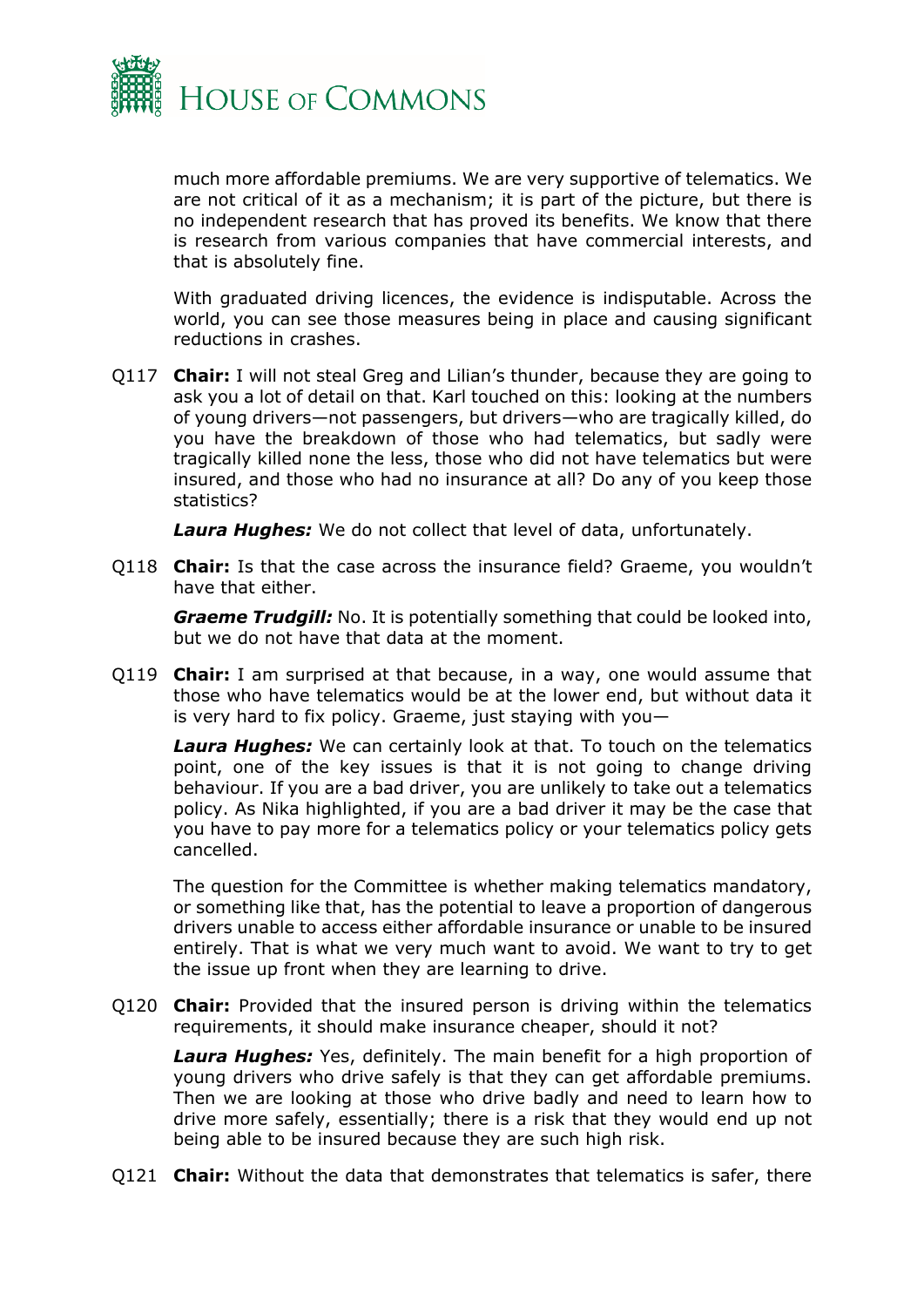much more affordable premiums. We are very supportive of telematics. We are not critical of it as a mechanism; it is part of the picture, but there is no independent research that has proved its benefits. We know that there is research from various companies that have commercial interests, and that is absolutely fine.

With graduated driving licences, the evidence is indisputable. Across the world, you can see those measures being in place and causing significant reductions in crashes.

Q117 **Chair:** I will not steal Greg and Lilian's thunder, because they are going to ask you a lot of detail on that. Karl touched on this: looking at the numbers of young drivers—not passengers, but drivers—who are tragically killed, do you have the breakdown of those who had telematics, but sadly were tragically killed none the less, those who did not have telematics but were insured, and those who had no insurance at all? Do any of you keep those statistics?

***Laura Hughes:*** We do not collect that level of data, unfortunately.

Q118 **Chair:** Is that the case across the insurance field? Graeme, you wouldn't have that either.

***Graeme Trudgill:*** No. It is potentially something that could be looked into, but we do not have that data at the moment.

Q119 **Chair:** I am surprised at that because, in a way, one would assume that those who have telematics would be at the lower end, but without data it is very hard to fix policy. Graeme, just staying with you—

***Laura Hughes:*** We can certainly look at that. To touch on the telematics point, one of the key issues is that it is not going to change driving behaviour. If you are a bad driver, you are unlikely to take out a telematics policy. As Nika highlighted, if you are a bad driver it may be the case that you have to pay more for a telematics policy or your telematics policy gets cancelled.

The question for the Committee is whether making telematics mandatory, or something like that, has the potential to leave a proportion of dangerous drivers unable to access either affordable insurance or unable to be insured entirely. That is what we very much want to avoid. We want to try to get the issue up front when they are learning to drive.

Q120 **Chair:** Provided that the insured person is driving within the telematics requirements, it should make insurance cheaper, should it not?

***Laura Hughes:*** Yes, definitely. The main benefit for a high proportion of young drivers who drive safely is that they can get affordable premiums. Then we are looking at those who drive badly and need to learn how to drive more safely, essentially; there is a risk that they would end up not being able to be insured because they are such high risk.

Q121 **Chair:** Without the data that demonstrates that telematics is safer, there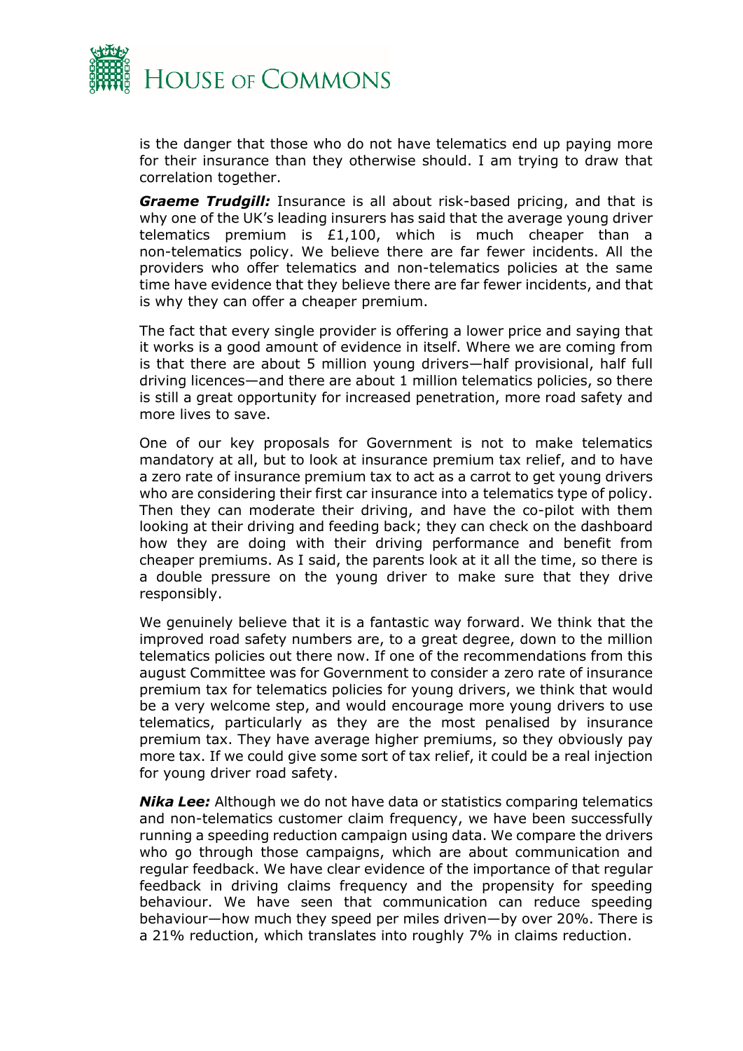is the danger that those who do not have telematics end up paying more for their insurance than they otherwise should. I am trying to draw that correlation together.

***Graeme Trudgill:*** Insurance is all about risk-based pricing, and that is why one of the UK's leading insurers has said that the average young driver telematics premium is £1,100, which is much cheaper than a non-telematics policy. We believe there are far fewer incidents. All the providers who offer telematics and non-telematics policies at the same time have evidence that they believe there are far fewer incidents, and that is why they can offer a cheaper premium.

The fact that every single provider is offering a lower price and saying that it works is a good amount of evidence in itself. Where we are coming from is that there are about 5 million young drivers—half provisional, half full driving licences—and there are about 1 million telematics policies, so there is still a great opportunity for increased penetration, more road safety and more lives to save.

One of our key proposals for Government is not to make telematics mandatory at all, but to look at insurance premium tax relief, and to have a zero rate of insurance premium tax to act as a carrot to get young drivers who are considering their first car insurance into a telematics type of policy. Then they can moderate their driving, and have the co-pilot with them looking at their driving and feeding back; they can check on the dashboard how they are doing with their driving performance and benefit from cheaper premiums. As I said, the parents look at it all the time, so there is a double pressure on the young driver to make sure that they drive responsibly.

We genuinely believe that it is a fantastic way forward. We think that the improved road safety numbers are, to a great degree, down to the million telematics policies out there now. If one of the recommendations from this august Committee was for Government to consider a zero rate of insurance premium tax for telematics policies for young drivers, we think that would be a very welcome step, and would encourage more young drivers to use telematics, particularly as they are the most penalised by insurance premium tax. They have average higher premiums, so they obviously pay more tax. If we could give some sort of tax relief, it could be a real injection for young driver road safety.

***Nika Lee:*** Although we do not have data or statistics comparing telematics and non-telematics customer claim frequency, we have been successfully running a speeding reduction campaign using data. We compare the drivers who go through those campaigns, which are about communication and regular feedback. We have clear evidence of the importance of that regular feedback in driving claims frequency and the propensity for speeding behaviour. We have seen that communication can reduce speeding behaviour—how much they speed per miles driven—by over 20%. There is a 21% reduction, which translates into roughly 7% in claims reduction.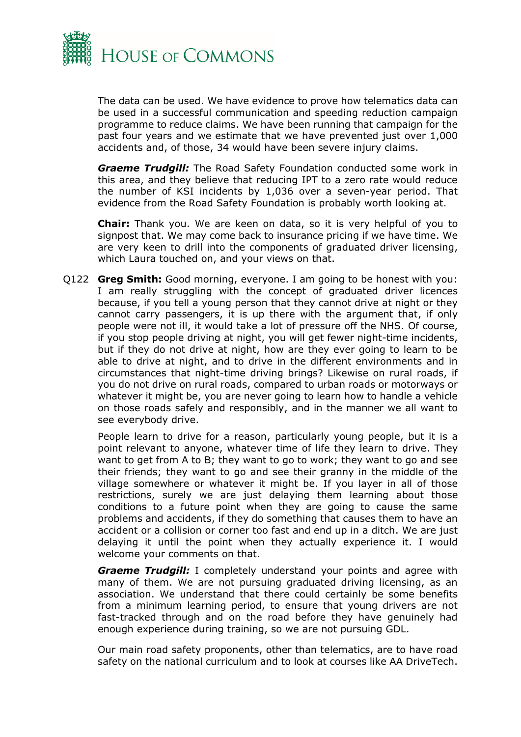The data can be used. We have evidence to prove how telematics data can be used in a successful communication and speeding reduction campaign programme to reduce claims. We have been running that campaign for the past four years and we estimate that we have prevented just over 1,000 accidents and, of those, 34 would have been severe injury claims.

***Graeme Trudgill:*** The Road Safety Foundation conducted some work in this area, and they believe that reducing IPT to a zero rate would reduce the number of KSI incidents by 1,036 over a seven-year period. That evidence from the Road Safety Foundation is probably worth looking at.

**Chair:** Thank you. We are keen on data, so it is very helpful of you to signpost that. We may come back to insurance pricing if we have time. We are very keen to drill into the components of graduated driver licensing, which Laura touched on, and your views on that.

Q122 **Greg Smith:** Good morning, everyone. I am going to be honest with you: I am really struggling with the concept of graduated driver licences because, if you tell a young person that they cannot drive at night or they cannot carry passengers, it is up there with the argument that, if only people were not ill, it would take a lot of pressure off the NHS. Of course, if you stop people driving at night, you will get fewer night-time incidents, but if they do not drive at night, how are they ever going to learn to be able to drive at night, and to drive in the different environments and in circumstances that night-time driving brings? Likewise on rural roads, if you do not drive on rural roads, compared to urban roads or motorways or whatever it might be, you are never going to learn how to handle a vehicle on those roads safely and responsibly, and in the manner we all want to see everybody drive.

People learn to drive for a reason, particularly young people, but it is a point relevant to anyone, whatever time of life they learn to drive. They want to get from A to B; they want to go to work; they want to go and see their friends; they want to go and see their granny in the middle of the village somewhere or whatever it might be. If you layer in all of those restrictions, surely we are just delaying them learning about those conditions to a future point when they are going to cause the same problems and accidents, if they do something that causes them to have an accident or a collision or corner too fast and end up in a ditch. We are just delaying it until the point when they actually experience it. I would welcome your comments on that.

***Graeme Trudgill:*** I completely understand your points and agree with many of them. We are not pursuing graduated driving licensing, as an association. We understand that there could certainly be some benefits from a minimum learning period, to ensure that young drivers are not fast-tracked through and on the road before they have genuinely had enough experience during training, so we are not pursuing GDL.

Our main road safety proponents, other than telematics, are to have road safety on the national curriculum and to look at courses like AA DriveTech.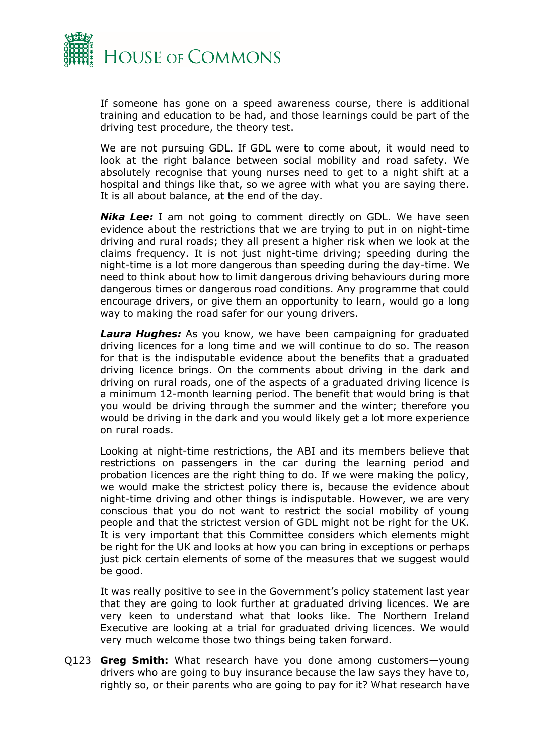If someone has gone on a speed awareness course, there is additional training and education to be had, and those learnings could be part of the driving test procedure, the theory test.

We are not pursuing GDL. If GDL were to come about, it would need to look at the right balance between social mobility and road safety. We absolutely recognise that young nurses need to get to a night shift at a hospital and things like that, so we agree with what you are saying there. It is all about balance, at the end of the day.

***Nika Lee:*** I am not going to comment directly on GDL. We have seen evidence about the restrictions that we are trying to put in on night-time driving and rural roads; they all present a higher risk when we look at the claims frequency. It is not just night-time driving; speeding during the night-time is a lot more dangerous than speeding during the day-time. We need to think about how to limit dangerous driving behaviours during more dangerous times or dangerous road conditions. Any programme that could encourage drivers, or give them an opportunity to learn, would go a long way to making the road safer for our young drivers.

***Laura Hughes:*** As you know, we have been campaigning for graduated driving licences for a long time and we will continue to do so. The reason for that is the indisputable evidence about the benefits that a graduated driving licence brings. On the comments about driving in the dark and driving on rural roads, one of the aspects of a graduated driving licence is a minimum 12-month learning period. The benefit that would bring is that you would be driving through the summer and the winter; therefore you would be driving in the dark and you would likely get a lot more experience on rural roads.

Looking at night-time restrictions, the ABI and its members believe that restrictions on passengers in the car during the learning period and probation licences are the right thing to do. If we were making the policy, we would make the strictest policy there is, because the evidence about night-time driving and other things is indisputable. However, we are very conscious that you do not want to restrict the social mobility of young people and that the strictest version of GDL might not be right for the UK. It is very important that this Committee considers which elements might be right for the UK and looks at how you can bring in exceptions or perhaps just pick certain elements of some of the measures that we suggest would be good.

It was really positive to see in the Government's policy statement last year that they are going to look further at graduated driving licences. We are very keen to understand what that looks like. The Northern Ireland Executive are looking at a trial for graduated driving licences. We would very much welcome those two things being taken forward.

Q123 **Greg Smith:** What research have you done among customers—young drivers who are going to buy insurance because the law says they have to, rightly so, or their parents who are going to pay for it? What research have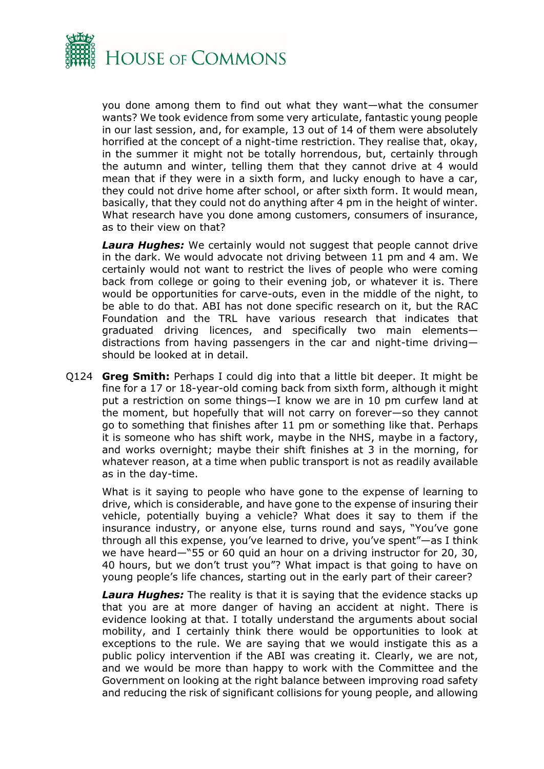you done among them to find out what they want—what the consumer wants? We took evidence from some very articulate, fantastic young people in our last session, and, for example, 13 out of 14 of them were absolutely horrified at the concept of a night-time restriction. They realise that, okay, in the summer it might not be totally horrendous, but, certainly through the autumn and winter, telling them that they cannot drive at 4 would mean that if they were in a sixth form, and lucky enough to have a car, they could not drive home after school, or after sixth form. It would mean, basically, that they could not do anything after 4 pm in the height of winter. What research have you done among customers, consumers of insurance, as to their view on that?

***Laura Hughes:*** We certainly would not suggest that people cannot drive in the dark. We would advocate not driving between 11 pm and 4 am. We certainly would not want to restrict the lives of people who were coming back from college or going to their evening job, or whatever it is. There would be opportunities for carve-outs, even in the middle of the night, to be able to do that. ABI has not done specific research on it, but the RAC Foundation and the TRL have various research that indicates that graduated driving licences, and specifically two main elements—distractions from having passengers in the car and night-time driving—should be looked at in detail.

Q124 **Greg Smith:** Perhaps I could dig into that a little bit deeper. It might be fine for a 17 or 18-year-old coming back from sixth form, although it might put a restriction on some things—I know we are in 10 pm curfew land at the moment, but hopefully that will not carry on forever—so they cannot go to something that finishes after 11 pm or something like that. Perhaps it is someone who has shift work, maybe in the NHS, maybe in a factory, and works overnight; maybe their shift finishes at 3 in the morning, for whatever reason, at a time when public transport is not as readily available as in the day-time.

What is it saying to people who have gone to the expense of learning to drive, which is considerable, and have gone to the expense of insuring their vehicle, potentially buying a vehicle? What does it say to them if the insurance industry, or anyone else, turns round and says, "You've gone through all this expense, you've learned to drive, you've spent"—as I think we have heard—"55 or 60 quid an hour on a driving instructor for 20, 30, 40 hours, but we don't trust you"? What impact is that going to have on young people's life chances, starting out in the early part of their career?

***Laura Hughes:*** The reality is that it is saying that the evidence stacks up that you are at more danger of having an accident at night. There is evidence looking at that. I totally understand the arguments about social mobility, and I certainly think there would be opportunities to look at exceptions to the rule. We are saying that we would instigate this as a public policy intervention if the ABI was creating it. Clearly, we are not, and we would be more than happy to work with the Committee and the Government on looking at the right balance between improving road safety and reducing the risk of significant collisions for young people, and allowing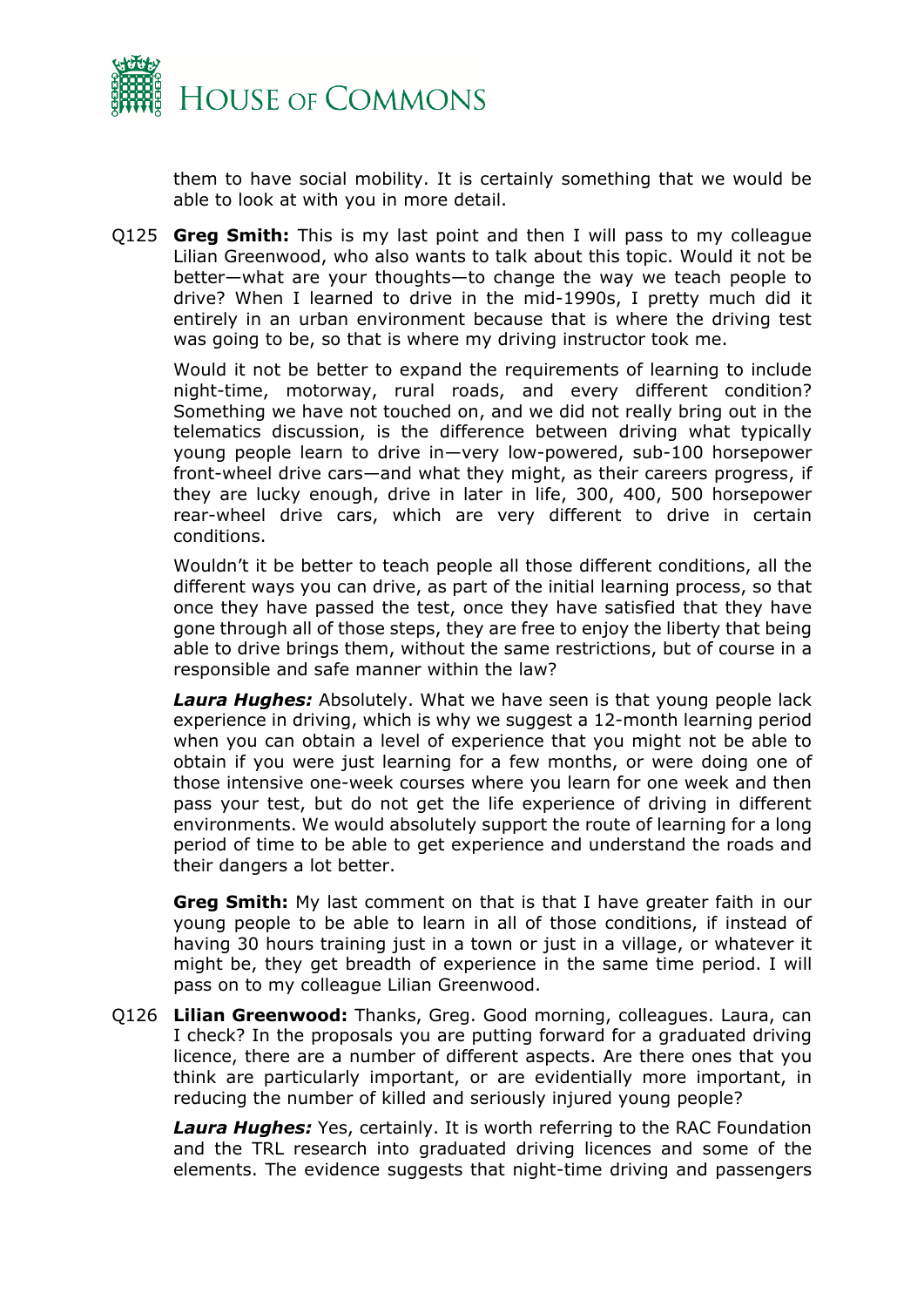them to have social mobility. It is certainly something that we would be able to look at with you in more detail.

Q125 **Greg Smith:** This is my last point and then I will pass to my colleague Lilian Greenwood, who also wants to talk about this topic. Would it not be better—what are your thoughts—to change the way we teach people to drive? When I learned to drive in the mid-1990s, I pretty much did it entirely in an urban environment because that is where the driving test was going to be, so that is where my driving instructor took me.

Would it not be better to expand the requirements of learning to include night-time, motorway, rural roads, and every different condition? Something we have not touched on, and we did not really bring out in the telematics discussion, is the difference between driving what typically young people learn to drive in—very low-powered, sub-100 horsepower front-wheel drive cars—and what they might, as their careers progress, if they are lucky enough, drive in later in life, 300, 400, 500 horsepower rear-wheel drive cars, which are very different to drive in certain conditions.

Wouldn't it be better to teach people all those different conditions, all the different ways you can drive, as part of the initial learning process, so that once they have passed the test, once they have satisfied that they have gone through all of those steps, they are free to enjoy the liberty that being able to drive brings them, without the same restrictions, but of course in a responsible and safe manner within the law?

***Laura Hughes:*** Absolutely. What we have seen is that young people lack experience in driving, which is why we suggest a 12-month learning period when you can obtain a level of experience that you might not be able to obtain if you were just learning for a few months, or were doing one of those intensive one-week courses where you learn for one week and then pass your test, but do not get the life experience of driving in different environments. We would absolutely support the route of learning for a long period of time to be able to get experience and understand the roads and their dangers a lot better.

**Greg Smith:** My last comment on that is that I have greater faith in our young people to be able to learn in all of those conditions, if instead of having 30 hours training just in a town or just in a village, or whatever it might be, they get breadth of experience in the same time period. I will pass on to my colleague Lilian Greenwood.

Q126 **Lilian Greenwood:** Thanks, Greg. Good morning, colleagues. Laura, can I check? In the proposals you are putting forward for a graduated driving licence, there are a number of different aspects. Are there ones that you think are particularly important, or are evidentially more important, in reducing the number of killed and seriously injured young people?

***Laura Hughes:*** Yes, certainly. It is worth referring to the RAC Foundation and the TRL research into graduated driving licences and some of the elements. The evidence suggests that night-time driving and passengers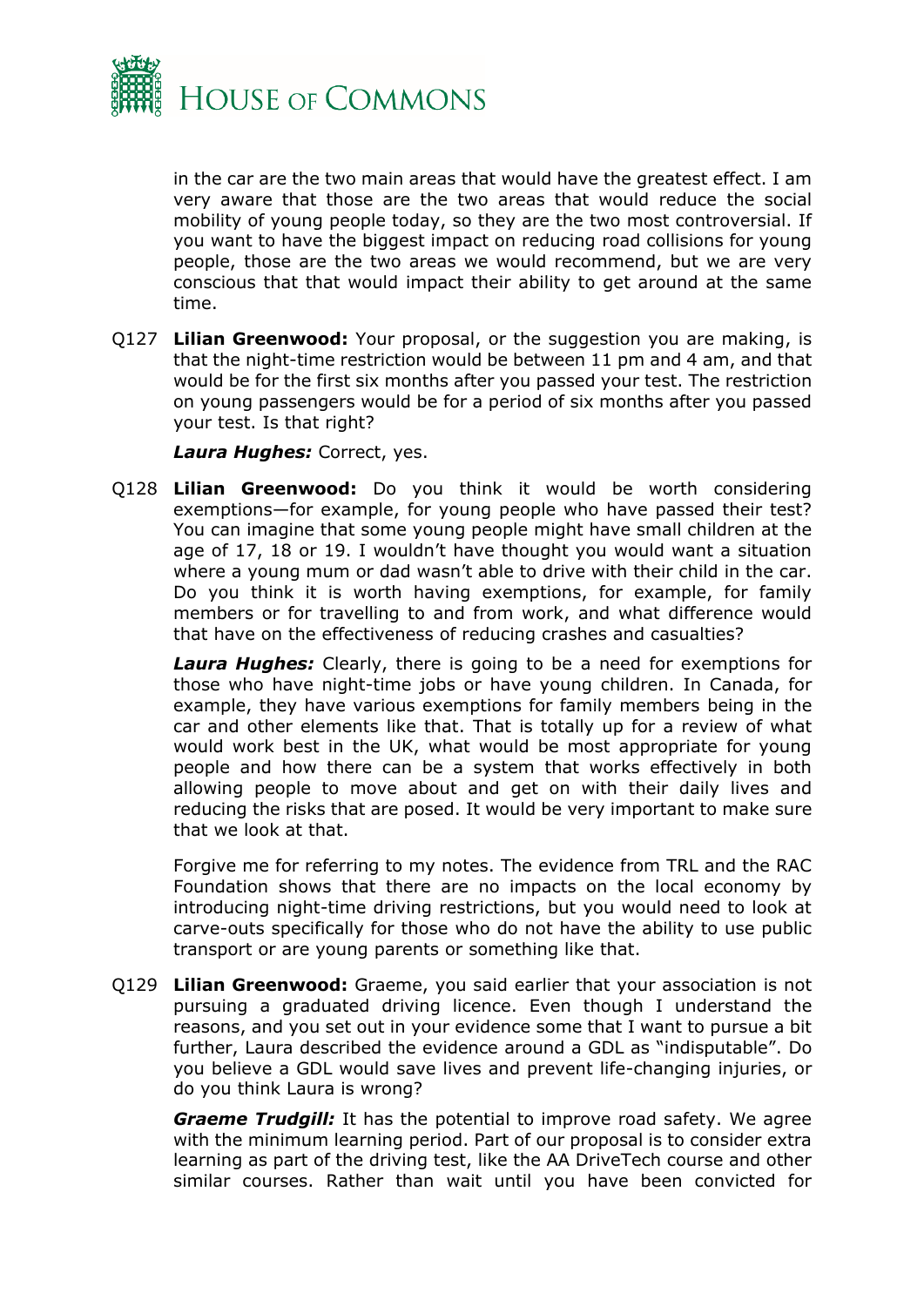in the car are the two main areas that would have the greatest effect. I am very aware that those are the two areas that would reduce the social mobility of young people today, so they are the two most controversial. If you want to have the biggest impact on reducing road collisions for young people, those are the two areas we would recommend, but we are very conscious that that would impact their ability to get around at the same time.

Q127 **Lilian Greenwood:** Your proposal, or the suggestion you are making, is that the night-time restriction would be between 11 pm and 4 am, and that would be for the first six months after you passed your test. The restriction on young passengers would be for a period of six months after you passed your test. Is that right?

***Laura Hughes:*** Correct, yes.

Q128 **Lilian Greenwood:** Do you think it would be worth considering exemptions—for example, for young people who have passed their test? You can imagine that some young people might have small children at the age of 17, 18 or 19. I wouldn't have thought you would want a situation where a young mum or dad wasn't able to drive with their child in the car. Do you think it is worth having exemptions, for example, for family members or for travelling to and from work, and what difference would that have on the effectiveness of reducing crashes and casualties?

***Laura Hughes:*** Clearly, there is going to be a need for exemptions for those who have night-time jobs or have young children. In Canada, for example, they have various exemptions for family members being in the car and other elements like that. That is totally up for a review of what would work best in the UK, what would be most appropriate for young people and how there can be a system that works effectively in both allowing people to move about and get on with their daily lives and reducing the risks that are posed. It would be very important to make sure that we look at that.

Forgive me for referring to my notes. The evidence from TRL and the RAC Foundation shows that there are no impacts on the local economy by introducing night-time driving restrictions, but you would need to look at carve-outs specifically for those who do not have the ability to use public transport or are young parents or something like that.

Q129 **Lilian Greenwood:** Graeme, you said earlier that your association is not pursuing a graduated driving licence. Even though I understand the reasons, and you set out in your evidence some that I want to pursue a bit further, Laura described the evidence around a GDL as "indisputable". Do you believe a GDL would save lives and prevent life-changing injuries, or do you think Laura is wrong?

***Graeme Trudgill:*** It has the potential to improve road safety. We agree with the minimum learning period. Part of our proposal is to consider extra learning as part of the driving test, like the AA DriveTech course and other similar courses. Rather than wait until you have been convicted for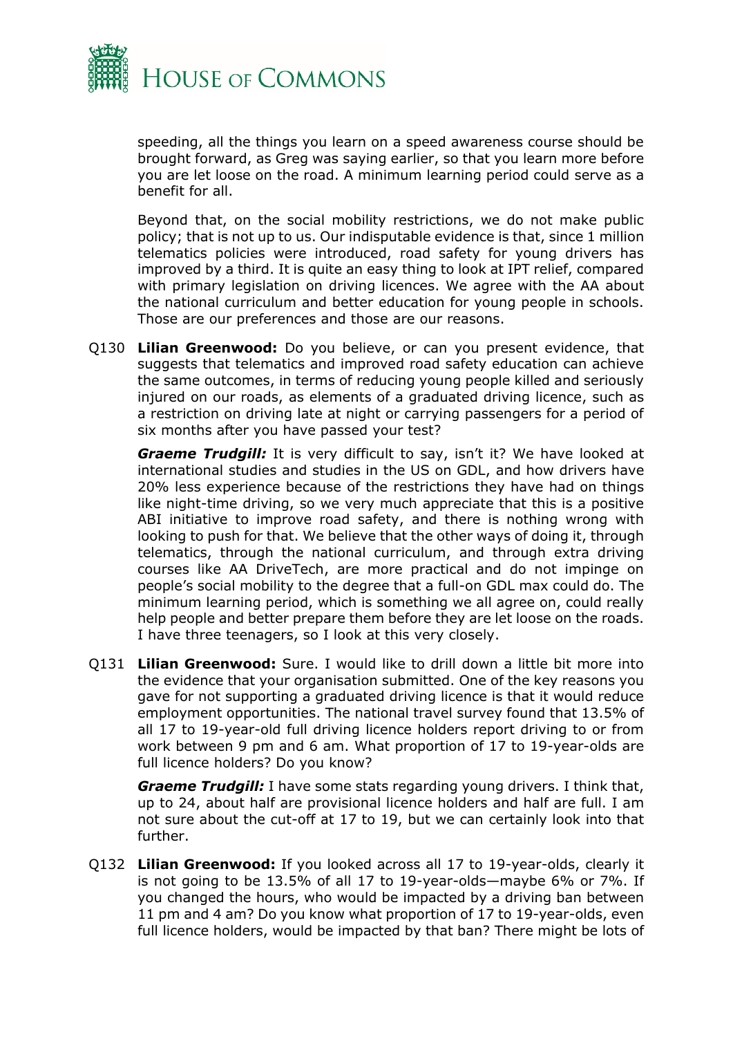speeding, all the things you learn on a speed awareness course should be brought forward, as Greg was saying earlier, so that you learn more before you are let loose on the road. A minimum learning period could serve as a benefit for all.

Beyond that, on the social mobility restrictions, we do not make public policy; that is not up to us. Our indisputable evidence is that, since 1 million telematics policies were introduced, road safety for young drivers has improved by a third. It is quite an easy thing to look at IPT relief, compared with primary legislation on driving licences. We agree with the AA about the national curriculum and better education for young people in schools. Those are our preferences and those are our reasons.

Q130 **Lilian Greenwood:** Do you believe, or can you present evidence, that suggests that telematics and improved road safety education can achieve the same outcomes, in terms of reducing young people killed and seriously injured on our roads, as elements of a graduated driving licence, such as a restriction on driving late at night or carrying passengers for a period of six months after you have passed your test?

***Graeme Trudgill:*** It is very difficult to say, isn't it? We have looked at international studies and studies in the US on GDL, and how drivers have 20% less experience because of the restrictions they have had on things like night-time driving, so we very much appreciate that this is a positive ABI initiative to improve road safety, and there is nothing wrong with looking to push for that. We believe that the other ways of doing it, through telematics, through the national curriculum, and through extra driving courses like AA DriveTech, are more practical and do not impinge on people's social mobility to the degree that a full-on GDL max could do. The minimum learning period, which is something we all agree on, could really help people and better prepare them before they are let loose on the roads. I have three teenagers, so I look at this very closely.

Q131 **Lilian Greenwood:** Sure. I would like to drill down a little bit more into the evidence that your organisation submitted. One of the key reasons you gave for not supporting a graduated driving licence is that it would reduce employment opportunities. The national travel survey found that 13.5% of all 17 to 19-year-old full driving licence holders report driving to or from work between 9 pm and 6 am. What proportion of 17 to 19-year-olds are full licence holders? Do you know?

***Graeme Trudgill:*** I have some stats regarding young drivers. I think that, up to 24, about half are provisional licence holders and half are full. I am not sure about the cut-off at 17 to 19, but we can certainly look into that further.

Q132 **Lilian Greenwood:** If you looked across all 17 to 19-year-olds, clearly it is not going to be 13.5% of all 17 to 19-year-olds—maybe 6% or 7%. If you changed the hours, who would be impacted by a driving ban between 11 pm and 4 am? Do you know what proportion of 17 to 19-year-olds, even full licence holders, would be impacted by that ban? There might be lots of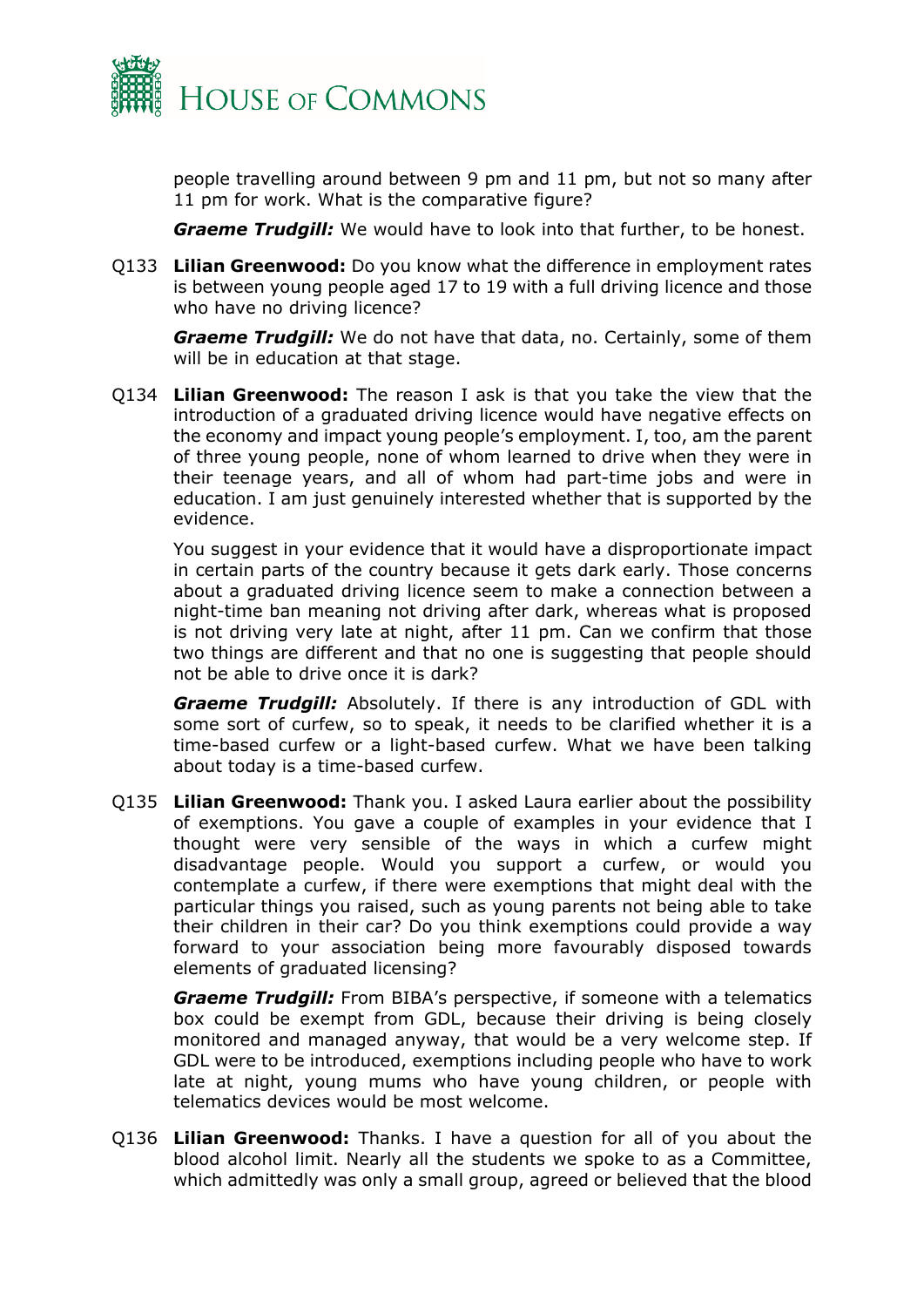people travelling around between 9 pm and 11 pm, but not so many after 11 pm for work. What is the comparative figure?

***Graeme Trudgill:*** We would have to look into that further, to be honest.

Q133 **Lilian Greenwood:** Do you know what the difference in employment rates is between young people aged 17 to 19 with a full driving licence and those who have no driving licence?

***Graeme Trudgill:*** We do not have that data, no. Certainly, some of them will be in education at that stage.

Q134 **Lilian Greenwood:** The reason I ask is that you take the view that the introduction of a graduated driving licence would have negative effects on the economy and impact young people's employment. I, too, am the parent of three young people, none of whom learned to drive when they were in their teenage years, and all of whom had part-time jobs and were in education. I am just genuinely interested whether that is supported by the evidence.

You suggest in your evidence that it would have a disproportionate impact in certain parts of the country because it gets dark early. Those concerns about a graduated driving licence seem to make a connection between a night-time ban meaning not driving after dark, whereas what is proposed is not driving very late at night, after 11 pm. Can we confirm that those two things are different and that no one is suggesting that people should not be able to drive once it is dark?

***Graeme Trudgill:*** Absolutely. If there is any introduction of GDL with some sort of curfew, so to speak, it needs to be clarified whether it is a time-based curfew or a light-based curfew. What we have been talking about today is a time-based curfew.

Q135 **Lilian Greenwood:** Thank you. I asked Laura earlier about the possibility of exemptions. You gave a couple of examples in your evidence that I thought were very sensible of the ways in which a curfew might disadvantage people. Would you support a curfew, or would you contemplate a curfew, if there were exemptions that might deal with the particular things you raised, such as young parents not being able to take their children in their car? Do you think exemptions could provide a way forward to your association being more favourably disposed towards elements of graduated licensing?

***Graeme Trudgill:*** From BIBA's perspective, if someone with a telematics box could be exempt from GDL, because their driving is being closely monitored and managed anyway, that would be a very welcome step. If GDL were to be introduced, exemptions including people who have to work late at night, young mums who have young children, or people with telematics devices would be most welcome.

Q136 **Lilian Greenwood:** Thanks. I have a question for all of you about the blood alcohol limit. Nearly all the students we spoke to as a Committee, which admittedly was only a small group, agreed or believed that the blood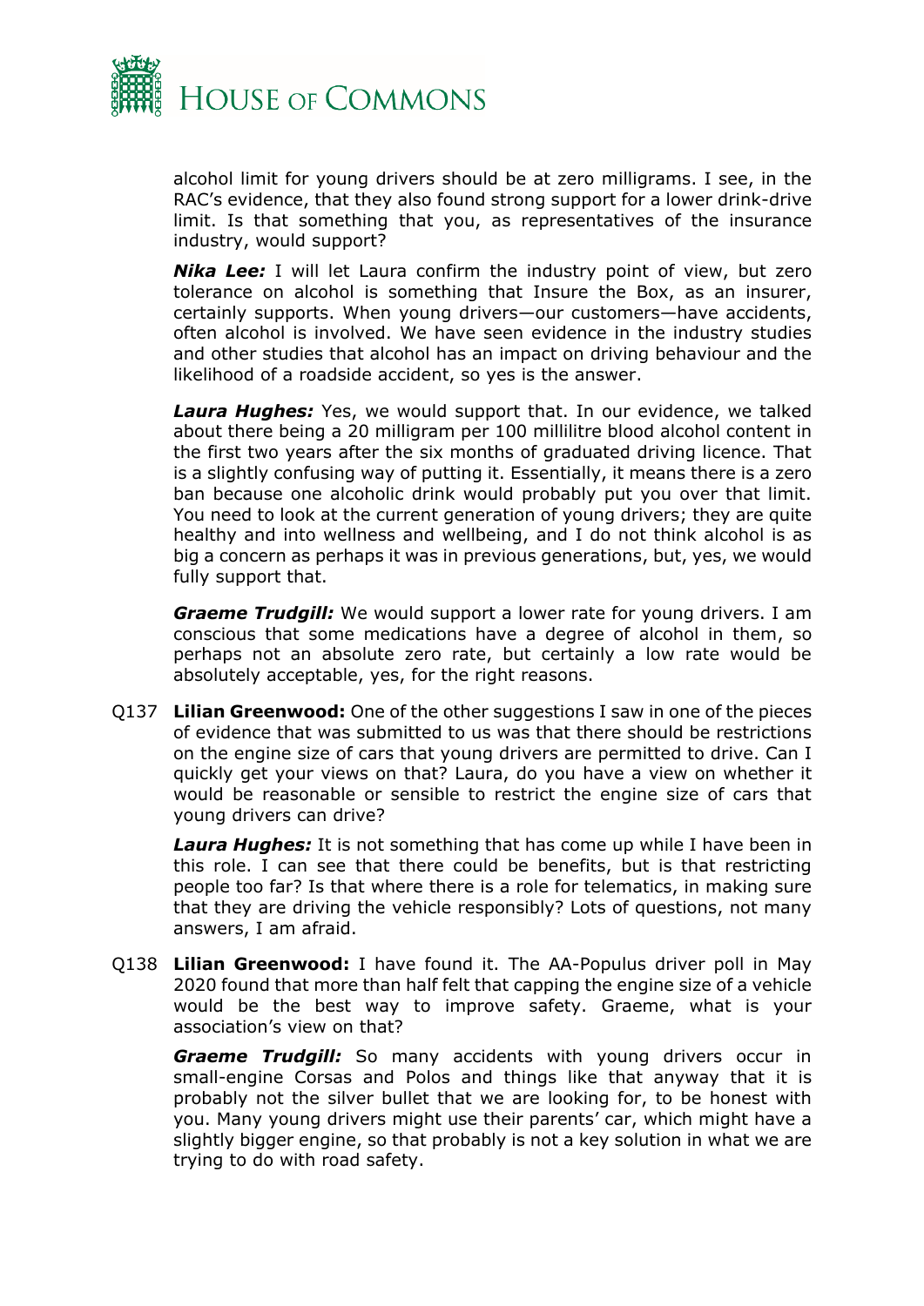alcohol limit for young drivers should be at zero milligrams. I see, in the RAC's evidence, that they also found strong support for a lower drink-drive limit. Is that something that you, as representatives of the insurance industry, would support?

***Nika Lee:*** I will let Laura confirm the industry point of view, but zero tolerance on alcohol is something that Insure the Box, as an insurer, certainly supports. When young drivers—our customers—have accidents, often alcohol is involved. We have seen evidence in the industry studies and other studies that alcohol has an impact on driving behaviour and the likelihood of a roadside accident, so yes is the answer.

***Laura Hughes:*** Yes, we would support that. In our evidence, we talked about there being a 20 milligram per 100 millilitre blood alcohol content in the first two years after the six months of graduated driving licence. That is a slightly confusing way of putting it. Essentially, it means there is a zero ban because one alcoholic drink would probably put you over that limit. You need to look at the current generation of young drivers; they are quite healthy and into wellness and wellbeing, and I do not think alcohol is as big a concern as perhaps it was in previous generations, but, yes, we would fully support that.

***Graeme Trudgill:*** We would support a lower rate for young drivers. I am conscious that some medications have a degree of alcohol in them, so perhaps not an absolute zero rate, but certainly a low rate would be absolutely acceptable, yes, for the right reasons.

Q137 **Lilian Greenwood:** One of the other suggestions I saw in one of the pieces of evidence that was submitted to us was that there should be restrictions on the engine size of cars that young drivers are permitted to drive. Can I quickly get your views on that? Laura, do you have a view on whether it would be reasonable or sensible to restrict the engine size of cars that young drivers can drive?

***Laura Hughes:*** It is not something that has come up while I have been in this role. I can see that there could be benefits, but is that restricting people too far? Is that where there is a role for telematics, in making sure that they are driving the vehicle responsibly? Lots of questions, not many answers, I am afraid.

Q138 **Lilian Greenwood:** I have found it. The AA-Populus driver poll in May 2020 found that more than half felt that capping the engine size of a vehicle would be the best way to improve safety. Graeme, what is your association's view on that?

***Graeme Trudgill:*** So many accidents with young drivers occur in small-engine Corsas and Polos and things like that anyway that it is probably not the silver bullet that we are looking for, to be honest with you. Many young drivers might use their parents' car, which might have a slightly bigger engine, so that probably is not a key solution in what we are trying to do with road safety.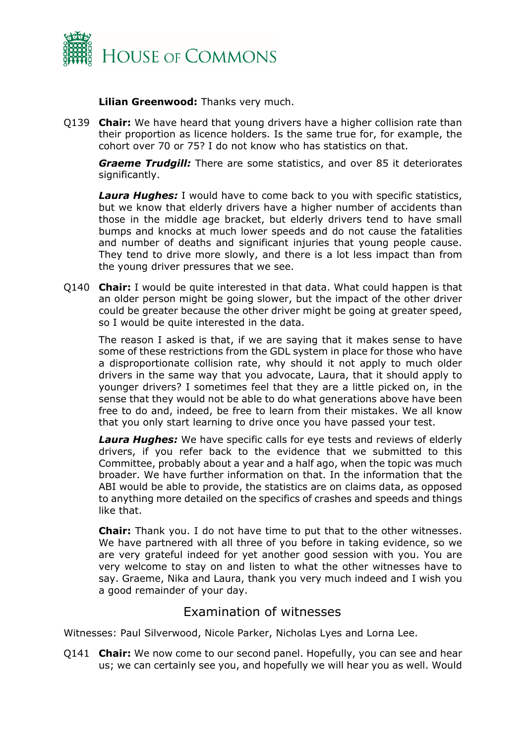**Lilian Greenwood:** Thanks very much.

Q139 **Chair:** We have heard that young drivers have a higher collision rate than their proportion as licence holders. Is the same true for, for example, the cohort over 70 or 75? I do not know who has statistics on that.

***Graeme Trudgill:*** There are some statistics, and over 85 it deteriorates significantly.

***Laura Hughes:*** I would have to come back to you with specific statistics, but we know that elderly drivers have a higher number of accidents than those in the middle age bracket, but elderly drivers tend to have small bumps and knocks at much lower speeds and do not cause the fatalities and number of deaths and significant injuries that young people cause. They tend to drive more slowly, and there is a lot less impact than from the young driver pressures that we see.

Q140 **Chair:** I would be quite interested in that data. What could happen is that an older person might be going slower, but the impact of the other driver could be greater because the other driver might be going at greater speed, so I would be quite interested in the data.

The reason I asked is that, if we are saying that it makes sense to have some of these restrictions from the GDL system in place for those who have a disproportionate collision rate, why should it not apply to much older drivers in the same way that you advocate, Laura, that it should apply to younger drivers? I sometimes feel that they are a little picked on, in the sense that they would not be able to do what generations above have been free to do and, indeed, be free to learn from their mistakes. We all know that you only start learning to drive once you have passed your test.

***Laura Hughes:*** We have specific calls for eye tests and reviews of elderly drivers, if you refer back to the evidence that we submitted to this Committee, probably about a year and a half ago, when the topic was much broader. We have further information on that. In the information that the ABI would be able to provide, the statistics are on claims data, as opposed to anything more detailed on the specifics of crashes and speeds and things like that.

**Chair:** Thank you. I do not have time to put that to the other witnesses. We have partnered with all three of you before in taking evidence, so we are very grateful indeed for yet another good session with you. You are very welcome to stay on and listen to what the other witnesses have to say. Graeme, Nika and Laura, thank you very much indeed and I wish you a good remainder of your day.

## Examination of witnesses

Witnesses: Paul Silverwood, Nicole Parker, Nicholas Lyes and Lorna Lee.

Q141 **Chair:** We now come to our second panel. Hopefully, you can see and hear us; we can certainly see you, and hopefully we will hear you as well. Would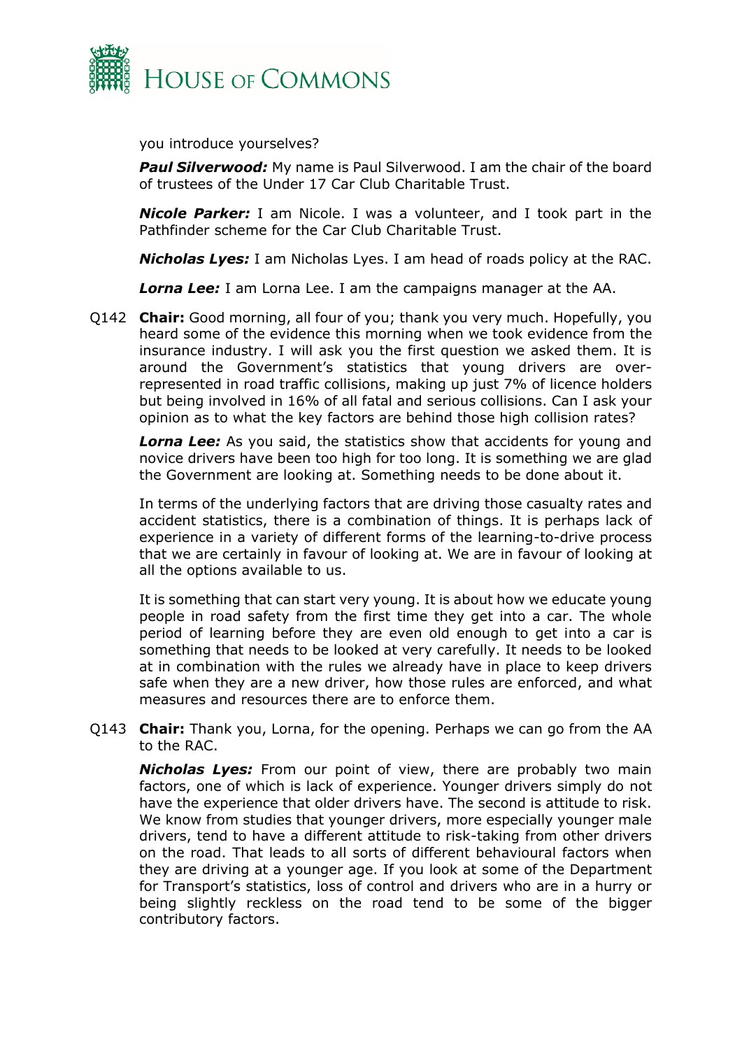you introduce yourselves?

***Paul Silverwood:*** My name is Paul Silverwood. I am the chair of the board of trustees of the Under 17 Car Club Charitable Trust.

***Nicole Parker:*** I am Nicole. I was a volunteer, and I took part in the Pathfinder scheme for the Car Club Charitable Trust.

***Nicholas Lyes:*** I am Nicholas Lyes. I am head of roads policy at the RAC.

***Lorna Lee:*** I am Lorna Lee. I am the campaigns manager at the AA.

Q142 **Chair:** Good morning, all four of you; thank you very much. Hopefully, you heard some of the evidence this morning when we took evidence from the insurance industry. I will ask you the first question we asked them. It is around the Government's statistics that young drivers are over-represented in road traffic collisions, making up just 7% of licence holders but being involved in 16% of all fatal and serious collisions. Can I ask your opinion as to what the key factors are behind those high collision rates?

***Lorna Lee:*** As you said, the statistics show that accidents for young and novice drivers have been too high for too long. It is something we are glad the Government are looking at. Something needs to be done about it.

In terms of the underlying factors that are driving those casualty rates and accident statistics, there is a combination of things. It is perhaps lack of experience in a variety of different forms of the learning-to-drive process that we are certainly in favour of looking at. We are in favour of looking at all the options available to us.

It is something that can start very young. It is about how we educate young people in road safety from the first time they get into a car. The whole period of learning before they are even old enough to get into a car is something that needs to be looked at very carefully. It needs to be looked at in combination with the rules we already have in place to keep drivers safe when they are a new driver, how those rules are enforced, and what measures and resources there are to enforce them.

Q143 **Chair:** Thank you, Lorna, for the opening. Perhaps we can go from the AA to the RAC.

***Nicholas Lyes:*** From our point of view, there are probably two main factors, one of which is lack of experience. Younger drivers simply do not have the experience that older drivers have. The second is attitude to risk. We know from studies that younger drivers, more especially younger male drivers, tend to have a different attitude to risk-taking from other drivers on the road. That leads to all sorts of different behavioural factors when they are driving at a younger age. If you look at some of the Department for Transport's statistics, loss of control and drivers who are in a hurry or being slightly reckless on the road tend to be some of the bigger contributory factors.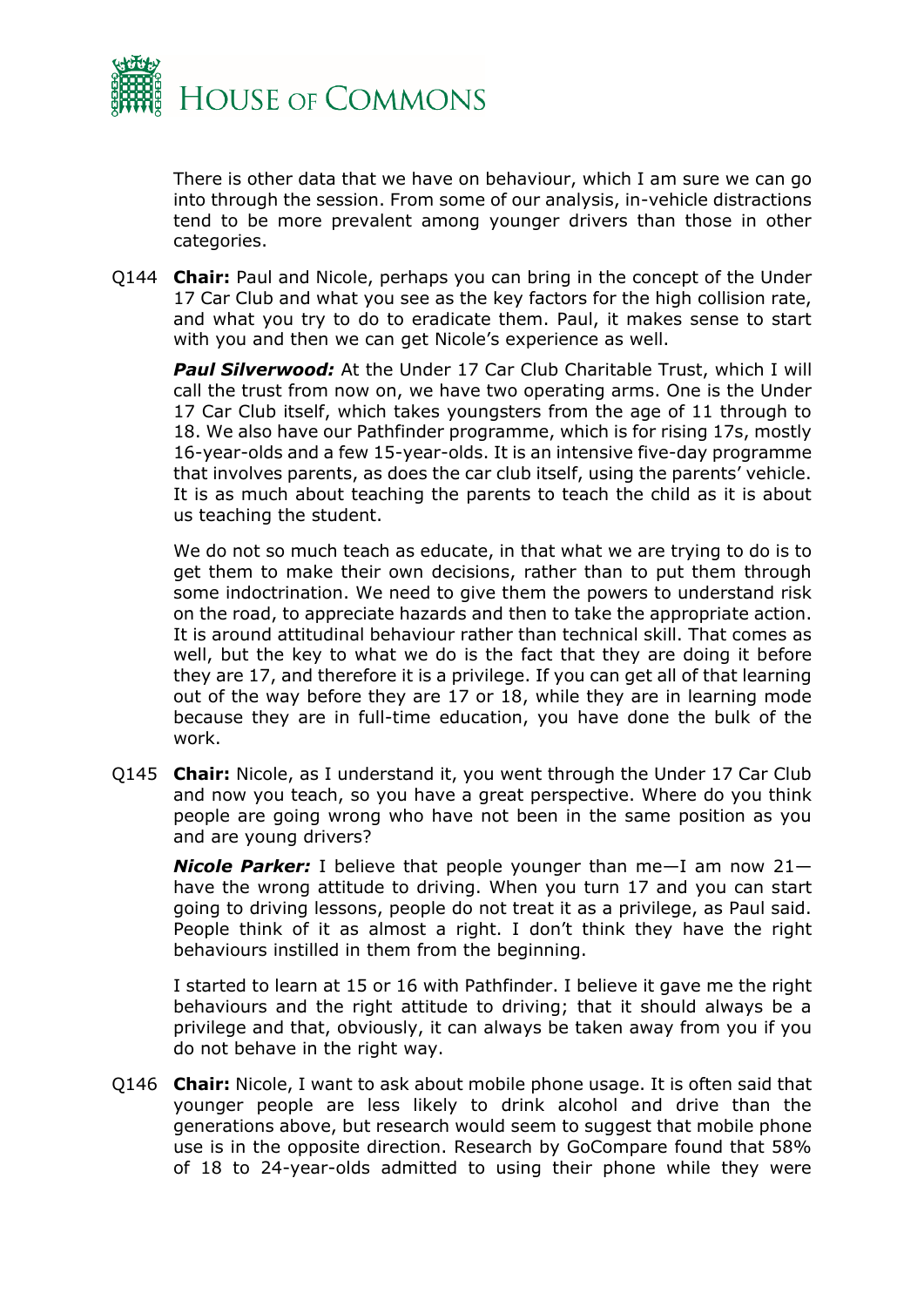There is other data that we have on behaviour, which I am sure we can go into through the session. From some of our analysis, in-vehicle distractions tend to be more prevalent among younger drivers than those in other categories.

Q144 **Chair:** Paul and Nicole, perhaps you can bring in the concept of the Under 17 Car Club and what you see as the key factors for the high collision rate, and what you try to do to eradicate them. Paul, it makes sense to start with you and then we can get Nicole's experience as well.

***Paul Silverwood:*** At the Under 17 Car Club Charitable Trust, which I will call the trust from now on, we have two operating arms. One is the Under 17 Car Club itself, which takes youngsters from the age of 11 through to 18. We also have our Pathfinder programme, which is for rising 17s, mostly 16-year-olds and a few 15-year-olds. It is an intensive five-day programme that involves parents, as does the car club itself, using the parents' vehicle. It is as much about teaching the parents to teach the child as it is about us teaching the student.

We do not so much teach as educate, in that what we are trying to do is to get them to make their own decisions, rather than to put them through some indoctrination. We need to give them the powers to understand risk on the road, to appreciate hazards and then to take the appropriate action. It is around attitudinal behaviour rather than technical skill. That comes as well, but the key to what we do is the fact that they are doing it before they are 17, and therefore it is a privilege. If you can get all of that learning out of the way before they are 17 or 18, while they are in learning mode because they are in full-time education, you have done the bulk of the work.

Q145 **Chair:** Nicole, as I understand it, you went through the Under 17 Car Club and now you teach, so you have a great perspective. Where do you think people are going wrong who have not been in the same position as you and are young drivers?

***Nicole Parker:*** I believe that people younger than me—I am now 21—have the wrong attitude to driving. When you turn 17 and you can start going to driving lessons, people do not treat it as a privilege, as Paul said. People think of it as almost a right. I don't think they have the right behaviours instilled in them from the beginning.

I started to learn at 15 or 16 with Pathfinder. I believe it gave me the right behaviours and the right attitude to driving; that it should always be a privilege and that, obviously, it can always be taken away from you if you do not behave in the right way.

Q146 **Chair:** Nicole, I want to ask about mobile phone usage. It is often said that younger people are less likely to drink alcohol and drive than the generations above, but research would seem to suggest that mobile phone use is in the opposite direction. Research by GoCompare found that 58% of 18 to 24-year-olds admitted to using their phone while they were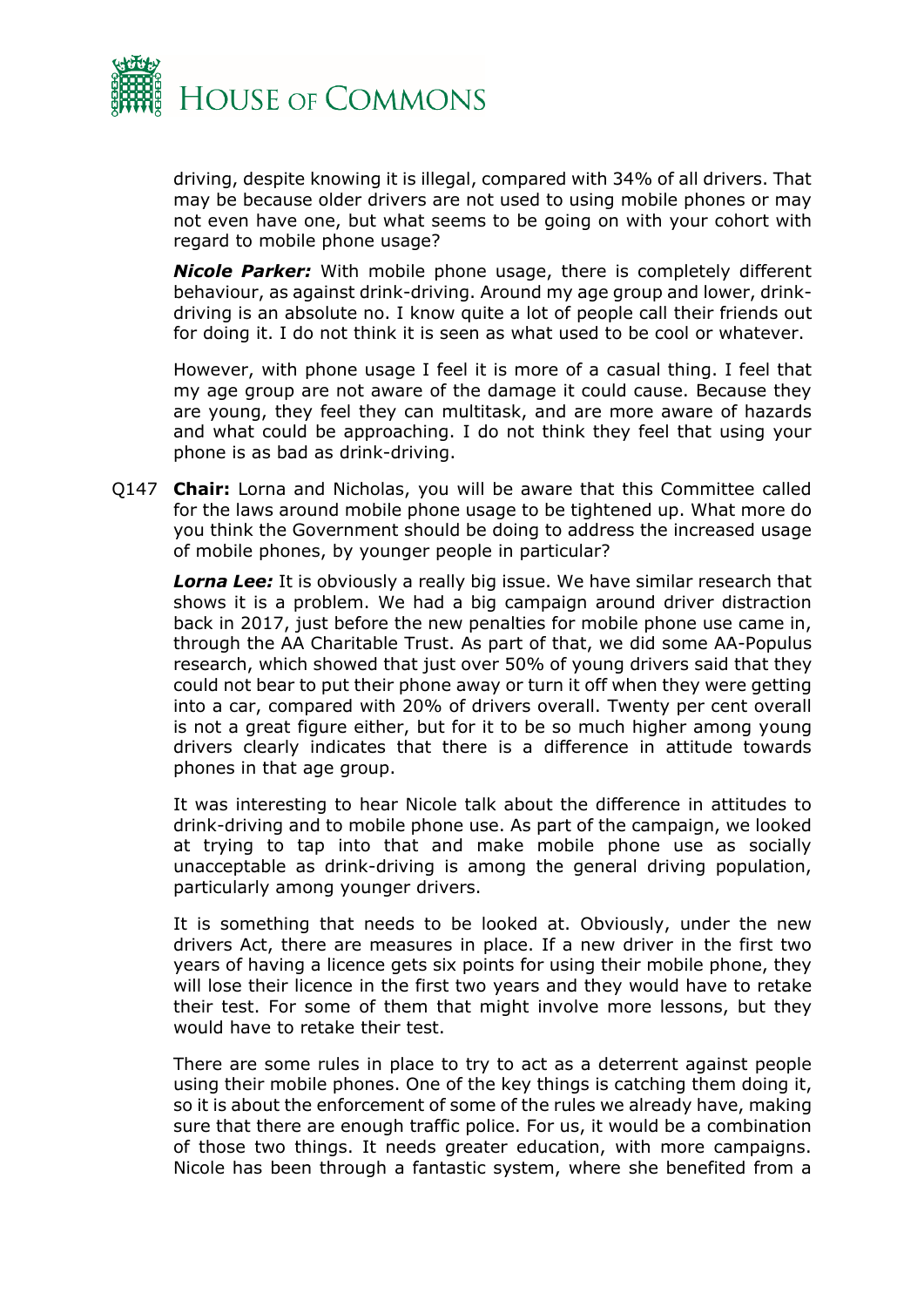driving, despite knowing it is illegal, compared with 34% of all drivers. That may be because older drivers are not used to using mobile phones or may not even have one, but what seems to be going on with your cohort with regard to mobile phone usage?

***Nicole Parker:*** With mobile phone usage, there is completely different behaviour, as against drink-driving. Around my age group and lower, drink-driving is an absolute no. I know quite a lot of people call their friends out for doing it. I do not think it is seen as what used to be cool or whatever.

However, with phone usage I feel it is more of a casual thing. I feel that my age group are not aware of the damage it could cause. Because they are young, they feel they can multitask, and are more aware of hazards and what could be approaching. I do not think they feel that using your phone is as bad as drink-driving.

Q147 **Chair:** Lorna and Nicholas, you will be aware that this Committee called for the laws around mobile phone usage to be tightened up. What more do you think the Government should be doing to address the increased usage of mobile phones, by younger people in particular?

***Lorna Lee:*** It is obviously a really big issue. We have similar research that shows it is a problem. We had a big campaign around driver distraction back in 2017, just before the new penalties for mobile phone use came in, through the AA Charitable Trust. As part of that, we did some AA-Populus research, which showed that just over 50% of young drivers said that they could not bear to put their phone away or turn it off when they were getting into a car, compared with 20% of drivers overall. Twenty per cent overall is not a great figure either, but for it to be so much higher among young drivers clearly indicates that there is a difference in attitude towards phones in that age group.

It was interesting to hear Nicole talk about the difference in attitudes to drink-driving and to mobile phone use. As part of the campaign, we looked at trying to tap into that and make mobile phone use as socially unacceptable as drink-driving is among the general driving population, particularly among younger drivers.

It is something that needs to be looked at. Obviously, under the new drivers Act, there are measures in place. If a new driver in the first two years of having a licence gets six points for using their mobile phone, they will lose their licence in the first two years and they would have to retake their test. For some of them that might involve more lessons, but they would have to retake their test.

There are some rules in place to try to act as a deterrent against people using their mobile phones. One of the key things is catching them doing it, so it is about the enforcement of some of the rules we already have, making sure that there are enough traffic police. For us, it would be a combination of those two things. It needs greater education, with more campaigns. Nicole has been through a fantastic system, where she benefited from a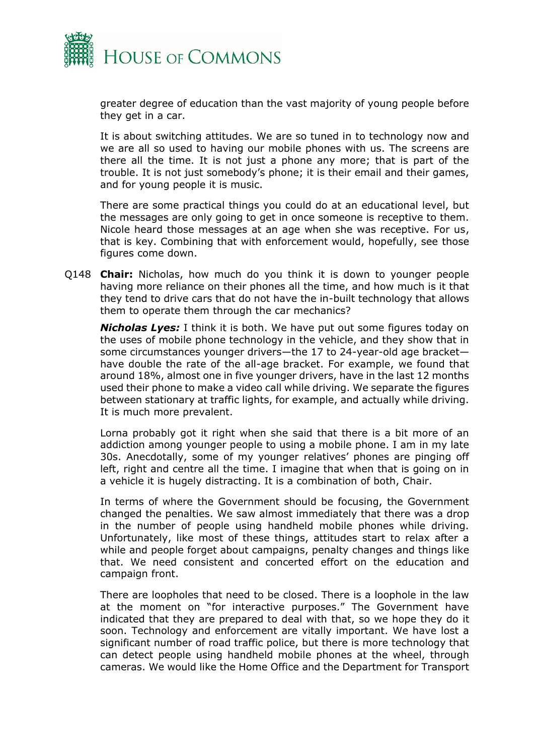greater degree of education than the vast majority of young people before they get in a car.

It is about switching attitudes. We are so tuned in to technology now and we are all so used to having our mobile phones with us. The screens are there all the time. It is not just a phone any more; that is part of the trouble. It is not just somebody's phone; it is their email and their games, and for young people it is music.

There are some practical things you could do at an educational level, but the messages are only going to get in once someone is receptive to them. Nicole heard those messages at an age when she was receptive. For us, that is key. Combining that with enforcement would, hopefully, see those figures come down.

Q148 **Chair:** Nicholas, how much do you think it is down to younger people having more reliance on their phones all the time, and how much is it that they tend to drive cars that do not have the in-built technology that allows them to operate them through the car mechanics?

***Nicholas Lyes:*** I think it is both. We have put out some figures today on the uses of mobile phone technology in the vehicle, and they show that in some circumstances younger drivers—the 17 to 24-year-old age bracket—have double the rate of the all-age bracket. For example, we found that around 18%, almost one in five younger drivers, have in the last 12 months used their phone to make a video call while driving. We separate the figures between stationary at traffic lights, for example, and actually while driving. It is much more prevalent.

Lorna probably got it right when she said that there is a bit more of an addiction among younger people to using a mobile phone. I am in my late 30s. Anecdotally, some of my younger relatives' phones are pinging off left, right and centre all the time. I imagine that when that is going on in a vehicle it is hugely distracting. It is a combination of both, Chair.

In terms of where the Government should be focusing, the Government changed the penalties. We saw almost immediately that there was a drop in the number of people using handheld mobile phones while driving. Unfortunately, like most of these things, attitudes start to relax after a while and people forget about campaigns, penalty changes and things like that. We need consistent and concerted effort on the education and campaign front.

There are loopholes that need to be closed. There is a loophole in the law at the moment on "for interactive purposes." The Government have indicated that they are prepared to deal with that, so we hope they do it soon. Technology and enforcement are vitally important. We have lost a significant number of road traffic police, but there is more technology that can detect people using handheld mobile phones at the wheel, through cameras. We would like the Home Office and the Department for Transport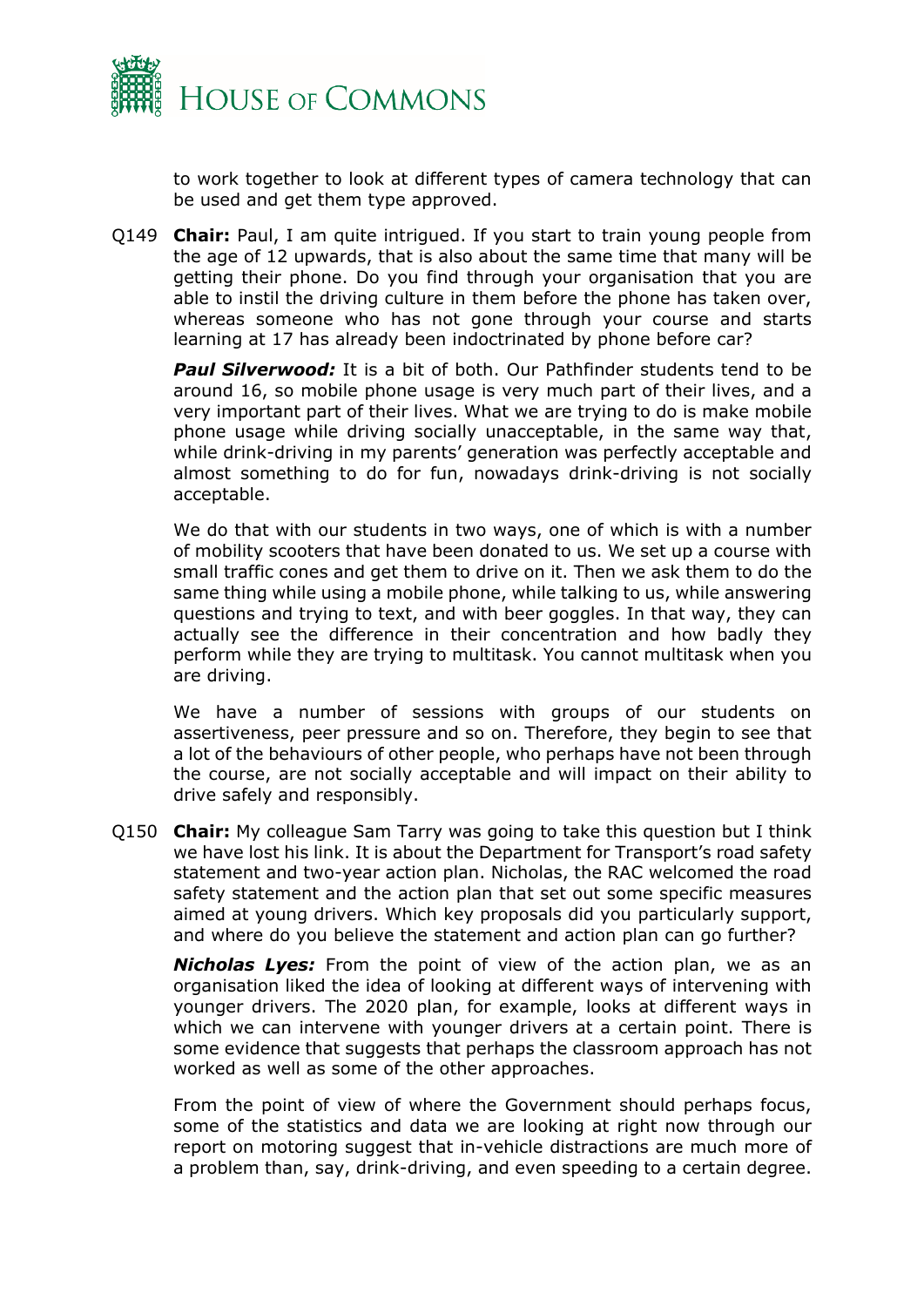to work together to look at different types of camera technology that can be used and get them type approved.

Q149 **Chair:** Paul, I am quite intrigued. If you start to train young people from the age of 12 upwards, that is also about the same time that many will be getting their phone. Do you find through your organisation that you are able to instil the driving culture in them before the phone has taken over, whereas someone who has not gone through your course and starts learning at 17 has already been indoctrinated by phone before car?

***Paul Silverwood:*** It is a bit of both. Our Pathfinder students tend to be around 16, so mobile phone usage is very much part of their lives, and a very important part of their lives. What we are trying to do is make mobile phone usage while driving socially unacceptable, in the same way that, while drink-driving in my parents' generation was perfectly acceptable and almost something to do for fun, nowadays drink-driving is not socially acceptable.

We do that with our students in two ways, one of which is with a number of mobility scooters that have been donated to us. We set up a course with small traffic cones and get them to drive on it. Then we ask them to do the same thing while using a mobile phone, while talking to us, while answering questions and trying to text, and with beer goggles. In that way, they can actually see the difference in their concentration and how badly they perform while they are trying to multitask. You cannot multitask when you are driving.

We have a number of sessions with groups of our students on assertiveness, peer pressure and so on. Therefore, they begin to see that a lot of the behaviours of other people, who perhaps have not been through the course, are not socially acceptable and will impact on their ability to drive safely and responsibly.

Q150 **Chair:** My colleague Sam Tarry was going to take this question but I think we have lost his link. It is about the Department for Transport's road safety statement and two-year action plan. Nicholas, the RAC welcomed the road safety statement and the action plan that set out some specific measures aimed at young drivers. Which key proposals did you particularly support, and where do you believe the statement and action plan can go further?

***Nicholas Lyes:*** From the point of view of the action plan, we as an organisation liked the idea of looking at different ways of intervening with younger drivers. The 2020 plan, for example, looks at different ways in which we can intervene with younger drivers at a certain point. There is some evidence that suggests that perhaps the classroom approach has not worked as well as some of the other approaches.

From the point of view of where the Government should perhaps focus, some of the statistics and data we are looking at right now through our report on motoring suggest that in-vehicle distractions are much more of a problem than, say, drink-driving, and even speeding to a certain degree.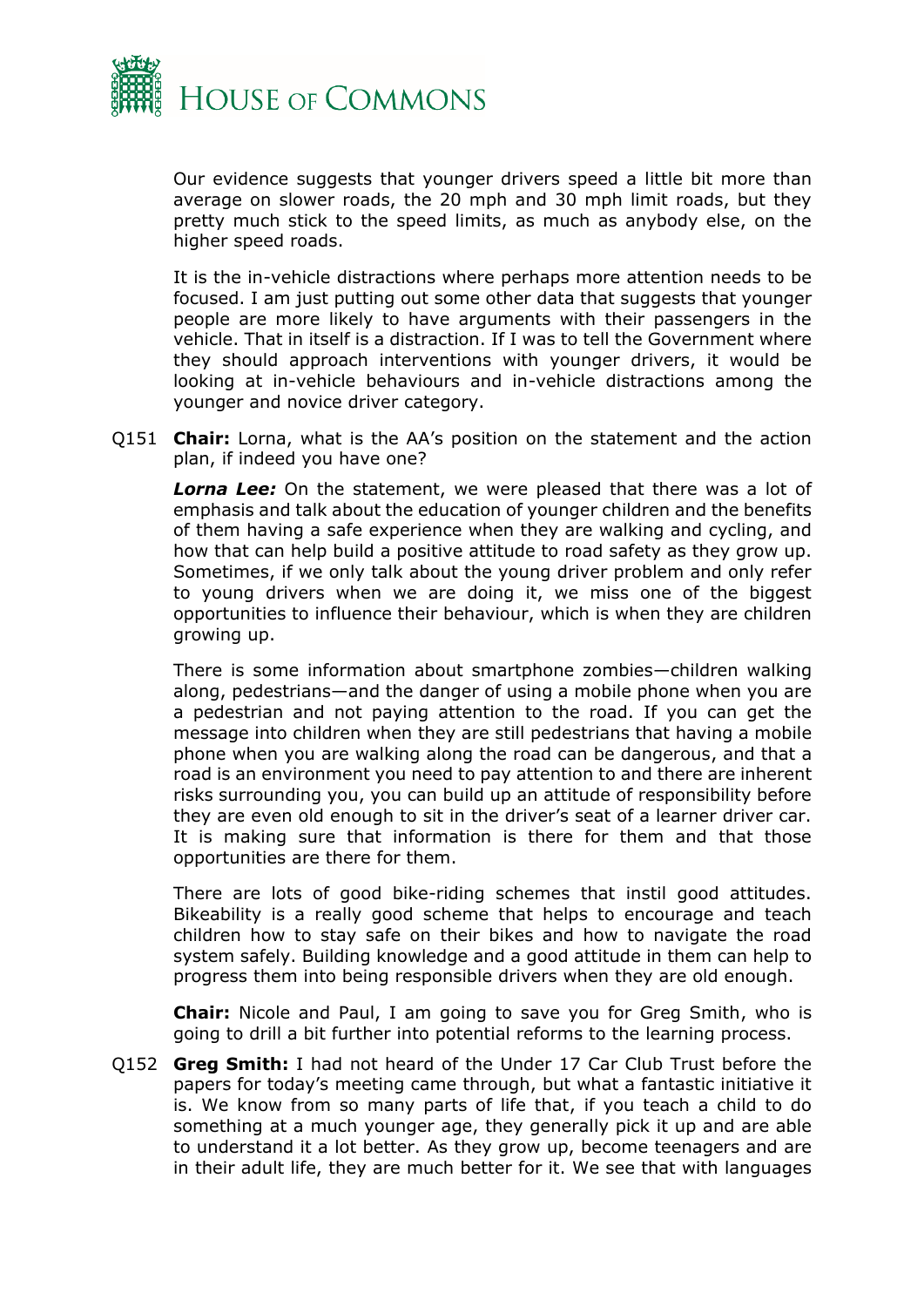Our evidence suggests that younger drivers speed a little bit more than average on slower roads, the 20 mph and 30 mph limit roads, but they pretty much stick to the speed limits, as much as anybody else, on the higher speed roads.

It is the in-vehicle distractions where perhaps more attention needs to be focused. I am just putting out some other data that suggests that younger people are more likely to have arguments with their passengers in the vehicle. That in itself is a distraction. If I was to tell the Government where they should approach interventions with younger drivers, it would be looking at in-vehicle behaviours and in-vehicle distractions among the younger and novice driver category.

Q151 **Chair:** Lorna, what is the AA's position on the statement and the action plan, if indeed you have one?

***Lorna Lee:*** On the statement, we were pleased that there was a lot of emphasis and talk about the education of younger children and the benefits of them having a safe experience when they are walking and cycling, and how that can help build a positive attitude to road safety as they grow up. Sometimes, if we only talk about the young driver problem and only refer to young drivers when we are doing it, we miss one of the biggest opportunities to influence their behaviour, which is when they are children growing up.

There is some information about smartphone zombies—children walking along, pedestrians—and the danger of using a mobile phone when you are a pedestrian and not paying attention to the road. If you can get the message into children when they are still pedestrians that having a mobile phone when you are walking along the road can be dangerous, and that a road is an environment you need to pay attention to and there are inherent risks surrounding you, you can build up an attitude of responsibility before they are even old enough to sit in the driver's seat of a learner driver car. It is making sure that information is there for them and that those opportunities are there for them.

There are lots of good bike-riding schemes that instil good attitudes. Bikeability is a really good scheme that helps to encourage and teach children how to stay safe on their bikes and how to navigate the road system safely. Building knowledge and a good attitude in them can help to progress them into being responsible drivers when they are old enough.

**Chair:** Nicole and Paul, I am going to save you for Greg Smith, who is going to drill a bit further into potential reforms to the learning process.

Q152 **Greg Smith:** I had not heard of the Under 17 Car Club Trust before the papers for today's meeting came through, but what a fantastic initiative it is. We know from so many parts of life that, if you teach a child to do something at a much younger age, they generally pick it up and are able to understand it a lot better. As they grow up, become teenagers and are in their adult life, they are much better for it. We see that with languages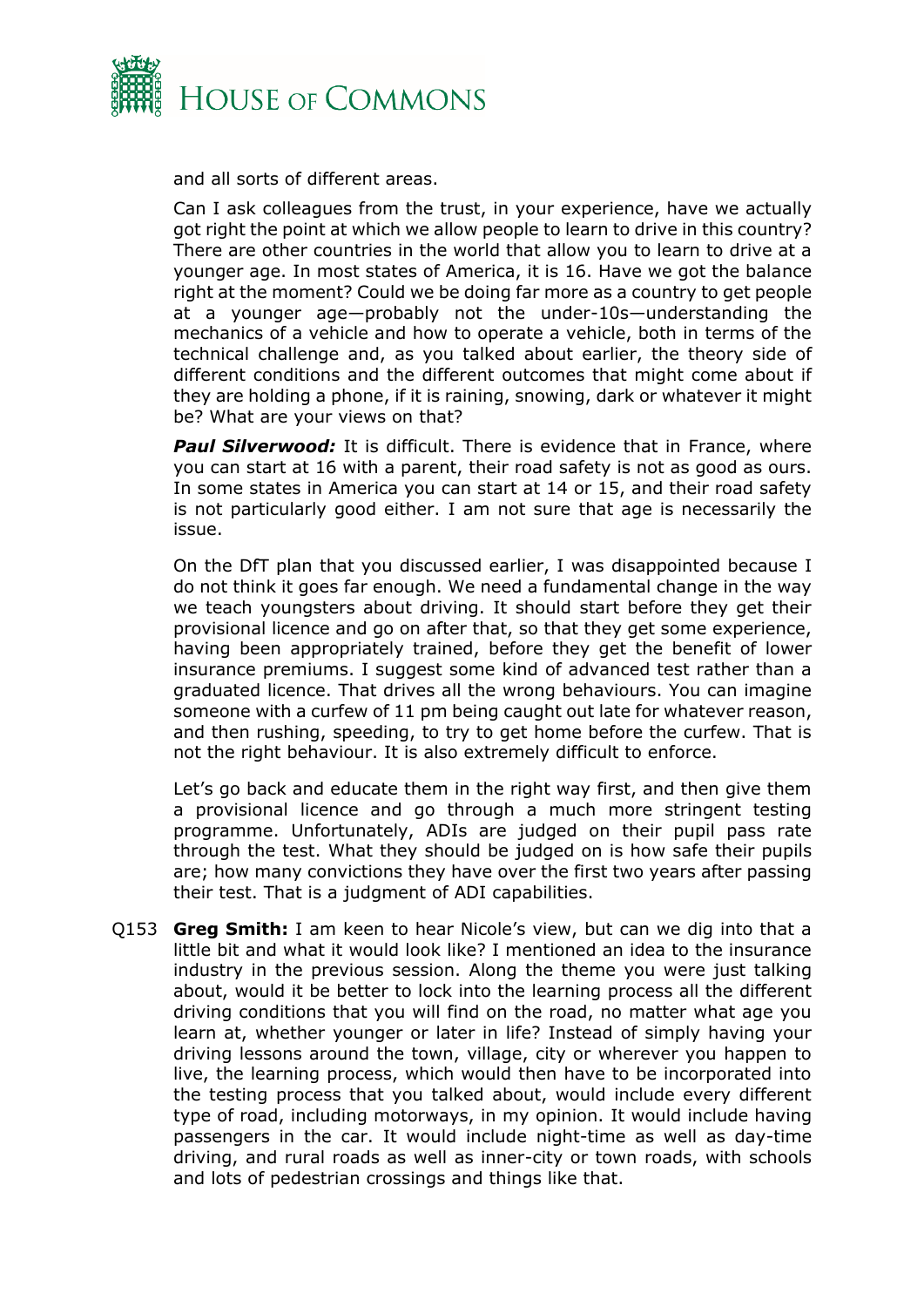and all sorts of different areas.

Can I ask colleagues from the trust, in your experience, have we actually got right the point at which we allow people to learn to drive in this country? There are other countries in the world that allow you to learn to drive at a younger age. In most states of America, it is 16. Have we got the balance right at the moment? Could we be doing far more as a country to get people at a younger age—probably not the under-10s—understanding the mechanics of a vehicle and how to operate a vehicle, both in terms of the technical challenge and, as you talked about earlier, the theory side of different conditions and the different outcomes that might come about if they are holding a phone, if it is raining, snowing, dark or whatever it might be? What are your views on that?

***Paul Silverwood:*** It is difficult. There is evidence that in France, where you can start at 16 with a parent, their road safety is not as good as ours. In some states in America you can start at 14 or 15, and their road safety is not particularly good either. I am not sure that age is necessarily the issue.

On the DfT plan that you discussed earlier, I was disappointed because I do not think it goes far enough. We need a fundamental change in the way we teach youngsters about driving. It should start before they get their provisional licence and go on after that, so that they get some experience, having been appropriately trained, before they get the benefit of lower insurance premiums. I suggest some kind of advanced test rather than a graduated licence. That drives all the wrong behaviours. You can imagine someone with a curfew of 11 pm being caught out late for whatever reason, and then rushing, speeding, to try to get home before the curfew. That is not the right behaviour. It is also extremely difficult to enforce.

Let's go back and educate them in the right way first, and then give them a provisional licence and go through a much more stringent testing programme. Unfortunately, ADIs are judged on their pupil pass rate through the test. What they should be judged on is how safe their pupils are; how many convictions they have over the first two years after passing their test. That is a judgment of ADI capabilities.

Q153 **Greg Smith:** I am keen to hear Nicole's view, but can we dig into that a little bit and what it would look like? I mentioned an idea to the insurance industry in the previous session. Along the theme you were just talking about, would it be better to lock into the learning process all the different driving conditions that you will find on the road, no matter what age you learn at, whether younger or later in life? Instead of simply having your driving lessons around the town, village, city or wherever you happen to live, the learning process, which would then have to be incorporated into the testing process that you talked about, would include every different type of road, including motorways, in my opinion. It would include having passengers in the car. It would include night-time as well as day-time driving, and rural roads as well as inner-city or town roads, with schools and lots of pedestrian crossings and things like that.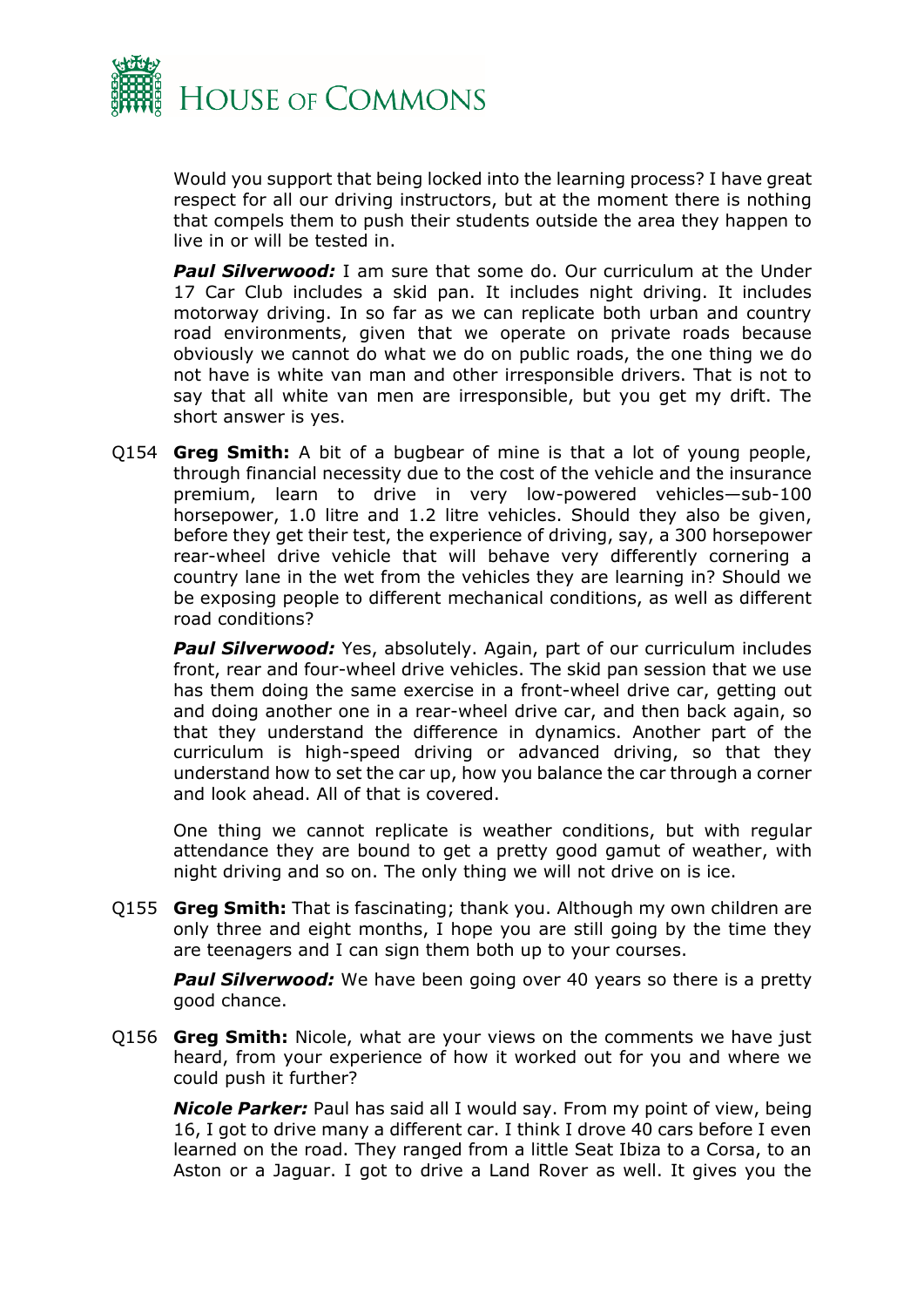Would you support that being locked into the learning process? I have great respect for all our driving instructors, but at the moment there is nothing that compels them to push their students outside the area they happen to live in or will be tested in.

***Paul Silverwood:*** I am sure that some do. Our curriculum at the Under 17 Car Club includes a skid pan. It includes night driving. It includes motorway driving. In so far as we can replicate both urban and country road environments, given that we operate on private roads because obviously we cannot do what we do on public roads, the one thing we do not have is white van man and other irresponsible drivers. That is not to say that all white van men are irresponsible, but you get my drift. The short answer is yes.

Q154 **Greg Smith:** A bit of a bugbear of mine is that a lot of young people, through financial necessity due to the cost of the vehicle and the insurance premium, learn to drive in very low-powered vehicles—sub-100 horsepower, 1.0 litre and 1.2 litre vehicles. Should they also be given, before they get their test, the experience of driving, say, a 300 horsepower rear-wheel drive vehicle that will behave very differently cornering a country lane in the wet from the vehicles they are learning in? Should we be exposing people to different mechanical conditions, as well as different road conditions?

***Paul Silverwood:*** Yes, absolutely. Again, part of our curriculum includes front, rear and four-wheel drive vehicles. The skid pan session that we use has them doing the same exercise in a front-wheel drive car, getting out and doing another one in a rear-wheel drive car, and then back again, so that they understand the difference in dynamics. Another part of the curriculum is high-speed driving or advanced driving, so that they understand how to set the car up, how you balance the car through a corner and look ahead. All of that is covered.

One thing we cannot replicate is weather conditions, but with regular attendance they are bound to get a pretty good gamut of weather, with night driving and so on. The only thing we will not drive on is ice.

Q155 **Greg Smith:** That is fascinating; thank you. Although my own children are only three and eight months, I hope you are still going by the time they are teenagers and I can sign them both up to your courses.

***Paul Silverwood:*** We have been going over 40 years so there is a pretty good chance.

Q156 **Greg Smith:** Nicole, what are your views on the comments we have just heard, from your experience of how it worked out for you and where we could push it further?

***Nicole Parker:*** Paul has said all I would say. From my point of view, being 16, I got to drive many a different car. I think I drove 40 cars before I even learned on the road. They ranged from a little Seat Ibiza to a Corsa, to an Aston or a Jaguar. I got to drive a Land Rover as well. It gives you the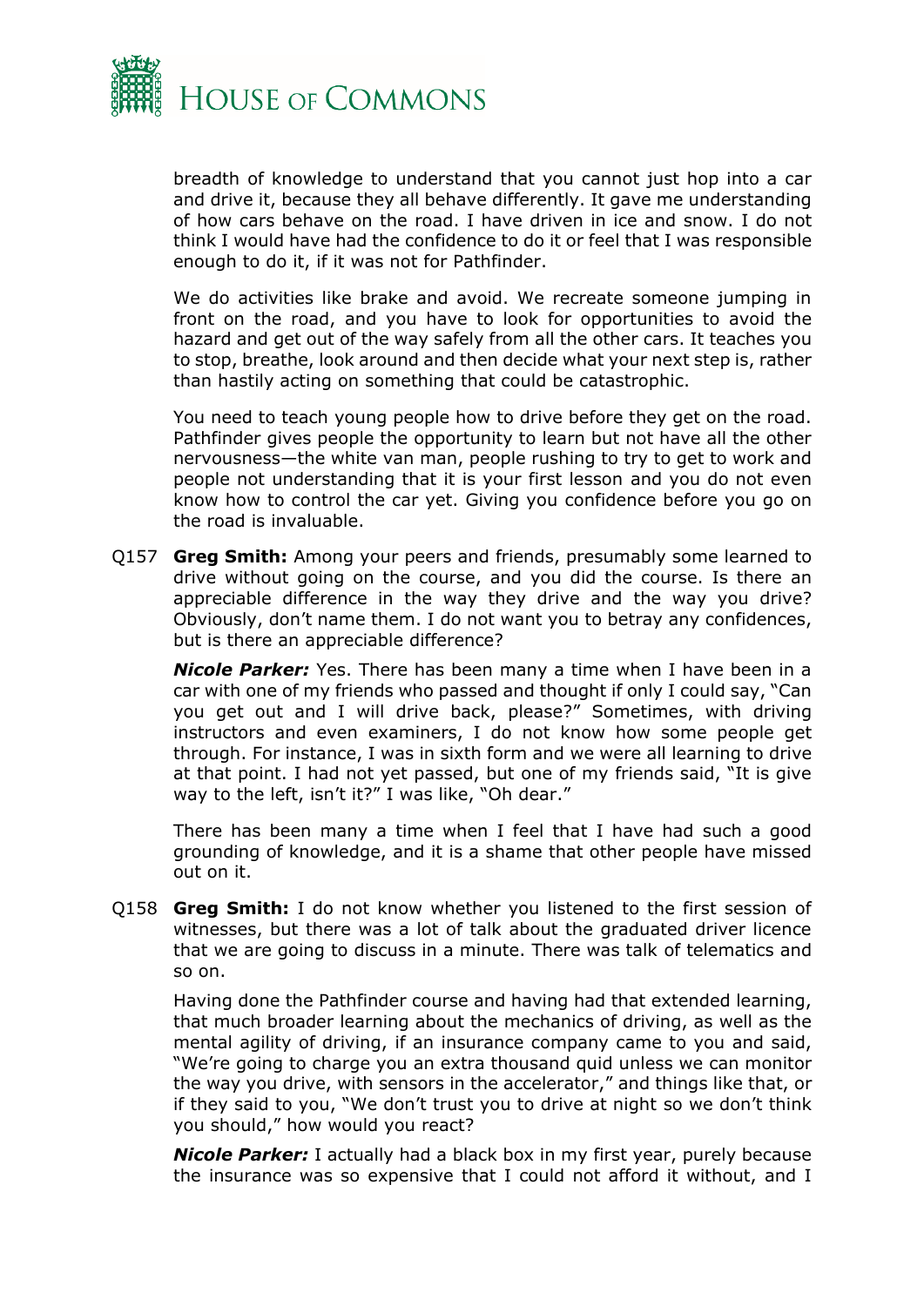breadth of knowledge to understand that you cannot just hop into a car and drive it, because they all behave differently. It gave me understanding of how cars behave on the road. I have driven in ice and snow. I do not think I would have had the confidence to do it or feel that I was responsible enough to do it, if it was not for Pathfinder.

We do activities like brake and avoid. We recreate someone jumping in front on the road, and you have to look for opportunities to avoid the hazard and get out of the way safely from all the other cars. It teaches you to stop, breathe, look around and then decide what your next step is, rather than hastily acting on something that could be catastrophic.

You need to teach young people how to drive before they get on the road. Pathfinder gives people the opportunity to learn but not have all the other nervousness—the white van man, people rushing to try to get to work and people not understanding that it is your first lesson and you do not even know how to control the car yet. Giving you confidence before you go on the road is invaluable.

Q157 **Greg Smith:** Among your peers and friends, presumably some learned to drive without going on the course, and you did the course. Is there an appreciable difference in the way they drive and the way you drive? Obviously, don't name them. I do not want you to betray any confidences, but is there an appreciable difference?

***Nicole Parker:*** Yes. There has been many a time when I have been in a car with one of my friends who passed and thought if only I could say, "Can you get out and I will drive back, please?" Sometimes, with driving instructors and even examiners, I do not know how some people get through. For instance, I was in sixth form and we were all learning to drive at that point. I had not yet passed, but one of my friends said, "It is give way to the left, isn't it?" I was like, "Oh dear."

There has been many a time when I feel that I have had such a good grounding of knowledge, and it is a shame that other people have missed out on it.

Q158 **Greg Smith:** I do not know whether you listened to the first session of witnesses, but there was a lot of talk about the graduated driver licence that we are going to discuss in a minute. There was talk of telematics and so on.

Having done the Pathfinder course and having had that extended learning, that much broader learning about the mechanics of driving, as well as the mental agility of driving, if an insurance company came to you and said, "We're going to charge you an extra thousand quid unless we can monitor the way you drive, with sensors in the accelerator," and things like that, or if they said to you, "We don't trust you to drive at night so we don't think you should," how would you react?

***Nicole Parker:*** I actually had a black box in my first year, purely because the insurance was so expensive that I could not afford it without, and I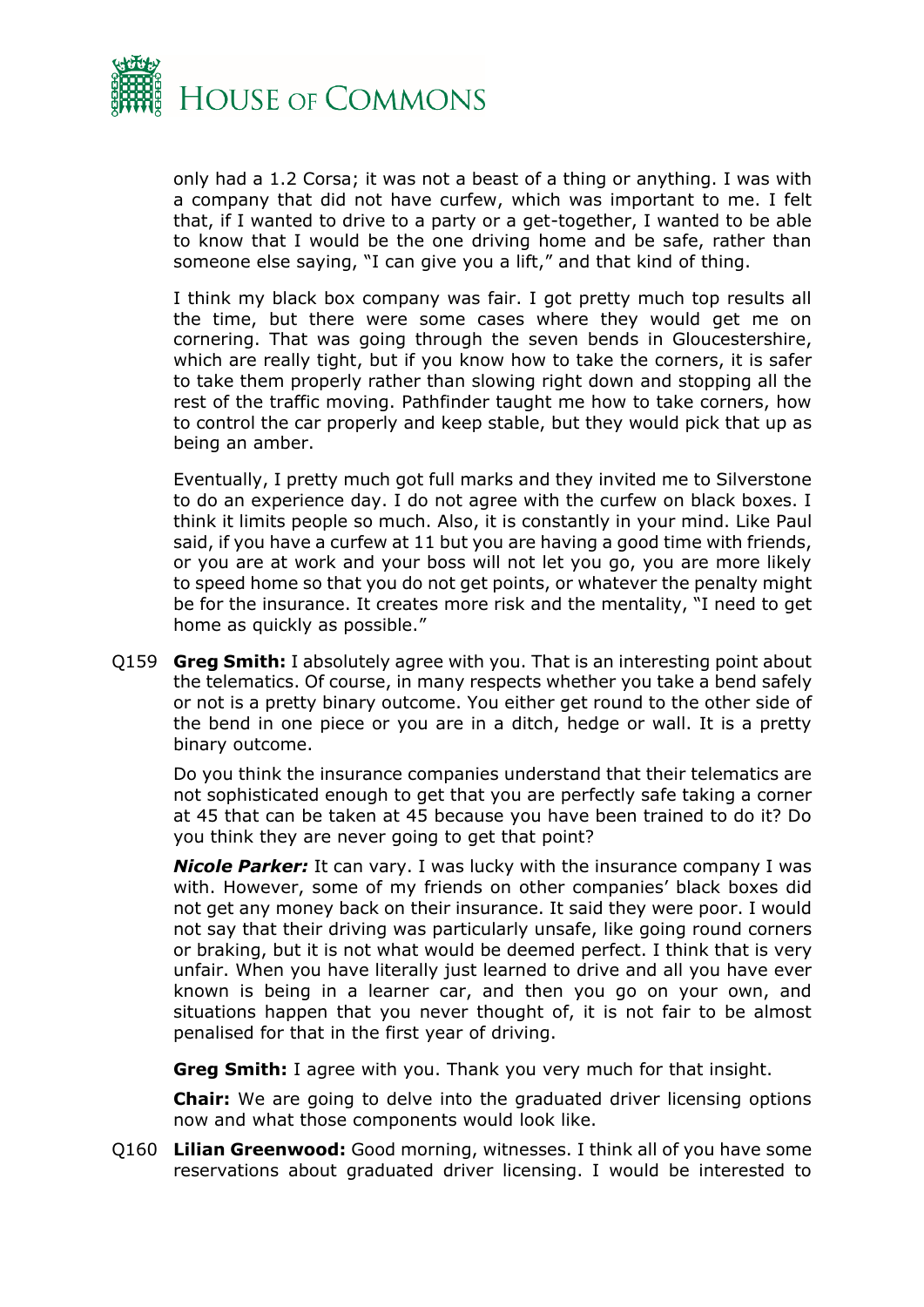only had a 1.2 Corsa; it was not a beast of a thing or anything. I was with a company that did not have curfew, which was important to me. I felt that, if I wanted to drive to a party or a get-together, I wanted to be able to know that I would be the one driving home and be safe, rather than someone else saying, "I can give you a lift," and that kind of thing.

I think my black box company was fair. I got pretty much top results all the time, but there were some cases where they would get me on cornering. That was going through the seven bends in Gloucestershire, which are really tight, but if you know how to take the corners, it is safer to take them properly rather than slowing right down and stopping all the rest of the traffic moving. Pathfinder taught me how to take corners, how to control the car properly and keep stable, but they would pick that up as being an amber.

Eventually, I pretty much got full marks and they invited me to Silverstone to do an experience day. I do not agree with the curfew on black boxes. I think it limits people so much. Also, it is constantly in your mind. Like Paul said, if you have a curfew at 11 but you are having a good time with friends, or you are at work and your boss will not let you go, you are more likely to speed home so that you do not get points, or whatever the penalty might be for the insurance. It creates more risk and the mentality, "I need to get home as quickly as possible."

Q159 **Greg Smith:** I absolutely agree with you. That is an interesting point about the telematics. Of course, in many respects whether you take a bend safely or not is a pretty binary outcome. You either get round to the other side of the bend in one piece or you are in a ditch, hedge or wall. It is a pretty binary outcome.

Do you think the insurance companies understand that their telematics are not sophisticated enough to get that you are perfectly safe taking a corner at 45 that can be taken at 45 because you have been trained to do it? Do you think they are never going to get that point?

***Nicole Parker:*** It can vary. I was lucky with the insurance company I was with. However, some of my friends on other companies' black boxes did not get any money back on their insurance. It said they were poor. I would not say that their driving was particularly unsafe, like going round corners or braking, but it is not what would be deemed perfect. I think that is very unfair. When you have literally just learned to drive and all you have ever known is being in a learner car, and then you go on your own, and situations happen that you never thought of, it is not fair to be almost penalised for that in the first year of driving.

**Greg Smith:** I agree with you. Thank you very much for that insight.

**Chair:** We are going to delve into the graduated driver licensing options now and what those components would look like.

Q160 **Lilian Greenwood:** Good morning, witnesses. I think all of you have some reservations about graduated driver licensing. I would be interested to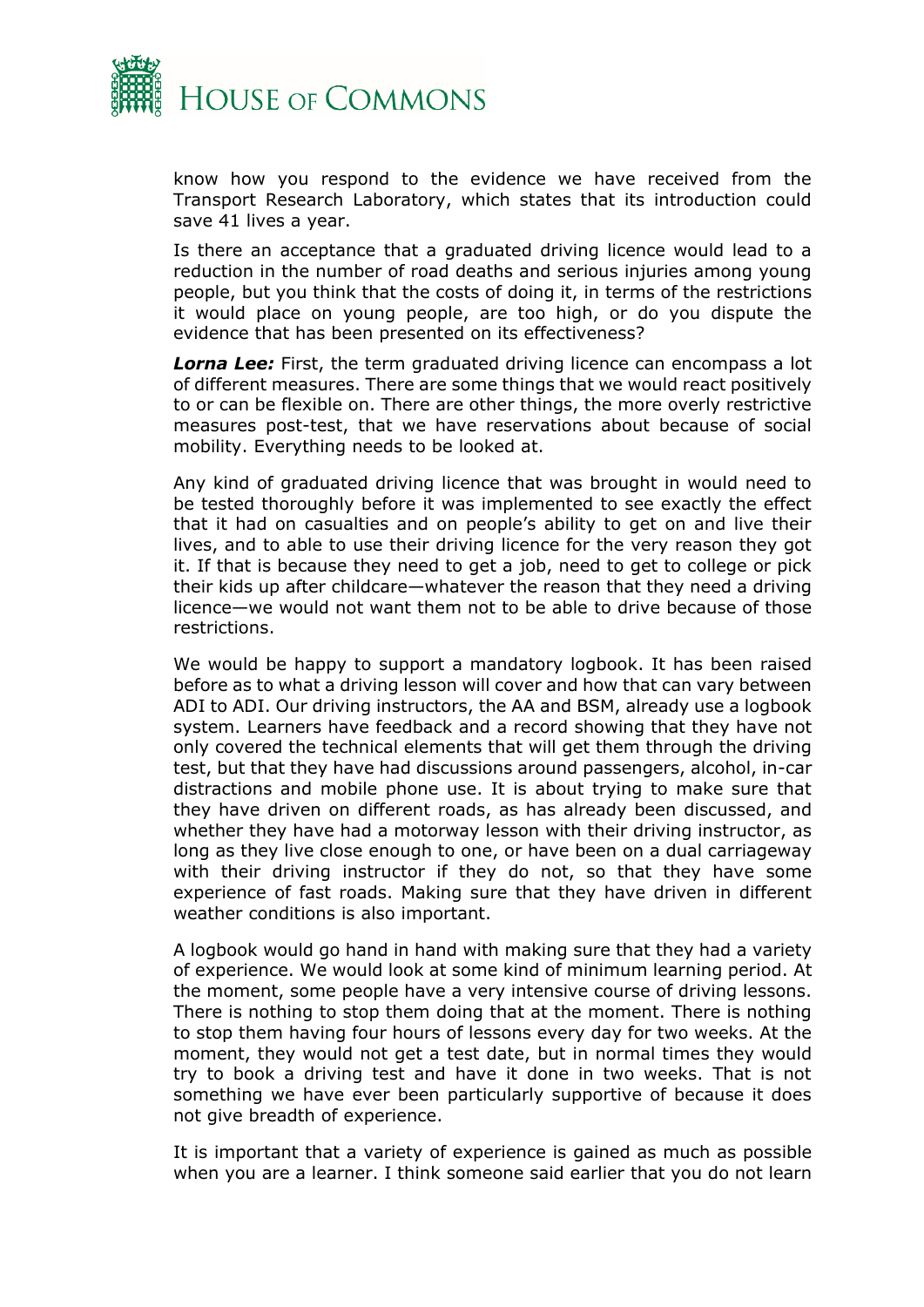know how you respond to the evidence we have received from the Transport Research Laboratory, which states that its introduction could save 41 lives a year.

Is there an acceptance that a graduated driving licence would lead to a reduction in the number of road deaths and serious injuries among young people, but you think that the costs of doing it, in terms of the restrictions it would place on young people, are too high, or do you dispute the evidence that has been presented on its effectiveness?

***Lorna Lee:*** First, the term graduated driving licence can encompass a lot of different measures. There are some things that we would react positively to or can be flexible on. There are other things, the more overly restrictive measures post-test, that we have reservations about because of social mobility. Everything needs to be looked at.

Any kind of graduated driving licence that was brought in would need to be tested thoroughly before it was implemented to see exactly the effect that it had on casualties and on people's ability to get on and live their lives, and to able to use their driving licence for the very reason they got it. If that is because they need to get a job, need to get to college or pick their kids up after childcare—whatever the reason that they need a driving licence—we would not want them not to be able to drive because of those restrictions.

We would be happy to support a mandatory logbook. It has been raised before as to what a driving lesson will cover and how that can vary between ADI to ADI. Our driving instructors, the AA and BSM, already use a logbook system. Learners have feedback and a record showing that they have not only covered the technical elements that will get them through the driving test, but that they have had discussions around passengers, alcohol, in-car distractions and mobile phone use. It is about trying to make sure that they have driven on different roads, as has already been discussed, and whether they have had a motorway lesson with their driving instructor, as long as they live close enough to one, or have been on a dual carriageway with their driving instructor if they do not, so that they have some experience of fast roads. Making sure that they have driven in different weather conditions is also important.

A logbook would go hand in hand with making sure that they had a variety of experience. We would look at some kind of minimum learning period. At the moment, some people have a very intensive course of driving lessons. There is nothing to stop them doing that at the moment. There is nothing to stop them having four hours of lessons every day for two weeks. At the moment, they would not get a test date, but in normal times they would try to book a driving test and have it done in two weeks. That is not something we have ever been particularly supportive of because it does not give breadth of experience.

It is important that a variety of experience is gained as much as possible when you are a learner. I think someone said earlier that you do not learn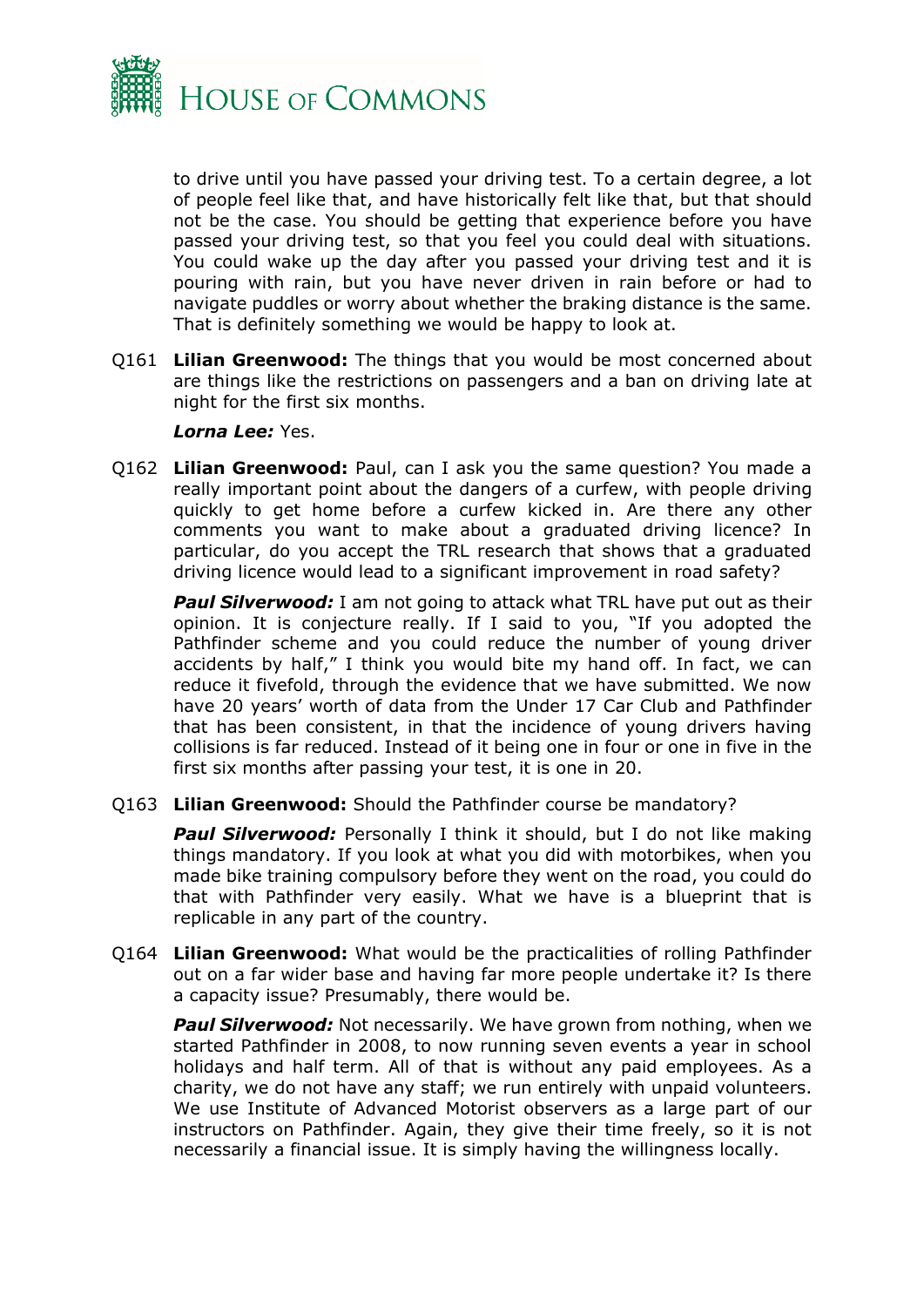to drive until you have passed your driving test. To a certain degree, a lot of people feel like that, and have historically felt like that, but that should not be the case. You should be getting that experience before you have passed your driving test, so that you feel you could deal with situations. You could wake up the day after you passed your driving test and it is pouring with rain, but you have never driven in rain before or had to navigate puddles or worry about whether the braking distance is the same. That is definitely something we would be happy to look at.

Q161 **Lilian Greenwood:** The things that you would be most concerned about are things like the restrictions on passengers and a ban on driving late at night for the first six months.

***Lorna Lee:*** Yes.

Q162 **Lilian Greenwood:** Paul, can I ask you the same question? You made a really important point about the dangers of a curfew, with people driving quickly to get home before a curfew kicked in. Are there any other comments you want to make about a graduated driving licence? In particular, do you accept the TRL research that shows that a graduated driving licence would lead to a significant improvement in road safety?

***Paul Silverwood:*** I am not going to attack what TRL have put out as their opinion. It is conjecture really. If I said to you, "If you adopted the Pathfinder scheme and you could reduce the number of young driver accidents by half," I think you would bite my hand off. In fact, we can reduce it fivefold, through the evidence that we have submitted. We now have 20 years' worth of data from the Under 17 Car Club and Pathfinder that has been consistent, in that the incidence of young drivers having collisions is far reduced. Instead of it being one in four or one in five in the first six months after passing your test, it is one in 20.

Q163 **Lilian Greenwood:** Should the Pathfinder course be mandatory?

***Paul Silverwood:*** Personally I think it should, but I do not like making things mandatory. If you look at what you did with motorbikes, when you made bike training compulsory before they went on the road, you could do that with Pathfinder very easily. What we have is a blueprint that is replicable in any part of the country.

Q164 **Lilian Greenwood:** What would be the practicalities of rolling Pathfinder out on a far wider base and having far more people undertake it? Is there a capacity issue? Presumably, there would be.

***Paul Silverwood:*** Not necessarily. We have grown from nothing, when we started Pathfinder in 2008, to now running seven events a year in school holidays and half term. All of that is without any paid employees. As a charity, we do not have any staff; we run entirely with unpaid volunteers. We use Institute of Advanced Motorist observers as a large part of our instructors on Pathfinder. Again, they give their time freely, so it is not necessarily a financial issue. It is simply having the willingness locally.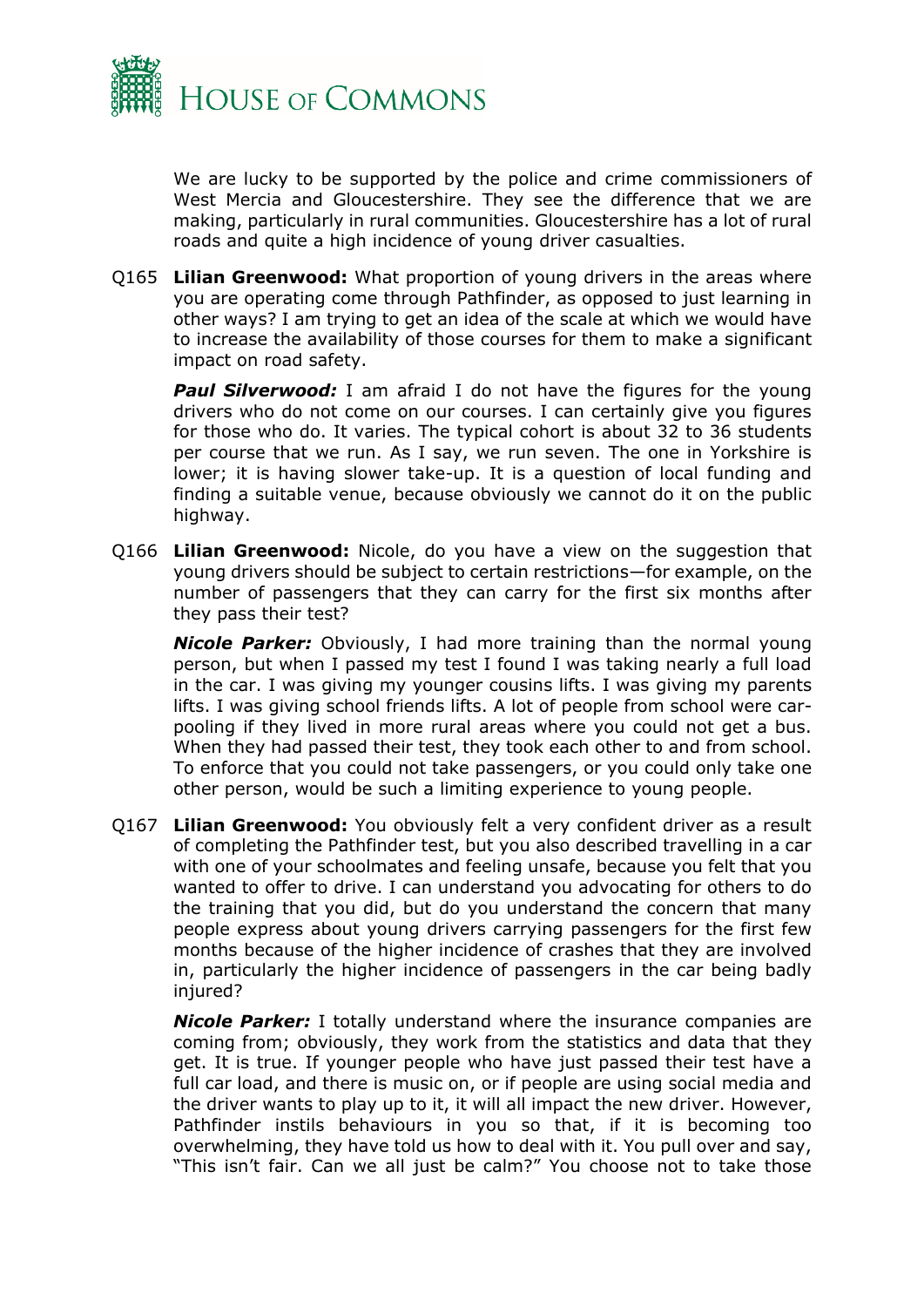We are lucky to be supported by the police and crime commissioners of West Mercia and Gloucestershire. They see the difference that we are making, particularly in rural communities. Gloucestershire has a lot of rural roads and quite a high incidence of young driver casualties.

Q165 **Lilian Greenwood:** What proportion of young drivers in the areas where you are operating come through Pathfinder, as opposed to just learning in other ways? I am trying to get an idea of the scale at which we would have to increase the availability of those courses for them to make a significant impact on road safety.

***Paul Silverwood:*** I am afraid I do not have the figures for the young drivers who do not come on our courses. I can certainly give you figures for those who do. It varies. The typical cohort is about 32 to 36 students per course that we run. As I say, we run seven. The one in Yorkshire is lower; it is having slower take-up. It is a question of local funding and finding a suitable venue, because obviously we cannot do it on the public highway.

Q166 **Lilian Greenwood:** Nicole, do you have a view on the suggestion that young drivers should be subject to certain restrictions—for example, on the number of passengers that they can carry for the first six months after they pass their test?

***Nicole Parker:*** Obviously, I had more training than the normal young person, but when I passed my test I found I was taking nearly a full load in the car. I was giving my younger cousins lifts. I was giving my parents lifts. I was giving school friends lifts. A lot of people from school were car-pooling if they lived in more rural areas where you could not get a bus. When they had passed their test, they took each other to and from school. To enforce that you could not take passengers, or you could only take one other person, would be such a limiting experience to young people.

Q167 **Lilian Greenwood:** You obviously felt a very confident driver as a result of completing the Pathfinder test, but you also described travelling in a car with one of your schoolmates and feeling unsafe, because you felt that you wanted to offer to drive. I can understand you advocating for others to do the training that you did, but do you understand the concern that many people express about young drivers carrying passengers for the first few months because of the higher incidence of crashes that they are involved in, particularly the higher incidence of passengers in the car being badly injured?

***Nicole Parker:*** I totally understand where the insurance companies are coming from; obviously, they work from the statistics and data that they get. It is true. If younger people who have just passed their test have a full car load, and there is music on, or if people are using social media and the driver wants to play up to it, it will all impact the new driver. However, Pathfinder instils behaviours in you so that, if it is becoming too overwhelming, they have told us how to deal with it. You pull over and say, "This isn't fair. Can we all just be calm?" You choose not to take those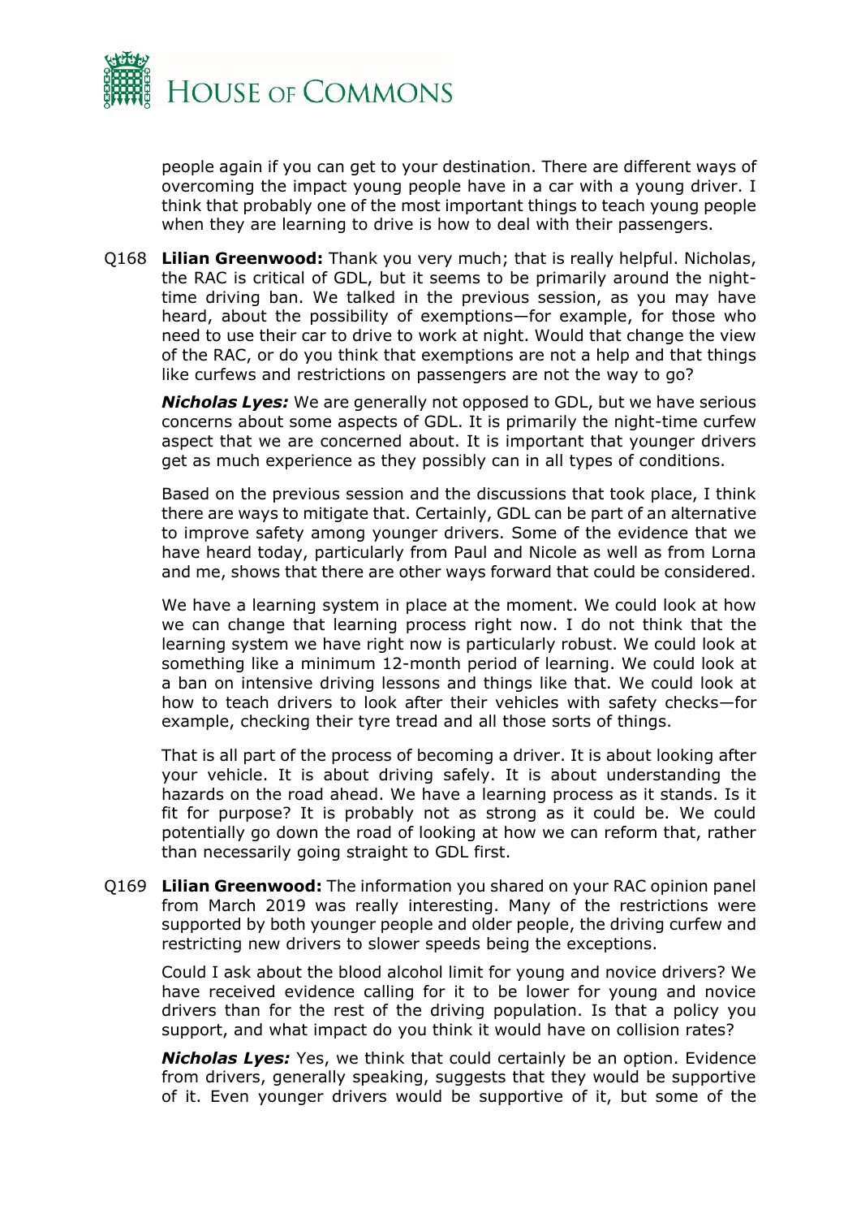people again if you can get to your destination. There are different ways of overcoming the impact young people have in a car with a young driver. I think that probably one of the most important things to teach young people when they are learning to drive is how to deal with their passengers.

Q168 **Lilian Greenwood:** Thank you very much; that is really helpful. Nicholas, the RAC is critical of GDL, but it seems to be primarily around the night-time driving ban. We talked in the previous session, as you may have heard, about the possibility of exemptions—for example, for those who need to use their car to drive to work at night. Would that change the view of the RAC, or do you think that exemptions are not a help and that things like curfews and restrictions on passengers are not the way to go?

***Nicholas Lyes:*** We are generally not opposed to GDL, but we have serious concerns about some aspects of GDL. It is primarily the night-time curfew aspect that we are concerned about. It is important that younger drivers get as much experience as they possibly can in all types of conditions.

Based on the previous session and the discussions that took place, I think there are ways to mitigate that. Certainly, GDL can be part of an alternative to improve safety among younger drivers. Some of the evidence that we have heard today, particularly from Paul and Nicole as well as from Lorna and me, shows that there are other ways forward that could be considered.

We have a learning system in place at the moment. We could look at how we can change that learning process right now. I do not think that the learning system we have right now is particularly robust. We could look at something like a minimum 12-month period of learning. We could look at a ban on intensive driving lessons and things like that. We could look at how to teach drivers to look after their vehicles with safety checks—for example, checking their tyre tread and all those sorts of things.

That is all part of the process of becoming a driver. It is about looking after your vehicle. It is about driving safely. It is about understanding the hazards on the road ahead. We have a learning process as it stands. Is it fit for purpose? It is probably not as strong as it could be. We could potentially go down the road of looking at how we can reform that, rather than necessarily going straight to GDL first.

Q169 **Lilian Greenwood:** The information you shared on your RAC opinion panel from March 2019 was really interesting. Many of the restrictions were supported by both younger people and older people, the driving curfew and restricting new drivers to slower speeds being the exceptions.

Could I ask about the blood alcohol limit for young and novice drivers? We have received evidence calling for it to be lower for young and novice drivers than for the rest of the driving population. Is that a policy you support, and what impact do you think it would have on collision rates?

***Nicholas Lyes:*** Yes, we think that could certainly be an option. Evidence from drivers, generally speaking, suggests that they would be supportive of it. Even younger drivers would be supportive of it, but some of the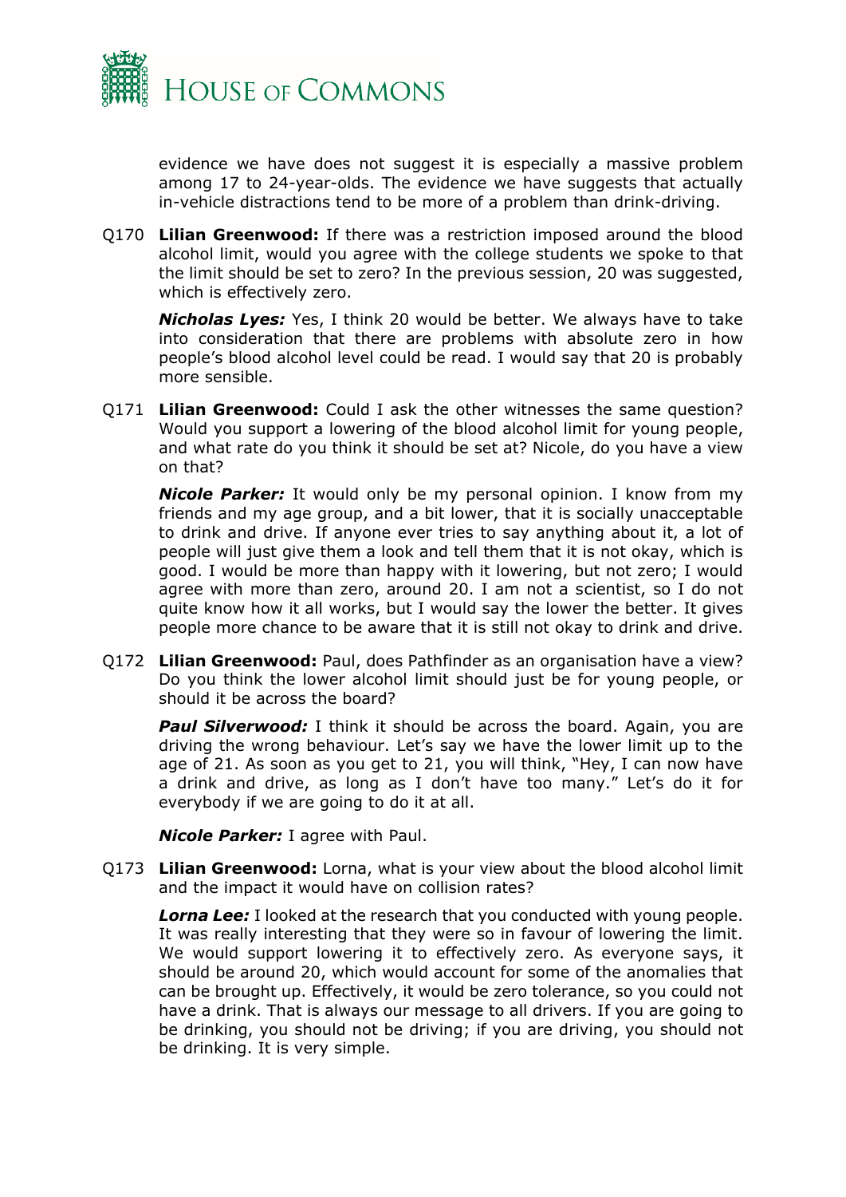evidence we have does not suggest it is especially a massive problem among 17 to 24-year-olds. The evidence we have suggests that actually in-vehicle distractions tend to be more of a problem than drink-driving.

Q170 **Lilian Greenwood:** If there was a restriction imposed around the blood alcohol limit, would you agree with the college students we spoke to that the limit should be set to zero? In the previous session, 20 was suggested, which is effectively zero.

***Nicholas Lyes:*** Yes, I think 20 would be better. We always have to take into consideration that there are problems with absolute zero in how people's blood alcohol level could be read. I would say that 20 is probably more sensible.

Q171 **Lilian Greenwood:** Could I ask the other witnesses the same question? Would you support a lowering of the blood alcohol limit for young people, and what rate do you think it should be set at? Nicole, do you have a view on that?

***Nicole Parker:*** It would only be my personal opinion. I know from my friends and my age group, and a bit lower, that it is socially unacceptable to drink and drive. If anyone ever tries to say anything about it, a lot of people will just give them a look and tell them that it is not okay, which is good. I would be more than happy with it lowering, but not zero; I would agree with more than zero, around 20. I am not a scientist, so I do not quite know how it all works, but I would say the lower the better. It gives people more chance to be aware that it is still not okay to drink and drive.

Q172 **Lilian Greenwood:** Paul, does Pathfinder as an organisation have a view? Do you think the lower alcohol limit should just be for young people, or should it be across the board?

***Paul Silverwood:*** I think it should be across the board. Again, you are driving the wrong behaviour. Let's say we have the lower limit up to the age of 21. As soon as you get to 21, you will think, "Hey, I can now have a drink and drive, as long as I don't have too many." Let's do it for everybody if we are going to do it at all.

***Nicole Parker:*** I agree with Paul.

Q173 **Lilian Greenwood:** Lorna, what is your view about the blood alcohol limit and the impact it would have on collision rates?

***Lorna Lee:*** I looked at the research that you conducted with young people. It was really interesting that they were so in favour of lowering the limit. We would support lowering it to effectively zero. As everyone says, it should be around 20, which would account for some of the anomalies that can be brought up. Effectively, it would be zero tolerance, so you could not have a drink. That is always our message to all drivers. If you are going to be drinking, you should not be driving; if you are driving, you should not be drinking. It is very simple.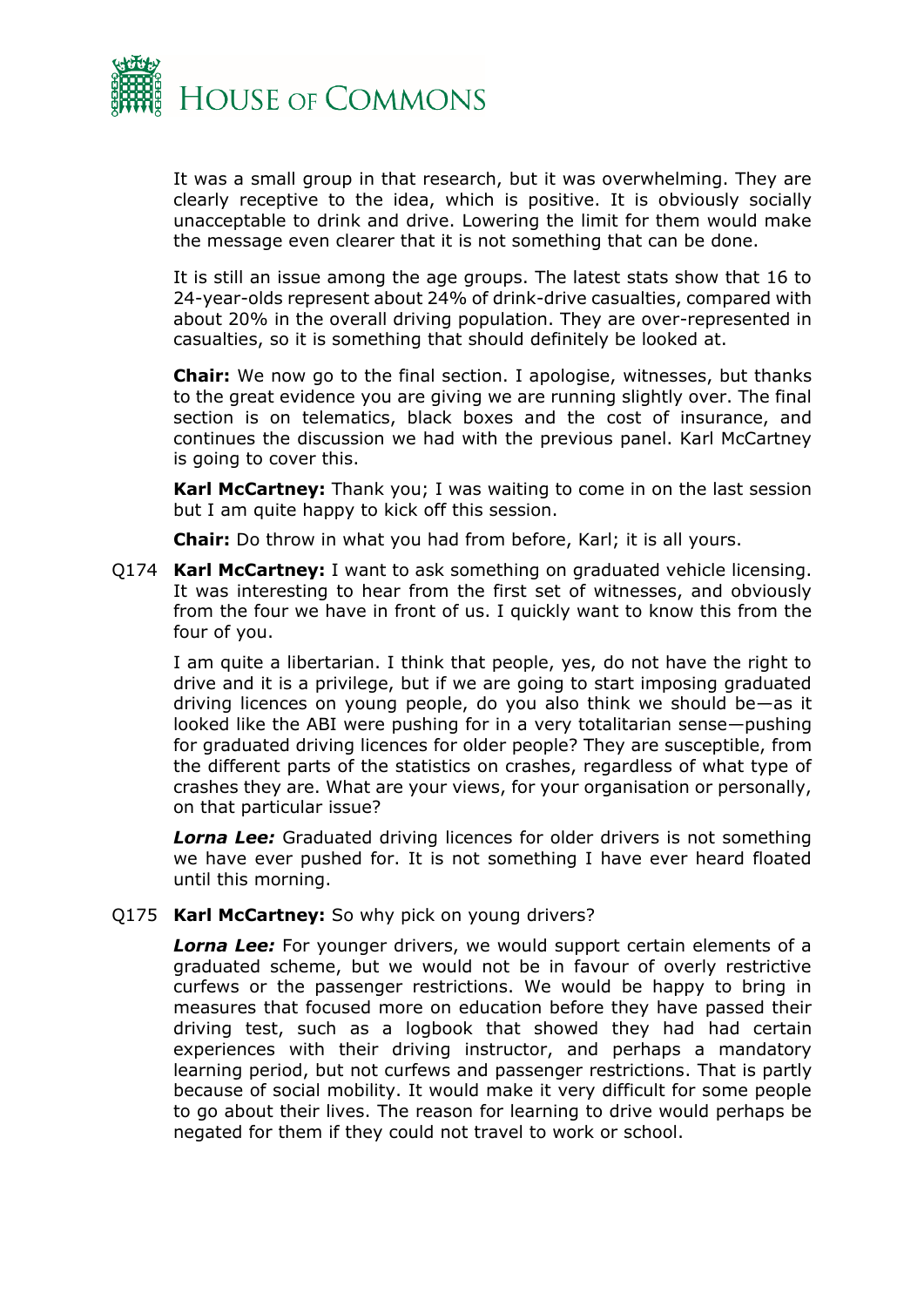It was a small group in that research, but it was overwhelming. They are clearly receptive to the idea, which is positive. It is obviously socially unacceptable to drink and drive. Lowering the limit for them would make the message even clearer that it is not something that can be done.

It is still an issue among the age groups. The latest stats show that 16 to 24-year-olds represent about 24% of drink-drive casualties, compared with about 20% in the overall driving population. They are over-represented in casualties, so it is something that should definitely be looked at.

**Chair:** We now go to the final section. I apologise, witnesses, but thanks to the great evidence you are giving we are running slightly over. The final section is on telematics, black boxes and the cost of insurance, and continues the discussion we had with the previous panel. Karl McCartney is going to cover this.

**Karl McCartney:** Thank you; I was waiting to come in on the last session but I am quite happy to kick off this session.

**Chair:** Do throw in what you had from before, Karl; it is all yours.

Q174 **Karl McCartney:** I want to ask something on graduated vehicle licensing. It was interesting to hear from the first set of witnesses, and obviously from the four we have in front of us. I quickly want to know this from the four of you.

I am quite a libertarian. I think that people, yes, do not have the right to drive and it is a privilege, but if we are going to start imposing graduated driving licences on young people, do you also think we should be—as it looked like the ABI were pushing for in a very totalitarian sense—pushing for graduated driving licences for older people? They are susceptible, from the different parts of the statistics on crashes, regardless of what type of crashes they are. What are your views, for your organisation or personally, on that particular issue?

***Lorna Lee:*** Graduated driving licences for older drivers is not something we have ever pushed for. It is not something I have ever heard floated until this morning.

Q175 **Karl McCartney:** So why pick on young drivers?

***Lorna Lee:*** For younger drivers, we would support certain elements of a graduated scheme, but we would not be in favour of overly restrictive curfews or the passenger restrictions. We would be happy to bring in measures that focused more on education before they have passed their driving test, such as a logbook that showed they had had certain experiences with their driving instructor, and perhaps a mandatory learning period, but not curfews and passenger restrictions. That is partly because of social mobility. It would make it very difficult for some people to go about their lives. The reason for learning to drive would perhaps be negated for them if they could not travel to work or school.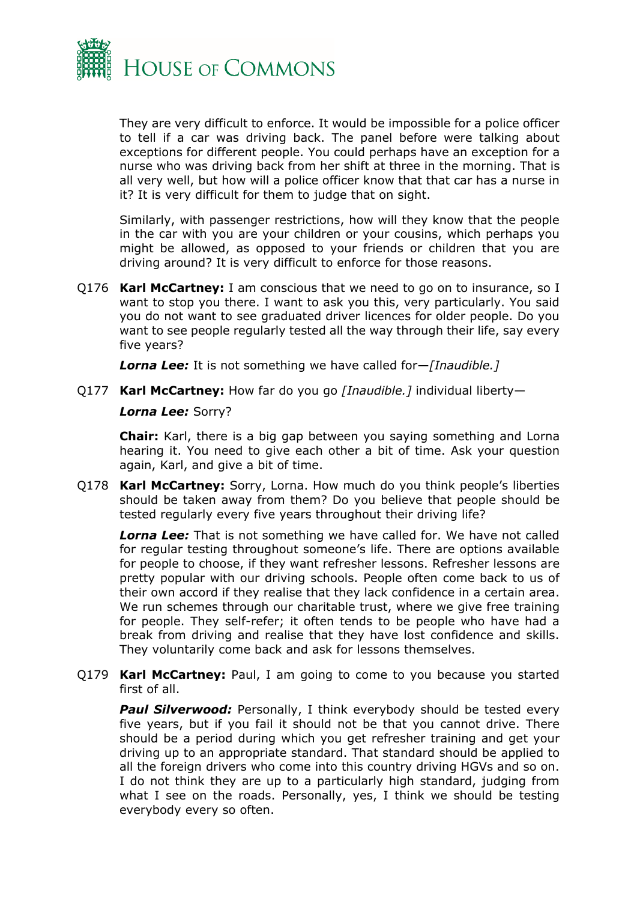They are very difficult to enforce. It would be impossible for a police officer to tell if a car was driving back. The panel before were talking about exceptions for different people. You could perhaps have an exception for a nurse who was driving back from her shift at three in the morning. That is all very well, but how will a police officer know that that car has a nurse in it? It is very difficult for them to judge that on sight.

Similarly, with passenger restrictions, how will they know that the people in the car with you are your children or your cousins, which perhaps you might be allowed, as opposed to your friends or children that you are driving around? It is very difficult to enforce for those reasons.

Q176 **Karl McCartney:** I am conscious that we need to go on to insurance, so I want to stop you there. I want to ask you this, very particularly. You said you do not want to see graduated driver licences for older people. Do you want to see people regularly tested all the way through their life, say every five years?

***Lorna Lee:*** It is not something we have called for—*[Inaudible.]*

Q177 **Karl McCartney:** How far do you go *[Inaudible.]* individual liberty—

***Lorna Lee:*** Sorry?

**Chair:** Karl, there is a big gap between you saying something and Lorna hearing it. You need to give each other a bit of time. Ask your question again, Karl, and give a bit of time.

Q178 **Karl McCartney:** Sorry, Lorna. How much do you think people's liberties should be taken away from them? Do you believe that people should be tested regularly every five years throughout their driving life?

***Lorna Lee:*** That is not something we have called for. We have not called for regular testing throughout someone's life. There are options available for people to choose, if they want refresher lessons. Refresher lessons are pretty popular with our driving schools. People often come back to us of their own accord if they realise that they lack confidence in a certain area. We run schemes through our charitable trust, where we give free training for people. They self-refer; it often tends to be people who have had a break from driving and realise that they have lost confidence and skills. They voluntarily come back and ask for lessons themselves.

Q179 **Karl McCartney:** Paul, I am going to come to you because you started first of all.

***Paul Silverwood:*** Personally, I think everybody should be tested every five years, but if you fail it should not be that you cannot drive. There should be a period during which you get refresher training and get your driving up to an appropriate standard. That standard should be applied to all the foreign drivers who come into this country driving HGVs and so on. I do not think they are up to a particularly high standard, judging from what I see on the roads. Personally, yes, I think we should be testing everybody every so often.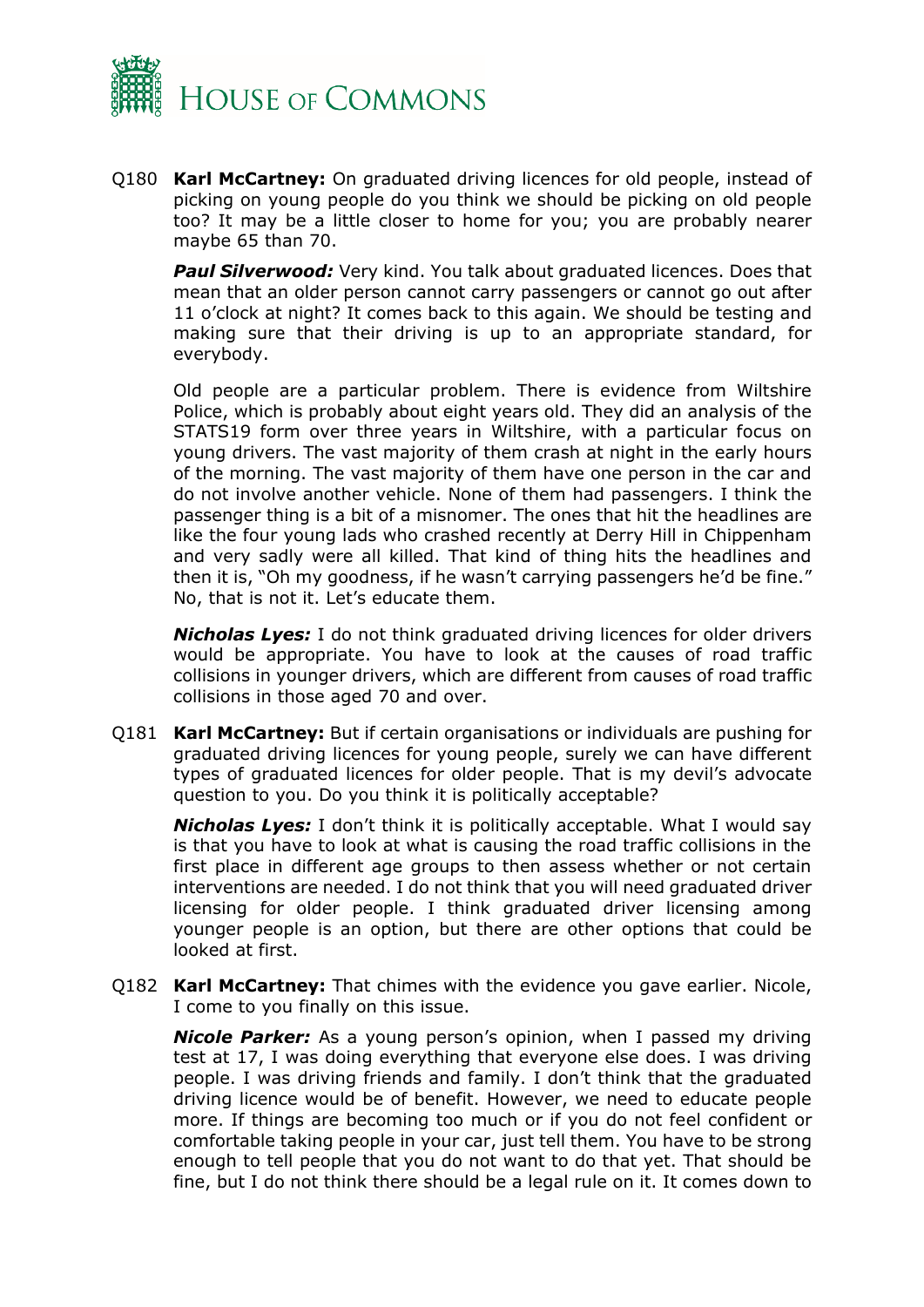Q180 **Karl McCartney:** On graduated driving licences for old people, instead of picking on young people do you think we should be picking on old people too? It may be a little closer to home for you; you are probably nearer maybe 65 than 70.

***Paul Silverwood:*** Very kind. You talk about graduated licences. Does that mean that an older person cannot carry passengers or cannot go out after 11 o'clock at night? It comes back to this again. We should be testing and making sure that their driving is up to an appropriate standard, for everybody.

Old people are a particular problem. There is evidence from Wiltshire Police, which is probably about eight years old. They did an analysis of the STATS19 form over three years in Wiltshire, with a particular focus on young drivers. The vast majority of them crash at night in the early hours of the morning. The vast majority of them have one person in the car and do not involve another vehicle. None of them had passengers. I think the passenger thing is a bit of a misnomer. The ones that hit the headlines are like the four young lads who crashed recently at Derry Hill in Chippenham and very sadly were all killed. That kind of thing hits the headlines and then it is, "Oh my goodness, if he wasn't carrying passengers he'd be fine." No, that is not it. Let's educate them.

***Nicholas Lyes:*** I do not think graduated driving licences for older drivers would be appropriate. You have to look at the causes of road traffic collisions in younger drivers, which are different from causes of road traffic collisions in those aged 70 and over.

Q181 **Karl McCartney:** But if certain organisations or individuals are pushing for graduated driving licences for young people, surely we can have different types of graduated licences for older people. That is my devil's advocate question to you. Do you think it is politically acceptable?

***Nicholas Lyes:*** I don't think it is politically acceptable. What I would say is that you have to look at what is causing the road traffic collisions in the first place in different age groups to then assess whether or not certain interventions are needed. I do not think that you will need graduated driver licensing for older people. I think graduated driver licensing among younger people is an option, but there are other options that could be looked at first.

Q182 **Karl McCartney:** That chimes with the evidence you gave earlier. Nicole, I come to you finally on this issue.

***Nicole Parker:*** As a young person's opinion, when I passed my driving test at 17, I was doing everything that everyone else does. I was driving people. I was driving friends and family. I don't think that the graduated driving licence would be of benefit. However, we need to educate people more. If things are becoming too much or if you do not feel confident or comfortable taking people in your car, just tell them. You have to be strong enough to tell people that you do not want to do that yet. That should be fine, but I do not think there should be a legal rule on it. It comes down to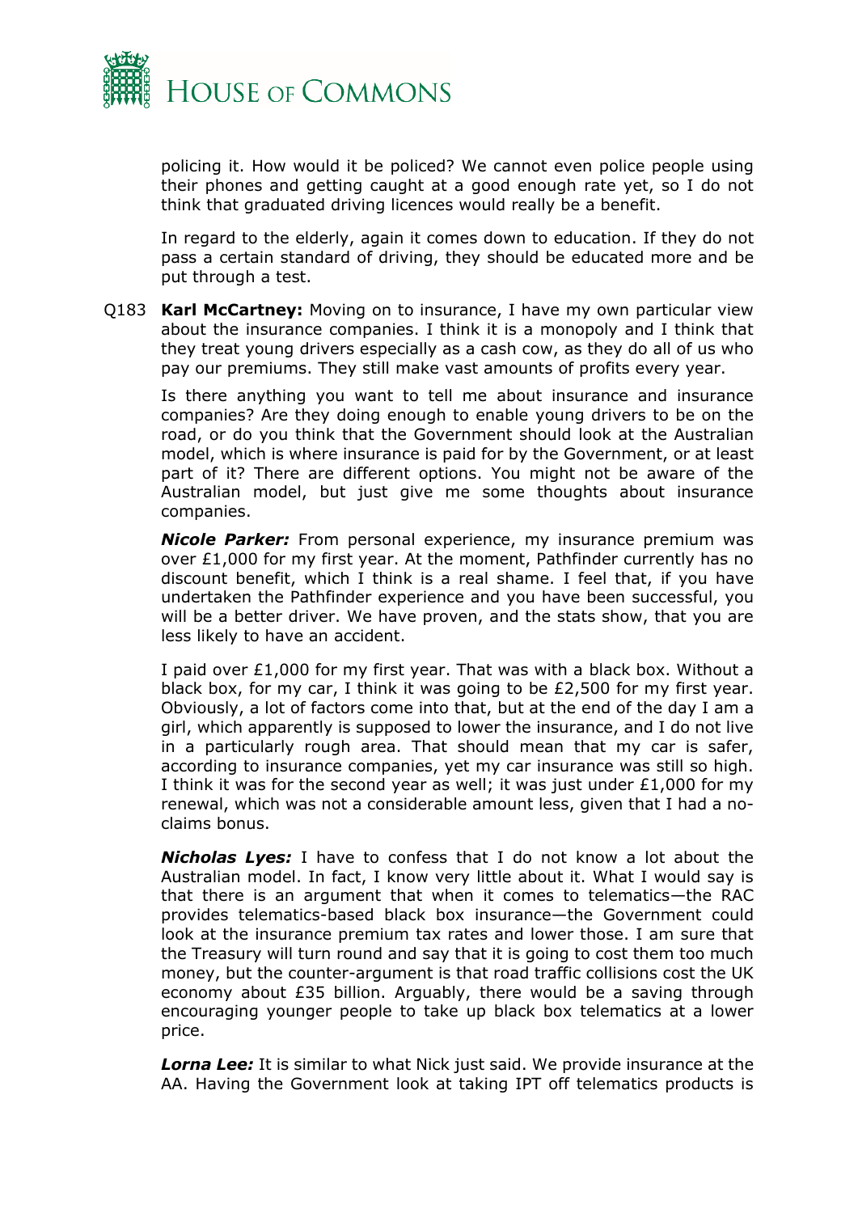policing it. How would it be policed? We cannot even police people using their phones and getting caught at a good enough rate yet, so I do not think that graduated driving licences would really be a benefit.

In regard to the elderly, again it comes down to education. If they do not pass a certain standard of driving, they should be educated more and be put through a test.

Q183 **Karl McCartney:** Moving on to insurance, I have my own particular view about the insurance companies. I think it is a monopoly and I think that they treat young drivers especially as a cash cow, as they do all of us who pay our premiums. They still make vast amounts of profits every year.

Is there anything you want to tell me about insurance and insurance companies? Are they doing enough to enable young drivers to be on the road, or do you think that the Government should look at the Australian model, which is where insurance is paid for by the Government, or at least part of it? There are different options. You might not be aware of the Australian model, but just give me some thoughts about insurance companies.

***Nicole Parker:*** From personal experience, my insurance premium was over £1,000 for my first year. At the moment, Pathfinder currently has no discount benefit, which I think is a real shame. I feel that, if you have undertaken the Pathfinder experience and you have been successful, you will be a better driver. We have proven, and the stats show, that you are less likely to have an accident.

I paid over £1,000 for my first year. That was with a black box. Without a black box, for my car, I think it was going to be £2,500 for my first year. Obviously, a lot of factors come into that, but at the end of the day I am a girl, which apparently is supposed to lower the insurance, and I do not live in a particularly rough area. That should mean that my car is safer, according to insurance companies, yet my car insurance was still so high. I think it was for the second year as well; it was just under £1,000 for my renewal, which was not a considerable amount less, given that I had a no-claims bonus.

***Nicholas Lyes:*** I have to confess that I do not know a lot about the Australian model. In fact, I know very little about it. What I would say is that there is an argument that when it comes to telematics—the RAC provides telematics-based black box insurance—the Government could look at the insurance premium tax rates and lower those. I am sure that the Treasury will turn round and say that it is going to cost them too much money, but the counter-argument is that road traffic collisions cost the UK economy about £35 billion. Arguably, there would be a saving through encouraging younger people to take up black box telematics at a lower price.

***Lorna Lee:*** It is similar to what Nick just said. We provide insurance at the AA. Having the Government look at taking IPT off telematics products is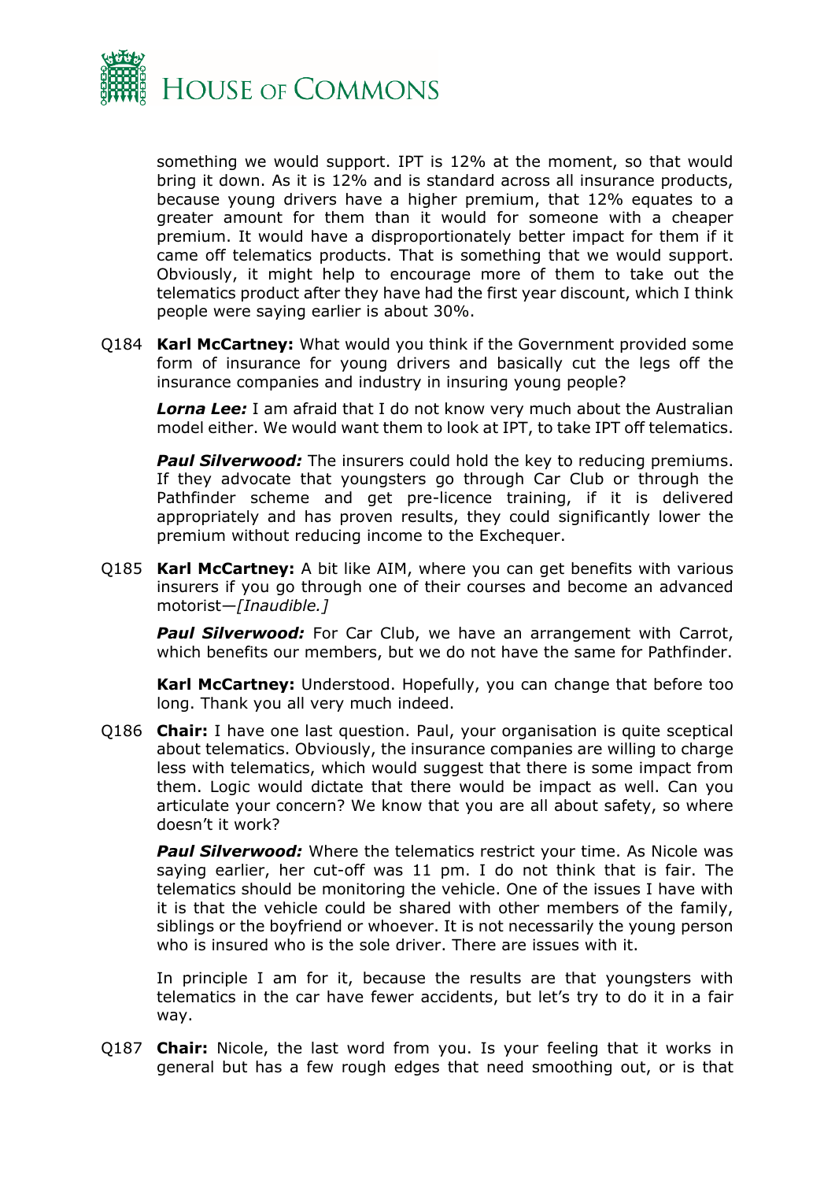something we would support. IPT is 12% at the moment, so that would bring it down. As it is 12% and is standard across all insurance products, because young drivers have a higher premium, that 12% equates to a greater amount for them than it would for someone with a cheaper premium. It would have a disproportionately better impact for them if it came off telematics products. That is something that we would support. Obviously, it might help to encourage more of them to take out the telematics product after they have had the first year discount, which I think people were saying earlier is about 30%.

Q184 **Karl McCartney:** What would you think if the Government provided some form of insurance for young drivers and basically cut the legs off the insurance companies and industry in insuring young people?

***Lorna Lee:*** I am afraid that I do not know very much about the Australian model either. We would want them to look at IPT, to take IPT off telematics.

***Paul Silverwood:*** The insurers could hold the key to reducing premiums. If they advocate that youngsters go through Car Club or through the Pathfinder scheme and get pre-licence training, if it is delivered appropriately and has proven results, they could significantly lower the premium without reducing income to the Exchequer.

Q185 **Karl McCartney:** A bit like AIM, where you can get benefits with various insurers if you go through one of their courses and become an advanced motorist—*[Inaudible.]*

***Paul Silverwood:*** For Car Club, we have an arrangement with Carrot, which benefits our members, but we do not have the same for Pathfinder.

**Karl McCartney:** Understood. Hopefully, you can change that before too long. Thank you all very much indeed.

Q186 **Chair:** I have one last question. Paul, your organisation is quite sceptical about telematics. Obviously, the insurance companies are willing to charge less with telematics, which would suggest that there is some impact from them. Logic would dictate that there would be impact as well. Can you articulate your concern? We know that you are all about safety, so where doesn't it work?

***Paul Silverwood:*** Where the telematics restrict your time. As Nicole was saying earlier, her cut-off was 11 pm. I do not think that is fair. The telematics should be monitoring the vehicle. One of the issues I have with it is that the vehicle could be shared with other members of the family, siblings or the boyfriend or whoever. It is not necessarily the young person who is insured who is the sole driver. There are issues with it.

In principle I am for it, because the results are that youngsters with telematics in the car have fewer accidents, but let's try to do it in a fair way.

Q187 **Chair:** Nicole, the last word from you. Is your feeling that it works in general but has a few rough edges that need smoothing out, or is that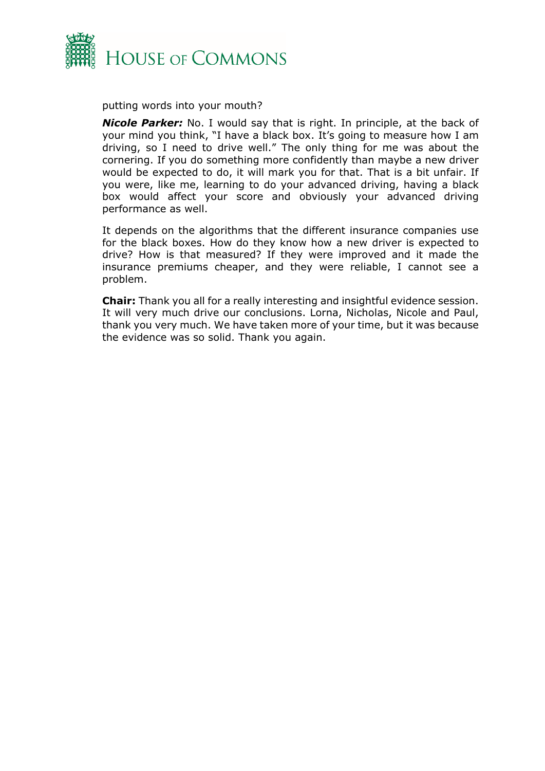putting words into your mouth?

***Nicole Parker:*** No. I would say that is right. In principle, at the back of your mind you think, "I have a black box. It's going to measure how I am driving, so I need to drive well." The only thing for me was about the cornering. If you do something more confidently than maybe a new driver would be expected to do, it will mark you for that. That is a bit unfair. If you were, like me, learning to do your advanced driving, having a black box would affect your score and obviously your advanced driving performance as well.

It depends on the algorithms that the different insurance companies use for the black boxes. How do they know how a new driver is expected to drive? How is that measured? If they were improved and it made the insurance premiums cheaper, and they were reliable, I cannot see a problem.

**Chair:** Thank you all for a really interesting and insightful evidence session. It will very much drive our conclusions. Lorna, Nicholas, Nicole and Paul, thank you very much. We have taken more of your time, but it was because the evidence was so solid. Thank you again.